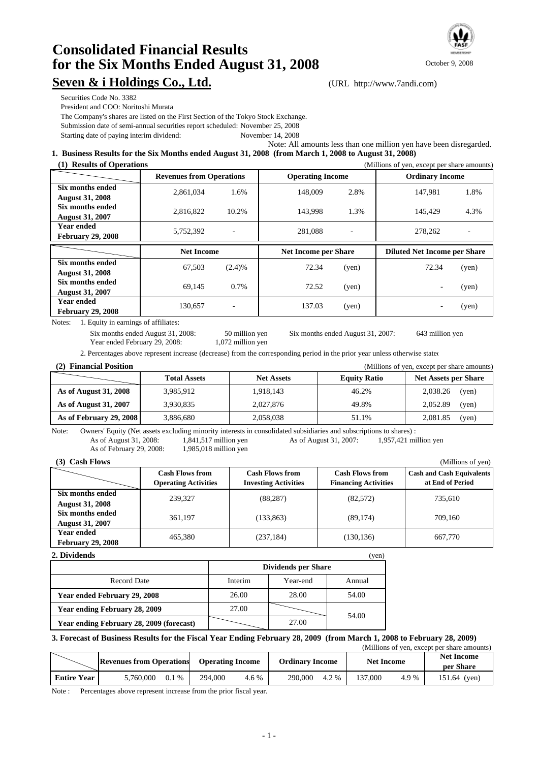# Consolidated Financial Results for the Six Months Ended August 31, 2008

October 9, 2008

## Seven & i Holdings Co., Ltd.

(URL http://www.7andi.com)

Securities Code No. 3382
President and COO: Noritoshi Murata
The Company's shares are listed on the First Section of the Tokyo Stock Exchange.
Submission date of semi-annual securities report scheduled: November 25, 2008
Starting date of paying interim dividend: November 14, 2008

Note: All amounts less than one million yen have been disregarded.

### 1. Business Results for the Six Months ended August 31, 2008 (from March 1, 2008 to August 31, 2008)

**(1) Results of Operations** (Millions of yen, except per share amounts)

| | Revenues from Operations | | Operating Income | | Ordinary Income | |
|---|---|---|---|---|---|---|
| **Six months ended August 31, 2008** | 2,861,034 | 1.6% | 148,009 | 2.8% | 147,981 | 1.8% |
| **Six months ended August 31, 2007** | 2,816,822 | 10.2% | 143,998 | 1.3% | 145,429 | 4.3% |
| **Year ended February 29, 2008** | 5,752,392 | - | 281,088 | - | 278,262 | - |

| | Net Income | | Net Income per Share | | Diluted Net Income per Share | |
|---|---|---|---|---|---|---|
| **Six months ended August 31, 2008** | 67,503 | (2.4)% | 72.34 | (yen) | 72.34 | (yen) |
| **Six months ended August 31, 2007** | 69,145 | 0.7% | 72.52 | (yen) | - | (yen) |
| **Year ended February 29, 2008** | 130,657 | - | 137.03 | (yen) | - | (yen) |

Notes: 1. Equity in earnings of affiliates:
Six months ended August 31, 2008: 50 million yen Six months ended August 31, 2007: 643 million yen
Year ended February 29, 2008: 1,072 million yen

2. Percentages above represent increase (decrease) from the corresponding period in the prior year unless otherwise stated

**(2) Financial Position** (Millions of yen, except per share amounts)

| | Total Assets | Net Assets | Equity Ratio | Net Assets per Share |
|---|---|---|---|---|
| **As of August 31, 2008** | 3,985,912 | 1,918,143 | 46.2% | 2,038.26 (yen) |
| **As of August 31, 2007** | 3,930,835 | 2,027,876 | 49.8% | 2,052.89 (yen) |
| **As of February 29, 2008** | 3,886,680 | 2,058,038 | 51.1% | 2,081.85 (yen) |

Note: Owners' Equity (Net assets excluding minority interests in consolidated subsidiaries and subscriptions to shares) :
As of August 31, 2008: 1,841,517 million yen As of August 31, 2007: 1,957,421 million yen
As of February 29, 2008: 1,985,018 million yen

**(3) Cash Flows** (Millions of yen)

| | Cash Flows from Operating Activities | Cash Flows from Investing Activities | Cash Flows from Financing Activities | Cash and Cash Equivalents at End of Period |
|---|---|---|---|---|
| **Six months ended August 31, 2008** | 239,327 | (88,287) | (82,572) | 735,610 |
| **Six months ended August 31, 2007** | 361,197 | (133,863) | (89,174) | 709,160 |
| **Year ended February 29, 2008** | 465,380 | (237,184) | (130,136) | 667,770 |

### 2. Dividends

(yen)

| | Dividends per Share | | |
|---|---|---|---|
| Record Date | Interim | Year-end | Annual |
| **Year ended February 29, 2008** | 26.00 | 28.00 | 54.00 |
| **Year ending February 28, 2009** | 27.00 | | 54.00 |
| **Year ending February 28, 2009 (forecast)** | | 27.00 | |

### 3. Forecast of Business Results for the Fiscal Year Ending February 28, 2009 (from March 1, 2008 to February 28, 2009)

(Millions of yen, except per share amounts)

| | Revenues from Operations | | Operating Income | | Ordinary Income | | Net Income | | Net Income per Share |
|---|---|---|---|---|---|---|---|---|---|
| **Entire Year** | 5,760,000 | 0.1 % | 294,000 | 4.6 % | 290,000 | 4.2 % | 137,000 | 4.9 % | 151.64 (yen) |

Note : Percentages above represent increase from the prior fiscal year.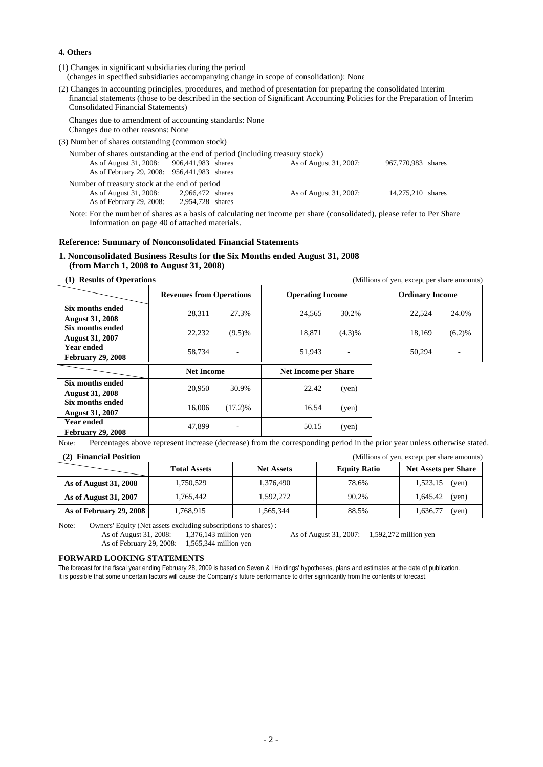**4. Others**

(1) Changes in significant subsidiaries during the period
(changes in specified subsidiaries accompanying change in scope of consolidation): None

(2) Changes in accounting principles, procedures, and method of presentation for preparing the consolidated interim financial statements (those to be described in the section of Significant Accounting Policies for the Preparation of Interim Consolidated Financial Statements)

Changes due to amendment of accounting standards: None
Changes due to other reasons: None

(3) Number of shares outstanding (common stock)

Number of shares outstanding at the end of period (including treasury stock)

| | | | |
|---|---|---|---|
| As of August 31, 2008: | 906,441,983 shares | As of August 31, 2007: | 967,770,983 shares |
| As of February 29, 2008: | 956,441,983 shares | | |

Number of treasury stock at the end of period

| | | | |
|---|---|---|---|
| As of August 31, 2008: | 2,966,472 shares | As of August 31, 2007: | 14,275,210 shares |
| As of February 29, 2008: | 2,954,728 shares | | |

Note: For the number of shares as a basis of calculating net income per share (consolidated), please refer to Per Share Information on page 40 of attached materials.

**Reference: Summary of Nonconsolidated Financial Statements**

**1. Nonconsolidated Business Results for the Six Months ended August 31, 2008 (from March 1, 2008 to August 31, 2008)**

**(1) Results of Operations** (Millions of yen, except per share amounts)

| | Revenues from Operations | | Operating Income | | Ordinary Income | |
|---|---|---|---|---|---|---|
| **Six months ended August 31, 2008** | 28,311 | 27.3% | 24,565 | 30.2% | 22,524 | 24.0% |
| **Six months ended August 31, 2007** | 22,232 | (9.5)% | 18,871 | (4.3)% | 18,169 | (6.2)% |
| **Year ended February 29, 2008** | 58,734 | - | 51,943 | - | 50,294 | - |

| | Net Income | | Net Income per Share | |
|---|---|---|---|---|
| **Six months ended August 31, 2008** | 20,950 | 30.9% | 22.42 | (yen) |
| **Six months ended August 31, 2007** | 16,006 | (17.2)% | 16.54 | (yen) |
| **Year ended February 29, 2008** | 47,899 | - | 50.15 | (yen) |

Note: Percentages above represent increase (decrease) from the corresponding period in the prior year unless otherwise stated.

**(2) Financial Position** (Millions of yen, except per share amounts)

| | Total Assets | Net Assets | Equity Ratio | Net Assets per Share |
|---|---|---|---|---|
| **As of August 31, 2008** | 1,750,529 | 1,376,490 | 78.6% | 1,523.15 (yen) |
| **As of August 31, 2007** | 1,765,442 | 1,592,272 | 90.2% | 1,645.42 (yen) |
| **As of February 29, 2008** | 1,768,915 | 1,565,344 | 88.5% | 1,636.77 (yen) |

Note: Owners' Equity (Net assets excluding subscriptions to shares) :
As of August 31, 2008: 1,376,143 million yen
As of August 31, 2007: 1,592,272 million yen
As of February 29, 2008: 1,565,344 million yen

**FORWARD LOOKING STATEMENTS**

The forecast for the fiscal year ending February 28, 2009 is based on Seven & i Holdings' hypotheses, plans and estimates at the date of publication. It is possible that some uncertain factors will cause the Company's future performance to differ significantly from the contents of forecast.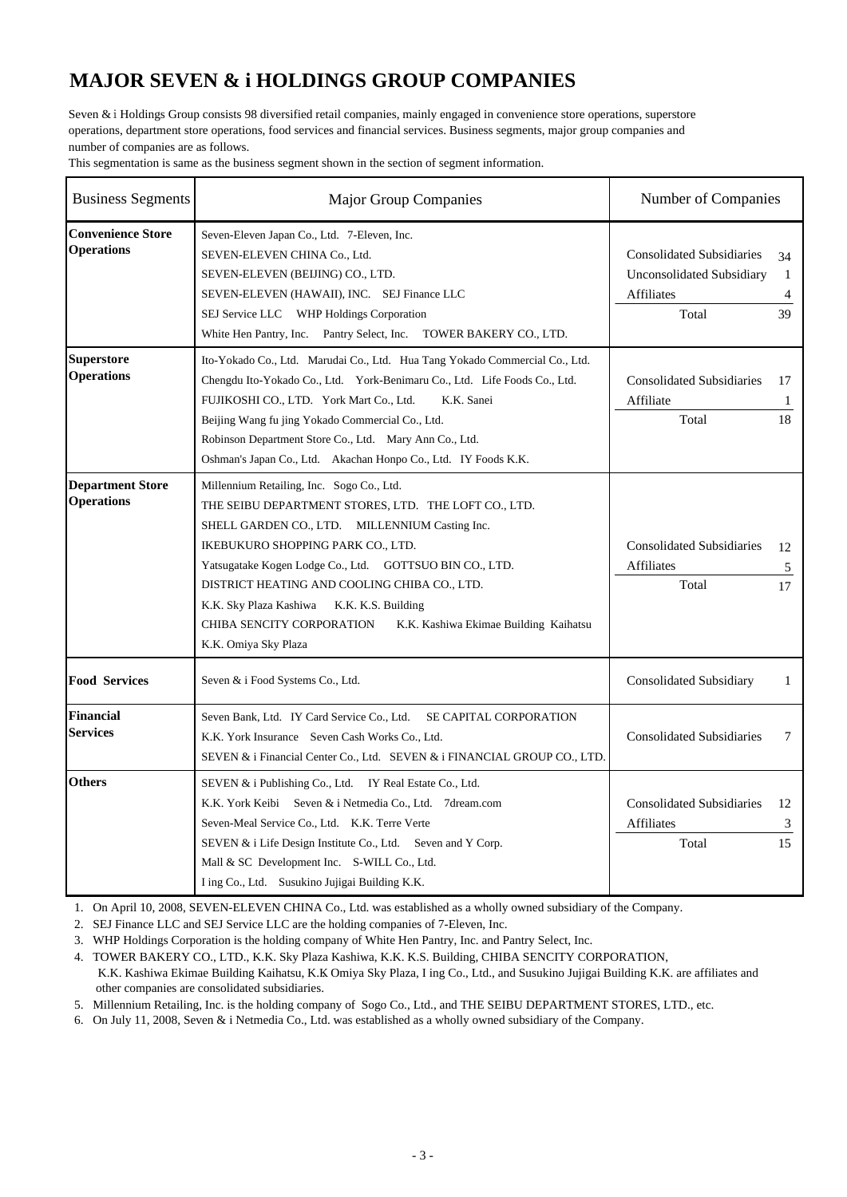# MAJOR SEVEN & i HOLDINGS GROUP COMPANIES

Seven & i Holdings Group consists 98 diversified retail companies, mainly engaged in convenience store operations, superstore operations, department store operations, food services and financial services. Business segments, major group companies and number of companies are as follows.

This segmentation is same as the business segment shown in the section of segment information.

| Business Segments | Major Group Companies | Number of Companies |
|---|---|---|
| **Convenience Store Operations** | Seven-Eleven Japan Co., Ltd. 7-Eleven, Inc.<br>SEVEN-ELEVEN CHINA Co., Ltd.<br>SEVEN-ELEVEN (BEIJING) CO., LTD.<br>SEVEN-ELEVEN (HAWAII), INC. SEJ Finance LLC<br>SEJ Service LLC WHP Holdings Corporation<br>White Hen Pantry, Inc. Pantry Select, Inc. TOWER BAKERY CO., LTD. | Consolidated Subsidiaries 34<br>Unconsolidated Subsidiary 1<br>Affiliates 4<br>Total 39 |
| **Superstore Operations** | Ito-Yokado Co., Ltd. Marudai Co., Ltd. Hua Tang Yokado Commercial Co., Ltd.<br>Chengdu Ito-Yokado Co., Ltd. York-Benimaru Co., Ltd. Life Foods Co., Ltd.<br>FUJIKOSHI CO., LTD. York Mart Co., Ltd. K.K. Sanei<br>Beijing Wang fu jing Yokado Commercial Co., Ltd.<br>Robinson Department Store Co., Ltd. Mary Ann Co., Ltd.<br>Oshman's Japan Co., Ltd. Akachan Honpo Co., Ltd. IY Foods K.K. | Consolidated Subsidiaries 17<br>Affiliate 1<br>Total 18 |
| **Department Store Operations** | Millennium Retailing, Inc. Sogo Co., Ltd.<br>THE SEIBU DEPARTMENT STORES, LTD. THE LOFT CO., LTD.<br>SHELL GARDEN CO., LTD. MILLENNIUM Casting Inc.<br>IKEBUKURO SHOPPING PARK CO., LTD.<br>Yatsugatake Kogen Lodge Co., Ltd. GOTTSUO BIN CO., LTD.<br>DISTRICT HEATING AND COOLING CHIBA CO., LTD.<br>K.K. Sky Plaza Kashiwa K.K. K.S. Building<br>CHIBA SENCITY CORPORATION K.K. Kashiwa Ekimae Building Kaihatsu<br>K.K. Omiya Sky Plaza | Consolidated Subsidiaries 12<br>Affiliates 5<br>Total 17 |
| **Food Services** | Seven & i Food Systems Co., Ltd. | Consolidated Subsidiary 1 |
| **Financial Services** | Seven Bank, Ltd. IY Card Service Co., Ltd. SE CAPITAL CORPORATION<br>K.K. York Insurance Seven Cash Works Co., Ltd.<br>SEVEN & i Financial Center Co., Ltd. SEVEN & i FINANCIAL GROUP CO., LTD. | Consolidated Subsidiaries 7 |
| **Others** | SEVEN & i Publishing Co., Ltd. IY Real Estate Co., Ltd.<br>K.K. York Keibi Seven & i Netmedia Co., Ltd. 7dream.com<br>Seven-Meal Service Co., Ltd. K.K. Terre Verte<br>SEVEN & i Life Design Institute Co., Ltd. Seven and Y Corp.<br>Mall & SC Development Inc. S-WILL Co., Ltd.<br>I ing Co., Ltd. Susukino Jujigai Building K.K. | Consolidated Subsidiaries 12<br>Affiliates 3<br>Total 15 |

1. On April 10, 2008, SEVEN-ELEVEN CHINA Co., Ltd. was established as a wholly owned subsidiary of the Company.
2. SEJ Finance LLC and SEJ Service LLC are the holding companies of 7-Eleven, Inc.
3. WHP Holdings Corporation is the holding company of White Hen Pantry, Inc. and Pantry Select, Inc.
4. TOWER BAKERY CO., LTD., K.K. Sky Plaza Kashiwa, K.K. K.S. Building, CHIBA SENCITY CORPORATION, K.K. Kashiwa Ekimae Building Kaihatsu, K.K Omiya Sky Plaza, I ing Co., Ltd., and Susukino Jujigai Building K.K. are affiliates and other companies are consolidated subsidiaries.
5. Millennium Retailing, Inc. is the holding company of Sogo Co., Ltd., and THE SEIBU DEPARTMENT STORES, LTD., etc.
6. On July 11, 2008, Seven & i Netmedia Co., Ltd. was established as a wholly owned subsidiary of the Company.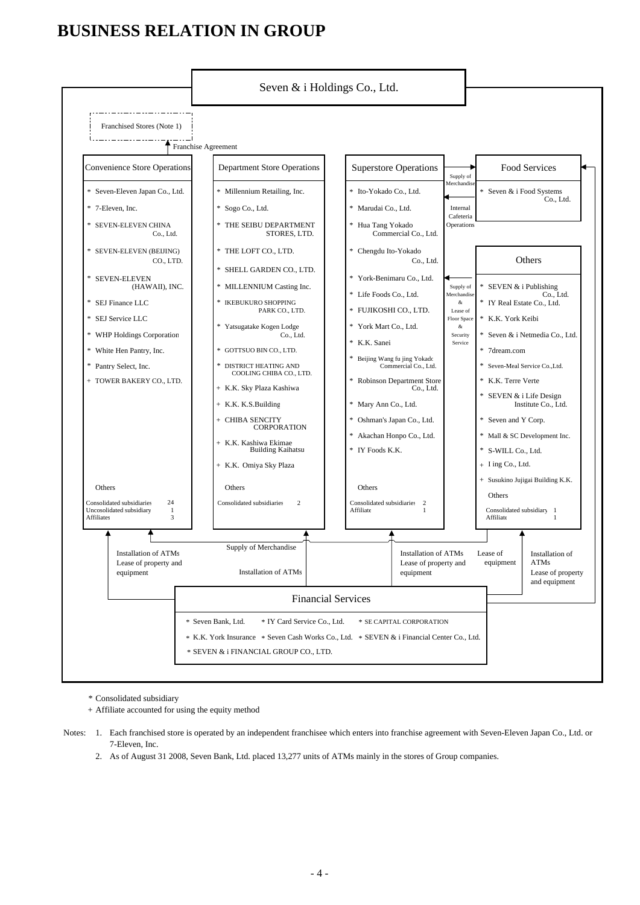# BUSINESS RELATION IN GROUP

Seven & i Holdings Co., Ltd.

Franchised Stores (Note 1)

Franchise Agreement

## Convenience Store Operations

- \* Seven-Eleven Japan Co., Ltd.
- \* 7-Eleven, Inc.
- \* SEVEN-ELEVEN CHINA Co., Ltd.
- \* SEVEN-ELEVEN (BEIJING) CO., LTD.
- \* SEVEN-ELEVEN (HAWAII), INC.
- \* SEJ Finance LLC
- \* SEJ Service LLC
- \* WHP Holdings Corporation
- \* White Hen Pantry, Inc.
- \* Pantry Select, Inc.
- \+ TOWER BAKERY CO., LTD.

Others

Consolidated subsidiaries 24
Uncosolidated subsidiary 1
Affiliates 3

## Department Store Operations

- \* Millennium Retailing, Inc.
- \* Sogo Co., Ltd.
- \* THE SEIBU DEPARTMENT STORES, LTD.
- \* THE LOFT CO., LTD.
- \* SHELL GARDEN CO., LTD.
- \* MILLENNIUM Casting Inc.
- \* IKEBUKURO SHOPPING PARK CO., LTD.
- \* Yatsugatake Kogen Lodge Co., Ltd.
- \* GOTTSUO BIN CO., LTD.
- \* DISTRICT HEATING AND COOLING CHIBA CO., LTD.
- \+ K.K. Sky Plaza Kashiwa
- \+ K.K. K.S.Building
- \+ CHIBA SENCITY CORPORATION
- \+ K.K. Kashiwa Ekimae Building Kaihatsu
- \+ K.K. Omiya Sky Plaza

Others

Consolidated subsidiaries 2

## Superstore Operations

- \* Ito-Yokado Co., Ltd.
- \* Marudai Co., Ltd.
- \* Hua Tang Yokado Commercial Co., Ltd.
- \* Chengdu Ito-Yokado Co., Ltd.
- \* York-Benimaru Co., Ltd.
- \* Life Foods Co., Ltd.
- \* FUJIKOSHI CO., LTD.
- \* York Mart Co., Ltd.
- \* K.K. Sanei
- \* Beijing Wang fu jing Yokado Commercial Co., Ltd.
- \* Robinson Department Store Co., Ltd.
- \* Mary Ann Co., Ltd.
- \* Oshman's Japan Co., Ltd.
- \* Akachan Honpo Co., Ltd.
- \* IY Foods K.K.

Others

Consolidated subsidiaries 2
Affiliate 1

Supply of Merchandise

Internal Cafeteria Operations

## Food Services

- \* Seven & i Food Systems Co., Ltd.

Supply of Merchandise & Lease of Floor Space & Security Service

## Others

- \* SEVEN & i Publishing Co., Ltd.
- \* IY Real Estate Co., Ltd.
- \* K.K. York Keibi
- \* Seven & i Netmedia Co., Ltd.
- \* 7dream.com
- \* Seven-Meal Service Co.,Ltd.
- \* K.K. Terre Verte
- \* SEVEN & i Life Design Institute Co., Ltd.
- \* Seven and Y Corp.
- \* Mall & SC Development Inc.
- \* S-WILL Co., Ltd.
- \+ I ing Co., Ltd.
- \+ Susukino Jujigai Building K.K.

Others

Consolidated subsidiary 1
Affiliate 1

Installation of ATMs
Lease of property and equipment

Supply of Merchandise

Installation of ATMs

Installation of ATMs
Lease of property and equipment

Lease of equipment

Installation of ATMs
Lease of property and equipment

## Financial Services

- \* Seven Bank, Ltd.
- \* IY Card Service Co., Ltd.
- \* SE CAPITAL CORPORATION
- \* K.K. York Insurance
- \* Seven Cash Works Co., Ltd.
- \* SEVEN & i Financial Center Co., Ltd.
- \* SEVEN & i FINANCIAL GROUP CO., LTD.

\* Consolidated subsidiary
\+ Affiliate accounted for using the equity method

Notes:
1. Each franchised store is operated by an independent franchisee which enters into franchise agreement with Seven-Eleven Japan Co., Ltd. or 7-Eleven, Inc.
2. As of August 31 2008, Seven Bank, Ltd. placed 13,277 units of ATMs mainly in the stores of Group companies.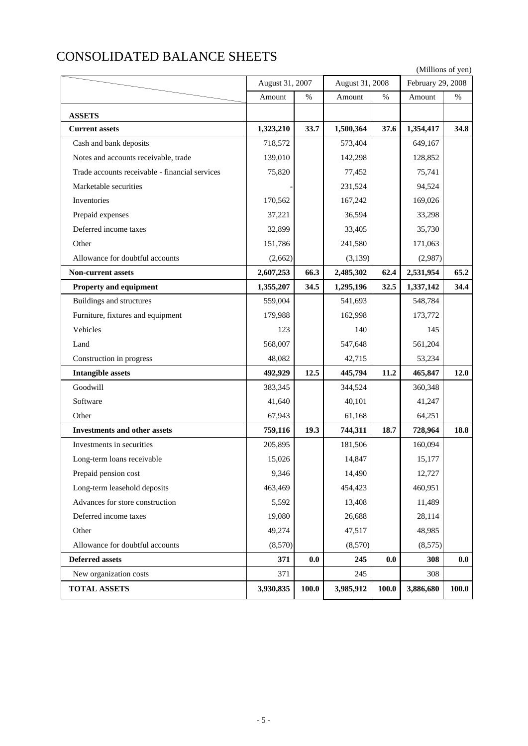# CONSOLIDATED BALANCE SHEETS

(Millions of yen)

| | August 31, 2007 | | August 31, 2008 | | February 29, 2008 | |
|---|---|---|---|---|---|---|
| | Amount | % | Amount | % | Amount | % |
| **ASSETS** | | | | | | |
| **Current assets** | **1,323,210** | **33.7** | **1,500,364** | **37.6** | **1,354,417** | **34.8** |
| Cash and bank deposits | 718,572 | | 573,404 | | 649,167 | |
| Notes and accounts receivable, trade | 139,010 | | 142,298 | | 128,852 | |
| Trade accounts receivable - financial services | 75,820 | | 77,452 | | 75,741 | |
| Marketable securities | - | | 231,524 | | 94,524 | |
| Inventories | 170,562 | | 167,242 | | 169,026 | |
| Prepaid expenses | 37,221 | | 36,594 | | 33,298 | |
| Deferred income taxes | 32,899 | | 33,405 | | 35,730 | |
| Other | 151,786 | | 241,580 | | 171,063 | |
| Allowance for doubtful accounts | (2,662) | | (3,139) | | (2,987) | |
| **Non-current assets** | **2,607,253** | **66.3** | **2,485,302** | **62.4** | **2,531,954** | **65.2** |
| **Property and equipment** | **1,355,207** | **34.5** | **1,295,196** | **32.5** | **1,337,142** | **34.4** |
| Buildings and structures | 559,004 | | 541,693 | | 548,784 | |
| Furniture, fixtures and equipment | 179,988 | | 162,998 | | 173,772 | |
| Vehicles | 123 | | 140 | | 145 | |
| Land | 568,007 | | 547,648 | | 561,204 | |
| Construction in progress | 48,082 | | 42,715 | | 53,234 | |
| **Intangible assets** | **492,929** | **12.5** | **445,794** | **11.2** | **465,847** | **12.0** |
| Goodwill | 383,345 | | 344,524 | | 360,348 | |
| Software | 41,640 | | 40,101 | | 41,247 | |
| Other | 67,943 | | 61,168 | | 64,251 | |
| **Investments and other assets** | **759,116** | **19.3** | **744,311** | **18.7** | **728,964** | **18.8** |
| Investments in securities | 205,895 | | 181,506 | | 160,094 | |
| Long-term loans receivable | 15,026 | | 14,847 | | 15,177 | |
| Prepaid pension cost | 9,346 | | 14,490 | | 12,727 | |
| Long-term leasehold deposits | 463,469 | | 454,423 | | 460,951 | |
| Advances for store construction | 5,592 | | 13,408 | | 11,489 | |
| Deferred income taxes | 19,080 | | 26,688 | | 28,114 | |
| Other | 49,274 | | 47,517 | | 48,985 | |
| Allowance for doubtful accounts | (8,570) | | (8,570) | | (8,575) | |
| **Deferred assets** | **371** | **0.0** | **245** | **0.0** | **308** | **0.0** |
| New organization costs | 371 | | 245 | | 308 | |
| **TOTAL ASSETS** | **3,930,835** | **100.0** | **3,985,912** | **100.0** | **3,886,680** | **100.0** |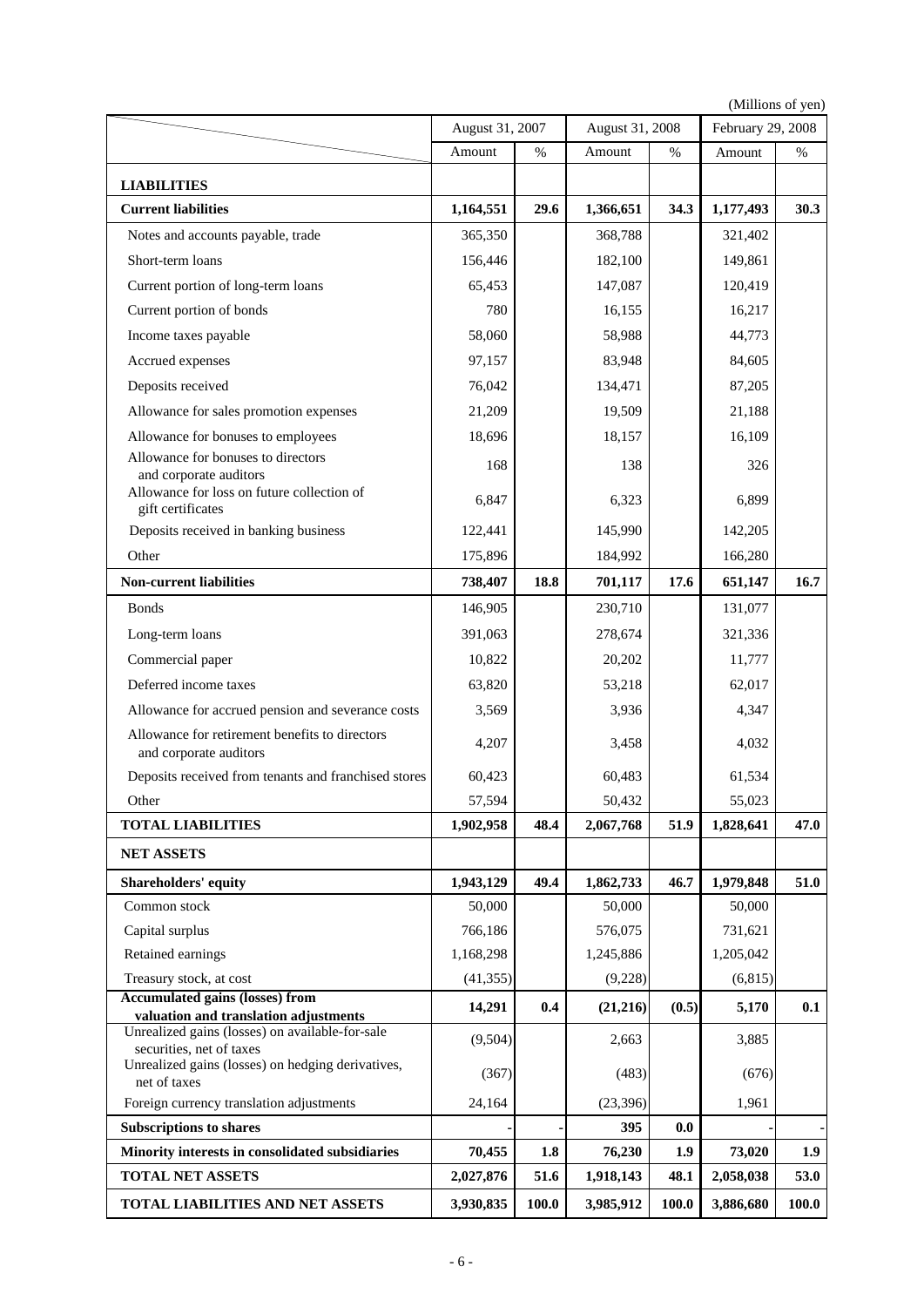(Millions of yen)

| | August 31, 2007 | | August 31, 2008 | | February 29, 2008 | |
|---|---|---|---|---|---|---|
| | Amount | % | Amount | % | Amount | % |
| **LIABILITIES** | | | | | | |
| **Current liabilities** | **1,164,551** | **29.6** | **1,366,651** | **34.3** | **1,177,493** | **30.3** |
| Notes and accounts payable, trade | 365,350 | | 368,788 | | 321,402 | |
| Short-term loans | 156,446 | | 182,100 | | 149,861 | |
| Current portion of long-term loans | 65,453 | | 147,087 | | 120,419 | |
| Current portion of bonds | 780 | | 16,155 | | 16,217 | |
| Income taxes payable | 58,060 | | 58,988 | | 44,773 | |
| Accrued expenses | 97,157 | | 83,948 | | 84,605 | |
| Deposits received | 76,042 | | 134,471 | | 87,205 | |
| Allowance for sales promotion expenses | 21,209 | | 19,509 | | 21,188 | |
| Allowance for bonuses to employees | 18,696 | | 18,157 | | 16,109 | |
| Allowance for bonuses to directors and corporate auditors | 168 | | 138 | | 326 | |
| Allowance for loss on future collection of gift certificates | 6,847 | | 6,323 | | 6,899 | |
| Deposits received in banking business | 122,441 | | 145,990 | | 142,205 | |
| Other | 175,896 | | 184,992 | | 166,280 | |
| **Non-current liabilities** | **738,407** | **18.8** | **701,117** | **17.6** | **651,147** | **16.7** |
| Bonds | 146,905 | | 230,710 | | 131,077 | |
| Long-term loans | 391,063 | | 278,674 | | 321,336 | |
| Commercial paper | 10,822 | | 20,202 | | 11,777 | |
| Deferred income taxes | 63,820 | | 53,218 | | 62,017 | |
| Allowance for accrued pension and severance costs | 3,569 | | 3,936 | | 4,347 | |
| Allowance for retirement benefits to directors and corporate auditors | 4,207 | | 3,458 | | 4,032 | |
| Deposits received from tenants and franchised stores | 60,423 | | 60,483 | | 61,534 | |
| Other | 57,594 | | 50,432 | | 55,023 | |
| **TOTAL LIABILITIES** | **1,902,958** | **48.4** | **2,067,768** | **51.9** | **1,828,641** | **47.0** |
| **NET ASSETS** | | | | | | |
| **Shareholders' equity** | **1,943,129** | **49.4** | **1,862,733** | **46.7** | **1,979,848** | **51.0** |
| Common stock | 50,000 | | 50,000 | | 50,000 | |
| Capital surplus | 766,186 | | 576,075 | | 731,621 | |
| Retained earnings | 1,168,298 | | 1,245,886 | | 1,205,042 | |
| Treasury stock, at cost | (41,355) | | (9,228) | | (6,815) | |
| **Accumulated gains (losses) from valuation and translation adjustments** | **14,291** | **0.4** | **(21,216)** | **(0.5)** | **5,170** | **0.1** |
| Unrealized gains (losses) on available-for-sale securities, net of taxes | (9,504) | | 2,663 | | 3,885 | |
| Unrealized gains (losses) on hedging derivatives, net of taxes | (367) | | (483) | | (676) | |
| Foreign currency translation adjustments | 24,164 | | (23,396) | | 1,961 | |
| **Subscriptions to shares** | **-** | **-** | **395** | **0.0** | **-** | **-** |
| **Minority interests in consolidated subsidiaries** | **70,455** | **1.8** | **76,230** | **1.9** | **73,020** | **1.9** |
| **TOTAL NET ASSETS** | **2,027,876** | **51.6** | **1,918,143** | **48.1** | **2,058,038** | **53.0** |
| **TOTAL LIABILITIES AND NET ASSETS** | **3,930,835** | **100.0** | **3,985,912** | **100.0** | **3,886,680** | **100.0** |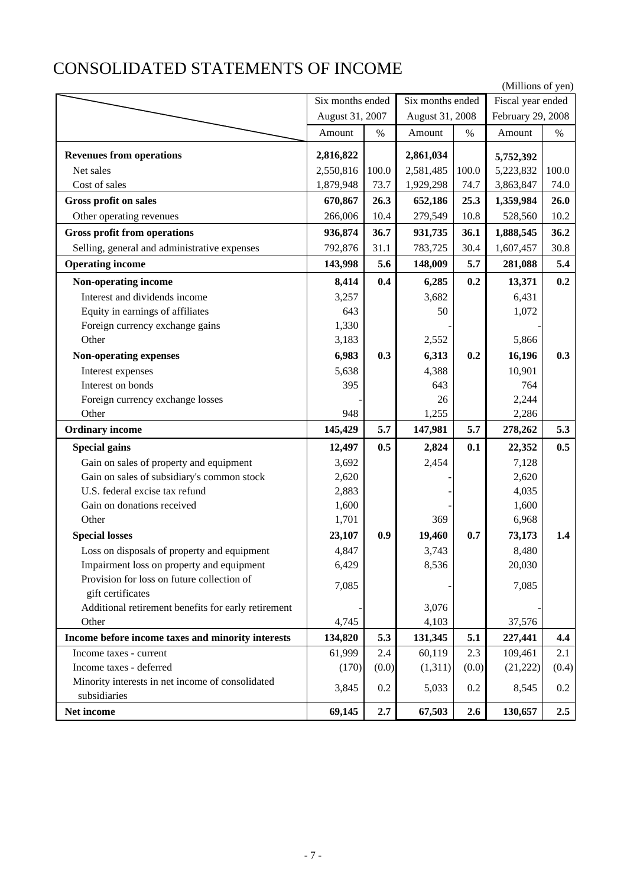# CONSOLIDATED STATEMENTS OF INCOME

(Millions of yen)

| | Six months ended August 31, 2007 | | Six months ended August 31, 2008 | | Fiscal year ended February 29, 2008 | |
|---|---|---|---|---|---|---|
| | Amount | % | Amount | % | Amount | % |
| **Revenues from operations** | **2,816,822** | | **2,861,034** | | **5,752,392** | |
| Net sales | 2,550,816 | 100.0 | 2,581,485 | 100.0 | 5,223,832 | 100.0 |
| Cost of sales | 1,879,948 | 73.7 | 1,929,298 | 74.7 | 3,863,847 | 74.0 |
| **Gross profit on sales** | **670,867** | **26.3** | **652,186** | **25.3** | **1,359,984** | **26.0** |
| Other operating revenues | 266,006 | 10.4 | 279,549 | 10.8 | 528,560 | 10.2 |
| **Gross profit from operations** | **936,874** | **36.7** | **931,735** | **36.1** | **1,888,545** | **36.2** |
| Selling, general and administrative expenses | 792,876 | 31.1 | 783,725 | 30.4 | 1,607,457 | 30.8 |
| **Operating income** | **143,998** | **5.6** | **148,009** | **5.7** | **281,088** | **5.4** |
| **Non-operating income** | **8,414** | **0.4** | **6,285** | **0.2** | **13,371** | **0.2** |
| Interest and dividends income | 3,257 | | 3,682 | | 6,431 | |
| Equity in earnings of affiliates | 643 | | 50 | | 1,072 | |
| Foreign currency exchange gains | 1,330 | | - | | - | |
| Other | 3,183 | | 2,552 | | 5,866 | |
| **Non-operating expenses** | **6,983** | **0.3** | **6,313** | **0.2** | **16,196** | **0.3** |
| Interest expenses | 5,638 | | 4,388 | | 10,901 | |
| Interest on bonds | 395 | | 643 | | 764 | |
| Foreign currency exchange losses | - | | 26 | | 2,244 | |
| Other | 948 | | 1,255 | | 2,286 | |
| **Ordinary income** | **145,429** | **5.7** | **147,981** | **5.7** | **278,262** | **5.3** |
| **Special gains** | **12,497** | **0.5** | **2,824** | **0.1** | **22,352** | **0.5** |
| Gain on sales of property and equipment | 3,692 | | 2,454 | | 7,128 | |
| Gain on sales of subsidiary's common stock | 2,620 | | - | | 2,620 | |
| U.S. federal excise tax refund | 2,883 | | - | | 4,035 | |
| Gain on donations received | 1,600 | | - | | 1,600 | |
| Other | 1,701 | | 369 | | 6,968 | |
| **Special losses** | **23,107** | **0.9** | **19,460** | **0.7** | **73,173** | **1.4** |
| Loss on disposals of property and equipment | 4,847 | | 3,743 | | 8,480 | |
| Impairment loss on property and equipment | 6,429 | | 8,536 | | 20,030 | |
| Provision for loss on future collection of gift certificates | 7,085 | | - | | 7,085 | |
| Additional retirement benefits for early retirement | - | | 3,076 | | - | |
| Other | 4,745 | | 4,103 | | 37,576 | |
| **Income before income taxes and minority interests** | **134,820** | **5.3** | **131,345** | **5.1** | **227,441** | **4.4** |
| Income taxes - current | 61,999 | 2.4 | 60,119 | 2.3 | 109,461 | 2.1 |
| Income taxes - deferred | (170) | (0.0) | (1,311) | (0.0) | (21,222) | (0.4) |
| Minority interests in net income of consolidated subsidiaries | 3,845 | 0.2 | 5,033 | 0.2 | 8,545 | 0.2 |
| **Net income** | **69,145** | **2.7** | **67,503** | **2.6** | **130,657** | **2.5** |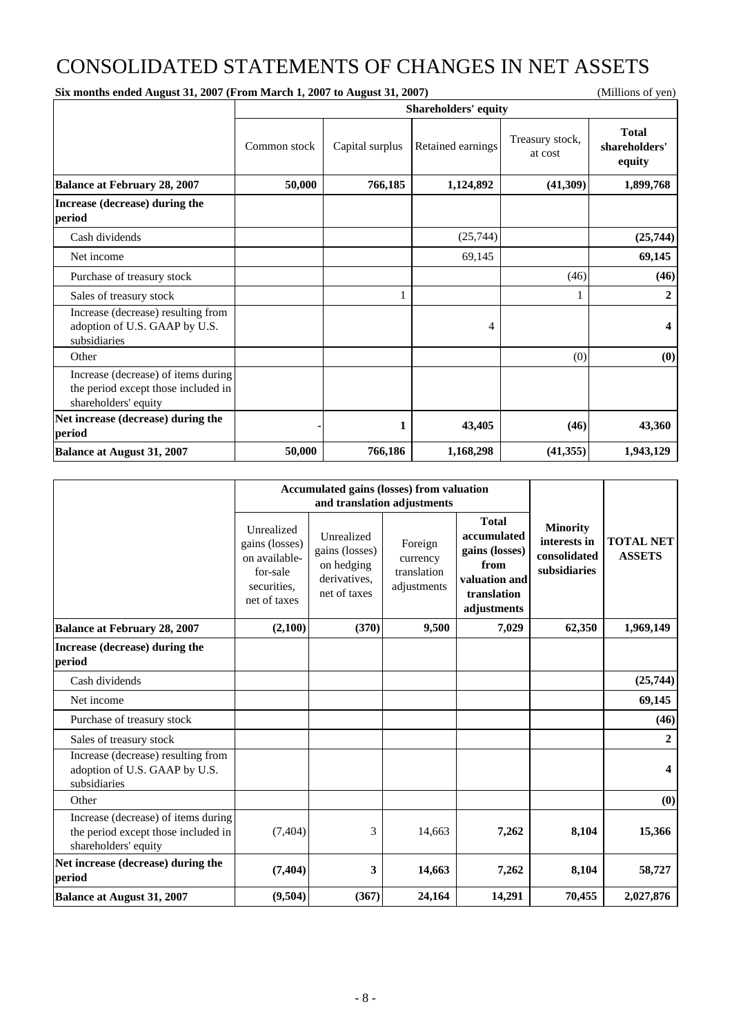# CONSOLIDATED STATEMENTS OF CHANGES IN NET ASSETS

**Six months ended August 31, 2007 (From March 1, 2007 to August 31, 2007)** (Millions of yen)

| | Shareholders' equity | | | | |
|---|---|---|---|---|---|
| | Common stock | Capital surplus | Retained earnings | Treasury stock, at cost | **Total shareholders' equity** |
| **Balance at February 28, 2007** | **50,000** | **766,185** | **1,124,892** | **(41,309)** | **1,899,768** |
| **Increase (decrease) during the period** | | | | | |
| Cash dividends | | | (25,744) | | **(25,744)** |
| Net income | | | 69,145 | | **69,145** |
| Purchase of treasury stock | | | | (46) | **(46)** |
| Sales of treasury stock | | 1 | | 1 | **2** |
| Increase (decrease) resulting from adoption of U.S. GAAP by U.S. subsidiaries | | | 4 | | **4** |
| Other | | | | (0) | **(0)** |
| Increase (decrease) of items during the period except those included in shareholders' equity | | | | | |
| **Net increase (decrease) during the period** | **-** | **1** | **43,405** | **(46)** | **43,360** |
| **Balance at August 31, 2007** | **50,000** | **766,186** | **1,168,298** | **(41,355)** | **1,943,129** |

| | Accumulated gains (losses) from valuation and translation adjustments | | | | | |
|---|---|---|---|---|---|---|
| | Unrealized gains (losses) on available-for-sale securities, net of taxes | Unrealized gains (losses) on hedging derivatives, net of taxes | Foreign currency translation adjustments | **Total accumulated gains (losses) from valuation and translation adjustments** | **Minority interests in consolidated subsidiaries** | **TOTAL NET ASSETS** |
| **Balance at February 28, 2007** | **(2,100)** | **(370)** | **9,500** | **7,029** | **62,350** | **1,969,149** |
| **Increase (decrease) during the period** | | | | | | |
| Cash dividends | | | | | | **(25,744)** |
| Net income | | | | | | **69,145** |
| Purchase of treasury stock | | | | | | **(46)** |
| Sales of treasury stock | | | | | | **2** |
| Increase (decrease) resulting from adoption of U.S. GAAP by U.S. subsidiaries | | | | | | **4** |
| Other | | | | | | **(0)** |
| Increase (decrease) of items during the period except those included in shareholders' equity | (7,404) | 3 | 14,663 | **7,262** | **8,104** | **15,366** |
| **Net increase (decrease) during the period** | **(7,404)** | **3** | **14,663** | **7,262** | **8,104** | **58,727** |
| **Balance at August 31, 2007** | **(9,504)** | **(367)** | **24,164** | **14,291** | **70,455** | **2,027,876** |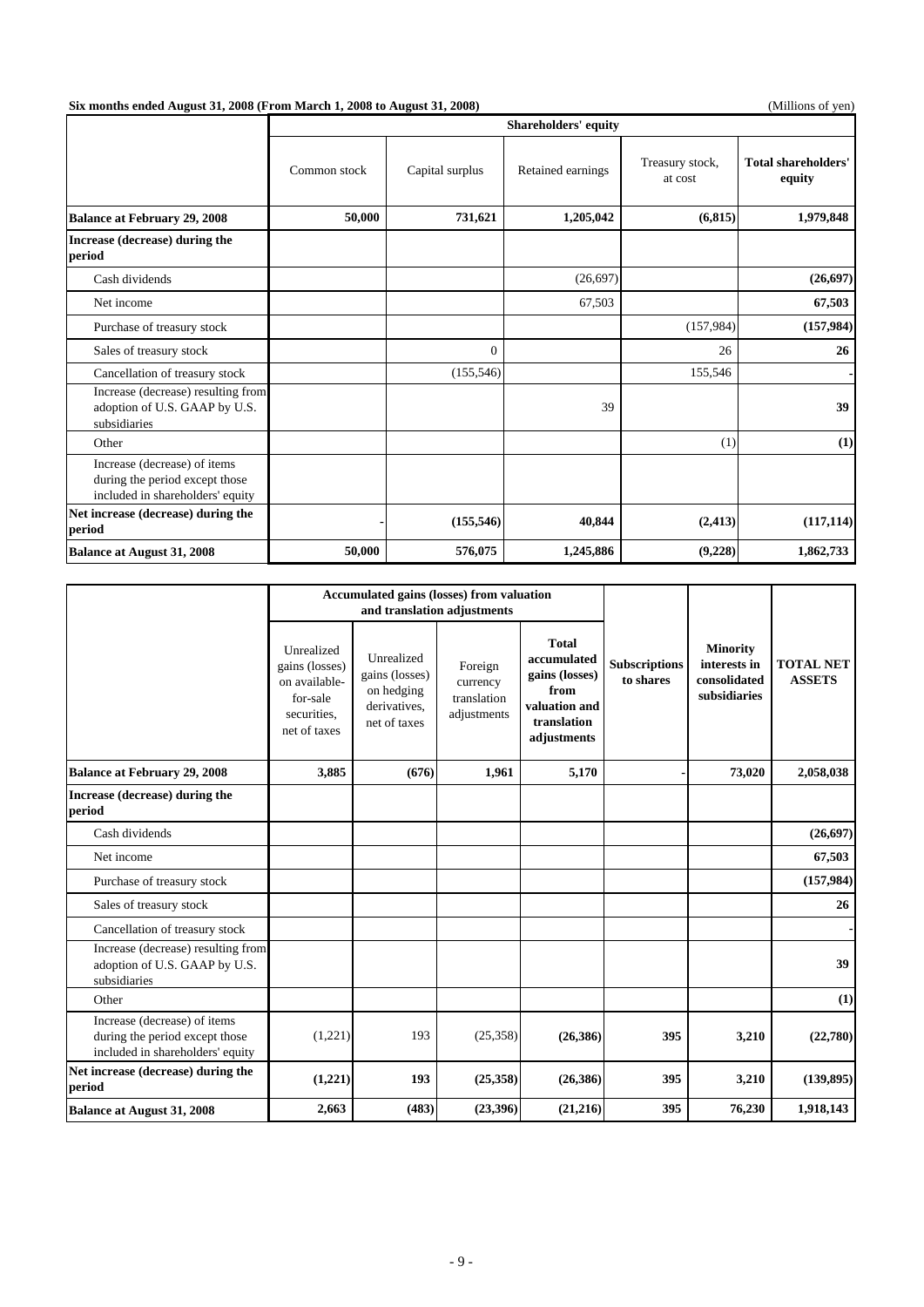**Six months ended August 31, 2008 (From March 1, 2008 to August 31, 2008)**

(Millions of yen)

| | Shareholders' equity | | | | |
|---|---|---|---|---|---|
| | Common stock | Capital surplus | Retained earnings | Treasury stock, at cost | **Total shareholders' equity** |
| **Balance at February 29, 2008** | **50,000** | **731,621** | **1,205,042** | **(6,815)** | **1,979,848** |
| **Increase (decrease) during the period** | | | | | |
| Cash dividends | | | (26,697) | | **(26,697)** |
| Net income | | | 67,503 | | **67,503** |
| Purchase of treasury stock | | | | (157,984) | **(157,984)** |
| Sales of treasury stock | | 0 | | 26 | **26** |
| Cancellation of treasury stock | | (155,546) | | 155,546 | **-** |
| Increase (decrease) resulting from adoption of U.S. GAAP by U.S. subsidiaries | | | 39 | | **39** |
| Other | | | | (1) | **(1)** |
| Increase (decrease) of items during the period except those included in shareholders' equity | | | | | |
| **Net increase (decrease) during the period** | **-** | **(155,546)** | **40,844** | **(2,413)** | **(117,114)** |
| **Balance at August 31, 2008** | **50,000** | **576,075** | **1,245,886** | **(9,228)** | **1,862,733** |

| | Accumulated gains (losses) from valuation and translation adjustments | | | | | | |
|---|---|---|---|---|---|---|---|
| | Unrealized gains (losses) on available-for-sale securities, net of taxes | Unrealized gains (losses) on hedging derivatives, net of taxes | Foreign currency translation adjustments | **Total accumulated gains (losses) from valuation and translation adjustments** | **Subscriptions to shares** | **Minority interests in consolidated subsidiaries** | **TOTAL NET ASSETS** |
| **Balance at February 29, 2008** | **3,885** | **(676)** | **1,961** | **5,170** | **-** | **73,020** | **2,058,038** |
| **Increase (decrease) during the period** | | | | | | | |
| Cash dividends | | | | | | | **(26,697)** |
| Net income | | | | | | | **67,503** |
| Purchase of treasury stock | | | | | | | **(157,984)** |
| Sales of treasury stock | | | | | | | **26** |
| Cancellation of treasury stock | | | | | | | **-** |
| Increase (decrease) resulting from adoption of U.S. GAAP by U.S. subsidiaries | | | | | | | **39** |
| Other | | | | | | | **(1)** |
| Increase (decrease) of items during the period except those included in shareholders' equity | (1,221) | 193 | (25,358) | **(26,386)** | **395** | **3,210** | **(22,780)** |
| **Net increase (decrease) during the period** | **(1,221)** | **193** | **(25,358)** | **(26,386)** | **395** | **3,210** | **(139,895)** |
| **Balance at August 31, 2008** | **2,663** | **(483)** | **(23,396)** | **(21,216)** | **395** | **76,230** | **1,918,143** |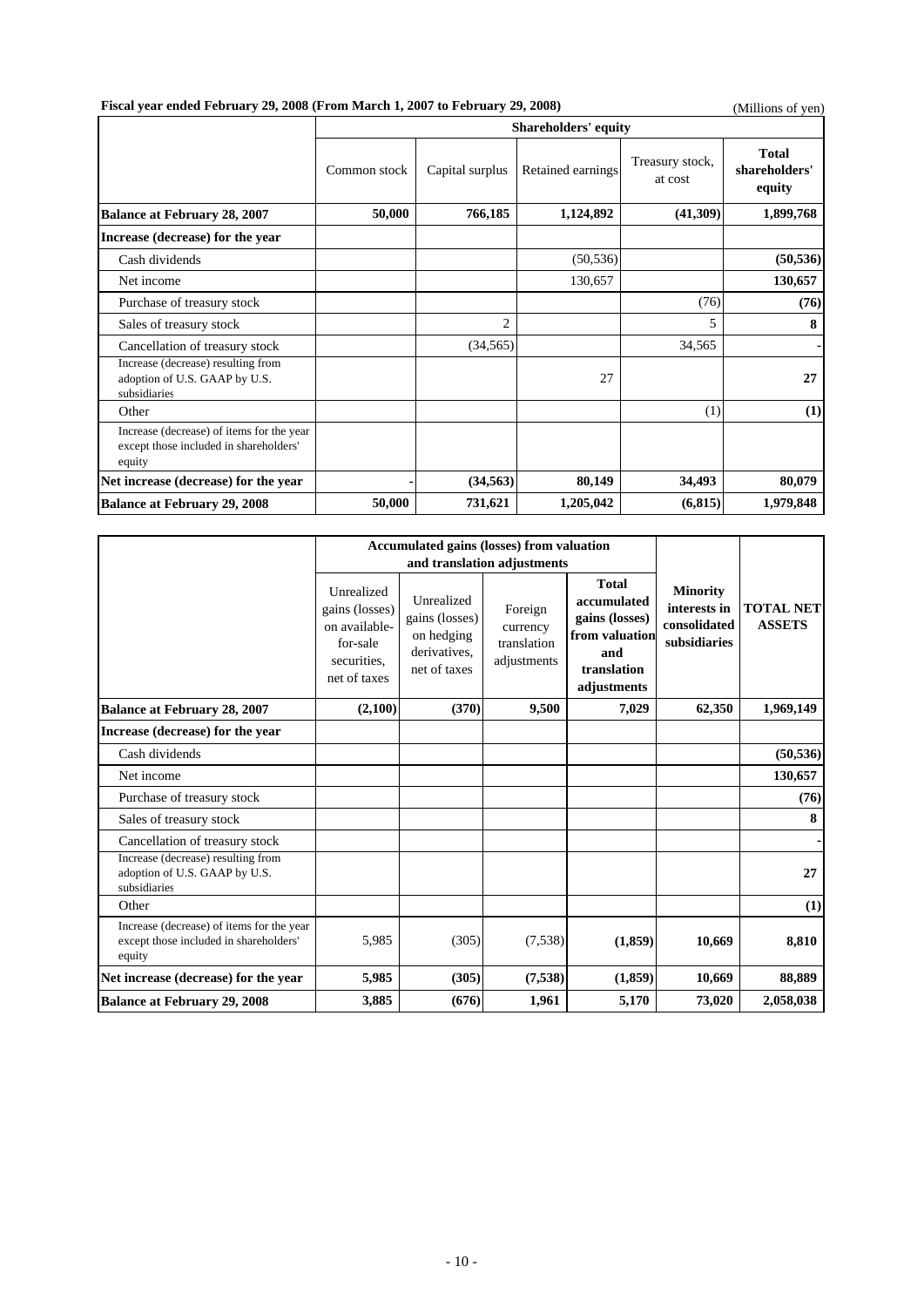**Fiscal year ended February 29, 2008 (From March 1, 2007 to February 29, 2008)**

(Millions of yen)

| | Shareholders' equity | | | | |
|---|---|---|---|---|---|
| | Common stock | Capital surplus | Retained earnings | Treasury stock, at cost | Total shareholders' equity |
| **Balance at February 28, 2007** | **50,000** | **766,185** | **1,124,892** | **(41,309)** | **1,899,768** |
| **Increase (decrease) for the year** | | | | | |
| Cash dividends | | | (50,536) | | **(50,536)** |
| Net income | | | 130,657 | | **130,657** |
| Purchase of treasury stock | | | | (76) | **(76)** |
| Sales of treasury stock | | 2 | | 5 | **8** |
| Cancellation of treasury stock | | (34,565) | | 34,565 | - |
| Increase (decrease) resulting from adoption of U.S. GAAP by U.S. subsidiaries | | | 27 | | **27** |
| Other | | | | (1) | **(1)** |
| Increase (decrease) of items for the year except those included in shareholders' equity | | | | | |
| **Net increase (decrease) for the year** | - | **(34,563)** | **80,149** | **34,493** | **80,079** |
| **Balance at February 29, 2008** | **50,000** | **731,621** | **1,205,042** | **(6,815)** | **1,979,848** |

| | Accumulated gains (losses) from valuation and translation adjustments | | | | | |
|---|---|---|---|---|---|---|
| | Unrealized gains (losses) on available-for-sale securities, net of taxes | Unrealized gains (losses) on hedging derivatives, net of taxes | Foreign currency translation adjustments | **Total accumulated gains (losses) from valuation and translation adjustments** | **Minority interests in consolidated subsidiaries** | **TOTAL NET ASSETS** |
| **Balance at February 28, 2007** | **(2,100)** | **(370)** | **9,500** | **7,029** | **62,350** | **1,969,149** |
| **Increase (decrease) for the year** | | | | | | |
| Cash dividends | | | | | | **(50,536)** |
| Net income | | | | | | **130,657** |
| Purchase of treasury stock | | | | | | **(76)** |
| Sales of treasury stock | | | | | | **8** |
| Cancellation of treasury stock | | | | | | - |
| Increase (decrease) resulting from adoption of U.S. GAAP by U.S. subsidiaries | | | | | | **27** |
| Other | | | | | | **(1)** |
| Increase (decrease) of items for the year except those included in shareholders' equity | 5,985 | (305) | (7,538) | **(1,859)** | **10,669** | **8,810** |
| **Net increase (decrease) for the year** | **5,985** | **(305)** | **(7,538)** | **(1,859)** | **10,669** | **88,889** |
| **Balance at February 29, 2008** | **3,885** | **(676)** | **1,961** | **5,170** | **73,020** | **2,058,038** |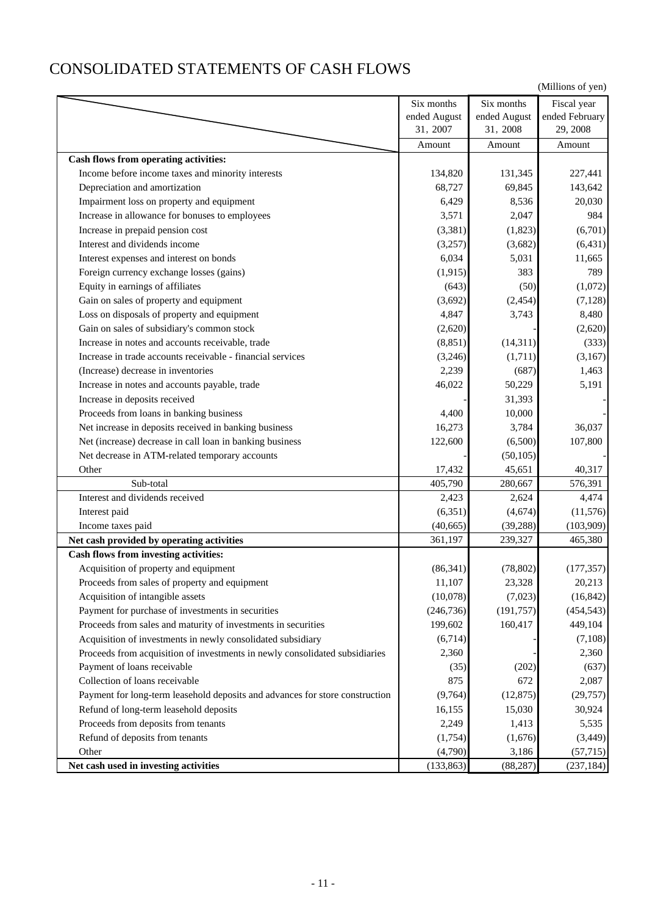# CONSOLIDATED STATEMENTS OF CASH FLOWS

(Millions of yen)

| | Six months ended August 31, 2007 | Six months ended August 31, 2008 | Fiscal year ended February 29, 2008 |
|---|---|---|---|
| | Amount | Amount | Amount |
| **Cash flows from operating activities:** | | | |
| Income before income taxes and minority interests | 134,820 | 131,345 | 227,441 |
| Depreciation and amortization | 68,727 | 69,845 | 143,642 |
| Impairment loss on property and equipment | 6,429 | 8,536 | 20,030 |
| Increase in allowance for bonuses to employees | 3,571 | 2,047 | 984 |
| Increase in prepaid pension cost | (3,381) | (1,823) | (6,701) |
| Interest and dividends income | (3,257) | (3,682) | (6,431) |
| Interest expenses and interest on bonds | 6,034 | 5,031 | 11,665 |
| Foreign currency exchange losses (gains) | (1,915) | 383 | 789 |
| Equity in earnings of affiliates | (643) | (50) | (1,072) |
| Gain on sales of property and equipment | (3,692) | (2,454) | (7,128) |
| Loss on disposals of property and equipment | 4,847 | 3,743 | 8,480 |
| Gain on sales of subsidiary's common stock | (2,620) | - | (2,620) |
| Increase in notes and accounts receivable, trade | (8,851) | (14,311) | (333) |
| Increase in trade accounts receivable - financial services | (3,246) | (1,711) | (3,167) |
| (Increase) decrease in inventories | 2,239 | (687) | 1,463 |
| Increase in notes and accounts payable, trade | 46,022 | 50,229 | 5,191 |
| Increase in deposits received | - | 31,393 | - |
| Proceeds from loans in banking business | 4,400 | 10,000 | - |
| Net increase in deposits received in banking business | 16,273 | 3,784 | 36,037 |
| Net (increase) decrease in call loan in banking business | 122,600 | (6,500) | 107,800 |
| Net decrease in ATM-related temporary accounts | - | (50,105) | - |
| Other | 17,432 | 45,651 | 40,317 |
| Sub-total | 405,790 | 280,667 | 576,391 |
| Interest and dividends received | 2,423 | 2,624 | 4,474 |
| Interest paid | (6,351) | (4,674) | (11,576) |
| Income taxes paid | (40,665) | (39,288) | (103,909) |
| **Net cash provided by operating activities** | 361,197 | 239,327 | 465,380 |
| **Cash flows from investing activities:** | | | |
| Acquisition of property and equipment | (86,341) | (78,802) | (177,357) |
| Proceeds from sales of property and equipment | 11,107 | 23,328 | 20,213 |
| Acquisition of intangible assets | (10,078) | (7,023) | (16,842) |
| Payment for purchase of investments in securities | (246,736) | (191,757) | (454,543) |
| Proceeds from sales and maturity of investments in securities | 199,602 | 160,417 | 449,104 |
| Acquisition of investments in newly consolidated subsidiary | (6,714) | - | (7,108) |
| Proceeds from acquisition of investments in newly consolidated subsidiaries | 2,360 | - | 2,360 |
| Payment of loans receivable | (35) | (202) | (637) |
| Collection of loans receivable | 875 | 672 | 2,087 |
| Payment for long-term leasehold deposits and advances for store construction | (9,764) | (12,875) | (29,757) |
| Refund of long-term leasehold deposits | 16,155 | 15,030 | 30,924 |
| Proceeds from deposits from tenants | 2,249 | 1,413 | 5,535 |
| Refund of deposits from tenants | (1,754) | (1,676) | (3,449) |
| Other | (4,790) | 3,186 | (57,715) |
| **Net cash used in investing activities** | (133,863) | (88,287) | (237,184) |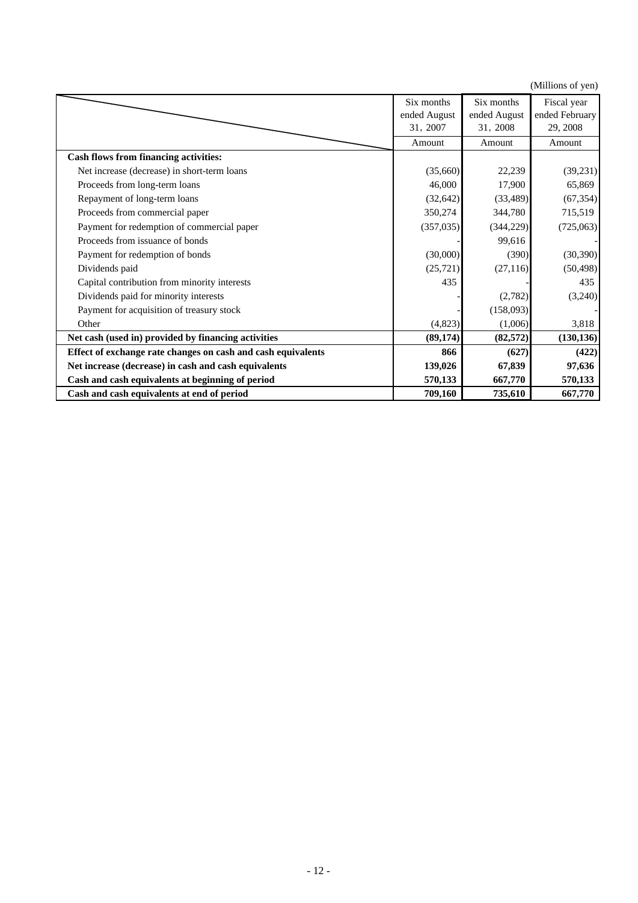(Millions of yen)

| | Six months ended August 31, 2007 | Six months ended August 31, 2008 | Fiscal year ended February 29, 2008 |
|---|---|---|---|
| | Amount | Amount | Amount |
| **Cash flows from financing activities:** | | | |
| Net increase (decrease) in short-term loans | (35,660) | 22,239 | (39,231) |
| Proceeds from long-term loans | 46,000 | 17,900 | 65,869 |
| Repayment of long-term loans | (32,642) | (33,489) | (67,354) |
| Proceeds from commercial paper | 350,274 | 344,780 | 715,519 |
| Payment for redemption of commercial paper | (357,035) | (344,229) | (725,063) |
| Proceeds from issuance of bonds | - | 99,616 | - |
| Payment for redemption of bonds | (30,000) | (390) | (30,390) |
| Dividends paid | (25,721) | (27,116) | (50,498) |
| Capital contribution from minority interests | 435 | - | 435 |
| Dividends paid for minority interests | - | (2,782) | (3,240) |
| Payment for acquisition of treasury stock | - | (158,093) | - |
| Other | (4,823) | (1,006) | 3,818 |
| **Net cash (used in) provided by financing activities** | **(89,174)** | **(82,572)** | **(130,136)** |
| **Effect of exchange rate changes on cash and cash equivalents** | **866** | **(627)** | **(422)** |
| **Net increase (decrease) in cash and cash equivalents** | **139,026** | **67,839** | **97,636** |
| **Cash and cash equivalents at beginning of period** | **570,133** | **667,770** | **570,133** |
| **Cash and cash equivalents at end of period** | **709,160** | **735,610** | **667,770** |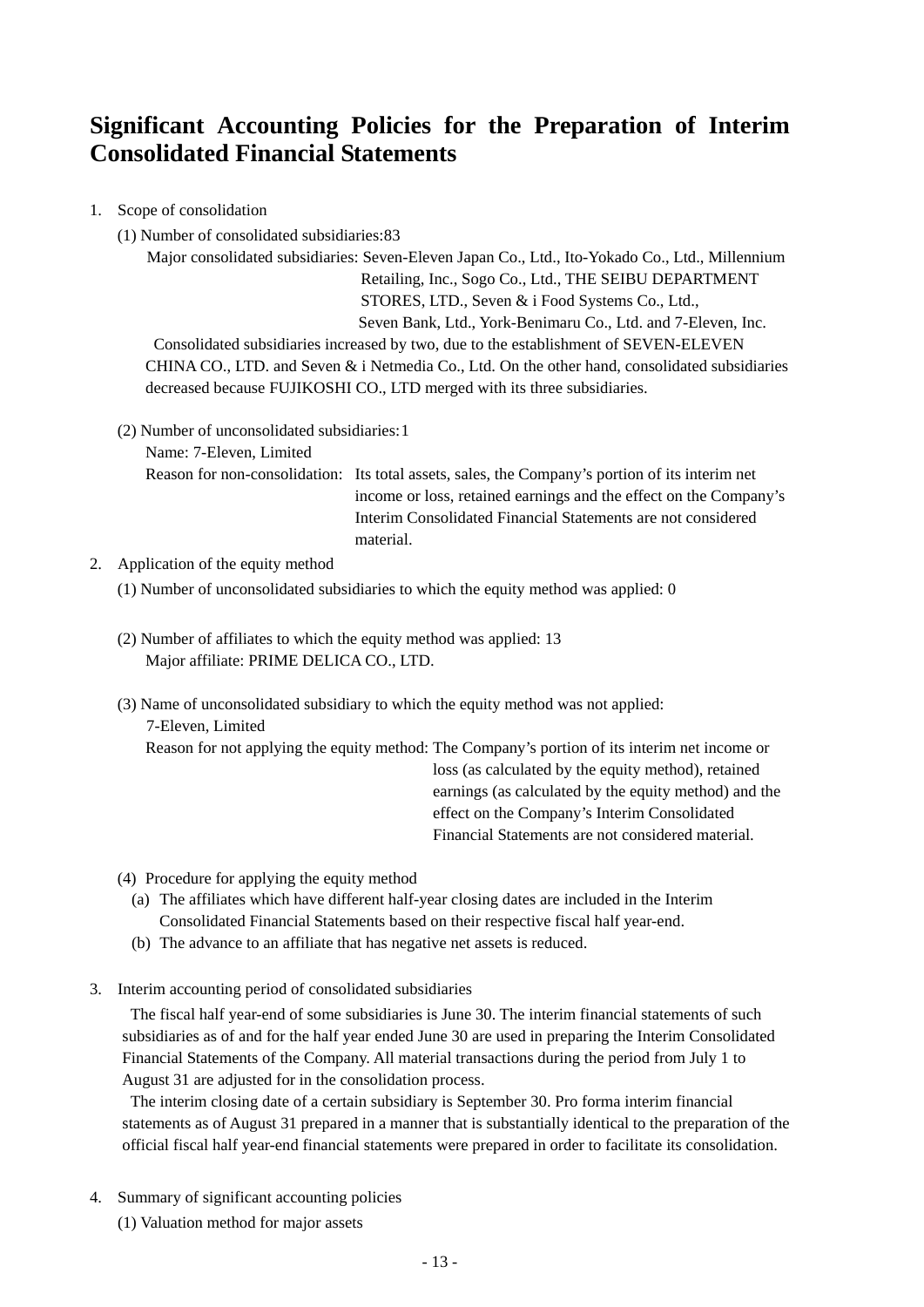# Significant Accounting Policies for the Preparation of Interim Consolidated Financial Statements

1. Scope of consolidation

   (1) Number of consolidated subsidiaries:83

   Major consolidated subsidiaries: Seven-Eleven Japan Co., Ltd., Ito-Yokado Co., Ltd., Millennium Retailing, Inc., Sogo Co., Ltd., THE SEIBU DEPARTMENT STORES, LTD., Seven & i Food Systems Co., Ltd., Seven Bank, Ltd., York-Benimaru Co., Ltd. and 7-Eleven, Inc.

   Consolidated subsidiaries increased by two, due to the establishment of SEVEN-ELEVEN CHINA CO., LTD. and Seven & i Netmedia Co., Ltd. On the other hand, consolidated subsidiaries decreased because FUJIKOSHI CO., LTD merged with its three subsidiaries.

   (2) Number of unconsolidated subsidiaries:1

   Name: 7-Eleven, Limited

   Reason for non-consolidation: Its total assets, sales, the Company's portion of its interim net income or loss, retained earnings and the effect on the Company's Interim Consolidated Financial Statements are not considered material.

2. Application of the equity method

   (1) Number of unconsolidated subsidiaries to which the equity method was applied: 0

   (2) Number of affiliates to which the equity method was applied: 13

   Major affiliate: PRIME DELICA CO., LTD.

   (3) Name of unconsolidated subsidiary to which the equity method was not applied:

   7-Eleven, Limited

   Reason for not applying the equity method: The Company's portion of its interim net income or loss (as calculated by the equity method), retained earnings (as calculated by the equity method) and the effect on the Company's Interim Consolidated Financial Statements are not considered material.

   (4) Procedure for applying the equity method

   (a) The affiliates which have different half-year closing dates are included in the Interim Consolidated Financial Statements based on their respective fiscal half year-end.

   (b) The advance to an affiliate that has negative net assets is reduced.

3. Interim accounting period of consolidated subsidiaries

   The fiscal half year-end of some subsidiaries is June 30. The interim financial statements of such subsidiaries as of and for the half year ended June 30 are used in preparing the Interim Consolidated Financial Statements of the Company. All material transactions during the period from July 1 to August 31 are adjusted for in the consolidation process.

   The interim closing date of a certain subsidiary is September 30. Pro forma interim financial statements as of August 31 prepared in a manner that is substantially identical to the preparation of the official fiscal half year-end financial statements were prepared in order to facilitate its consolidation.

4. Summary of significant accounting policies

   (1) Valuation method for major assets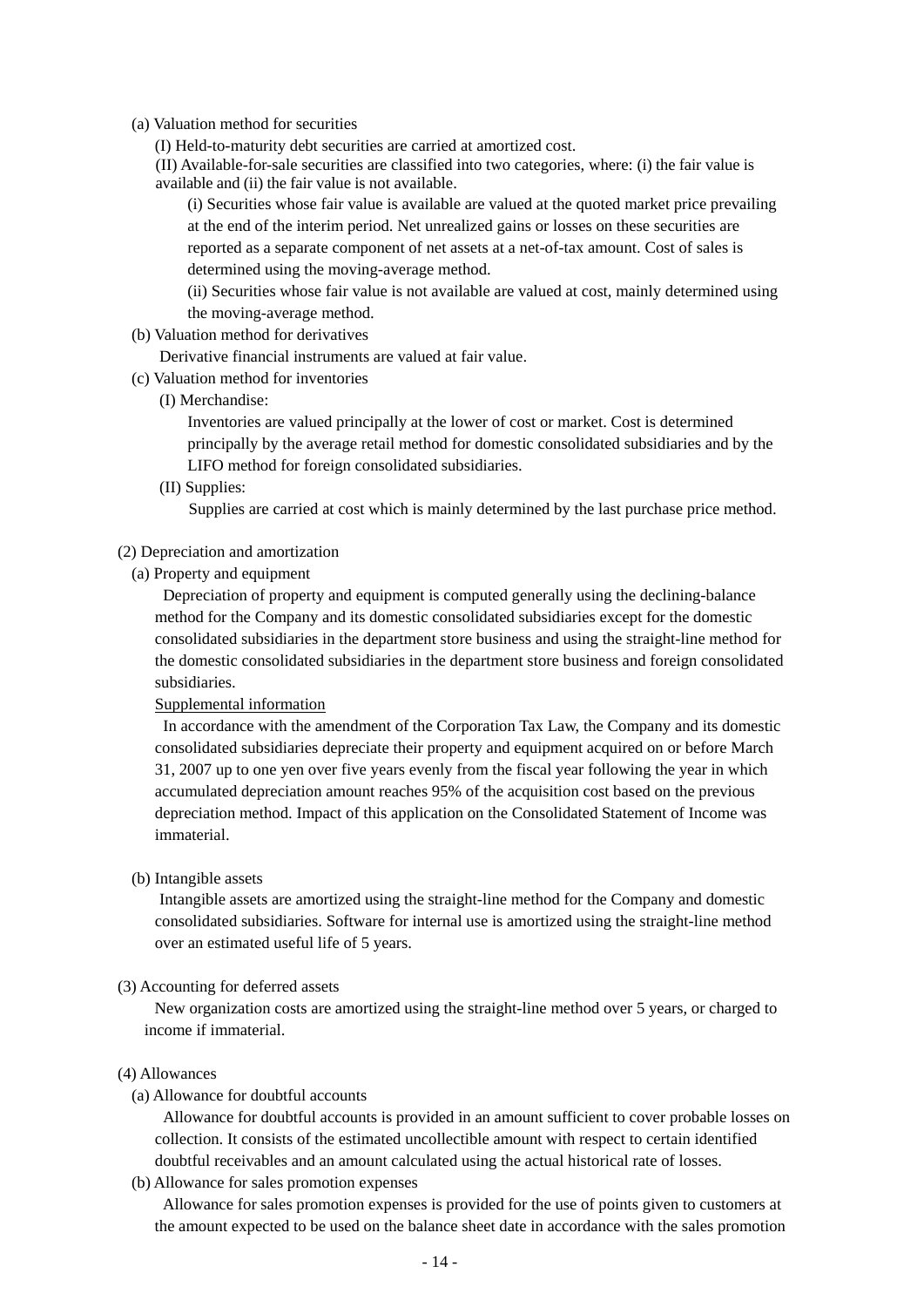(a) Valuation method for securities

(I) Held-to-maturity debt securities are carried at amortized cost.

(II) Available-for-sale securities are classified into two categories, where: (i) the fair value is available and (ii) the fair value is not available.

(i) Securities whose fair value is available are valued at the quoted market price prevailing at the end of the interim period. Net unrealized gains or losses on these securities are reported as a separate component of net assets at a net-of-tax amount. Cost of sales is determined using the moving-average method.

(ii) Securities whose fair value is not available are valued at cost, mainly determined using the moving-average method.

(b) Valuation method for derivatives

Derivative financial instruments are valued at fair value.

(c) Valuation method for inventories

(I) Merchandise:

Inventories are valued principally at the lower of cost or market. Cost is determined principally by the average retail method for domestic consolidated subsidiaries and by the LIFO method for foreign consolidated subsidiaries.

(II) Supplies:

Supplies are carried at cost which is mainly determined by the last purchase price method.

(2) Depreciation and amortization

(a) Property and equipment

Depreciation of property and equipment is computed generally using the declining-balance method for the Company and its domestic consolidated subsidiaries except for the domestic consolidated subsidiaries in the department store business and using the straight-line method for the domestic consolidated subsidiaries in the department store business and foreign consolidated subsidiaries.

Supplemental information

In accordance with the amendment of the Corporation Tax Law, the Company and its domestic consolidated subsidiaries depreciate their property and equipment acquired on or before March 31, 2007 up to one yen over five years evenly from the fiscal year following the year in which accumulated depreciation amount reaches 95% of the acquisition cost based on the previous depreciation method. Impact of this application on the Consolidated Statement of Income was immaterial.

(b) Intangible assets

Intangible assets are amortized using the straight-line method for the Company and domestic consolidated subsidiaries. Software for internal use is amortized using the straight-line method over an estimated useful life of 5 years.

(3) Accounting for deferred assets

New organization costs are amortized using the straight-line method over 5 years, or charged to income if immaterial.

(4) Allowances

(a) Allowance for doubtful accounts

Allowance for doubtful accounts is provided in an amount sufficient to cover probable losses on collection. It consists of the estimated uncollectible amount with respect to certain identified doubtful receivables and an amount calculated using the actual historical rate of losses.

(b) Allowance for sales promotion expenses

Allowance for sales promotion expenses is provided for the use of points given to customers at the amount expected to be used on the balance sheet date in accordance with the sales promotion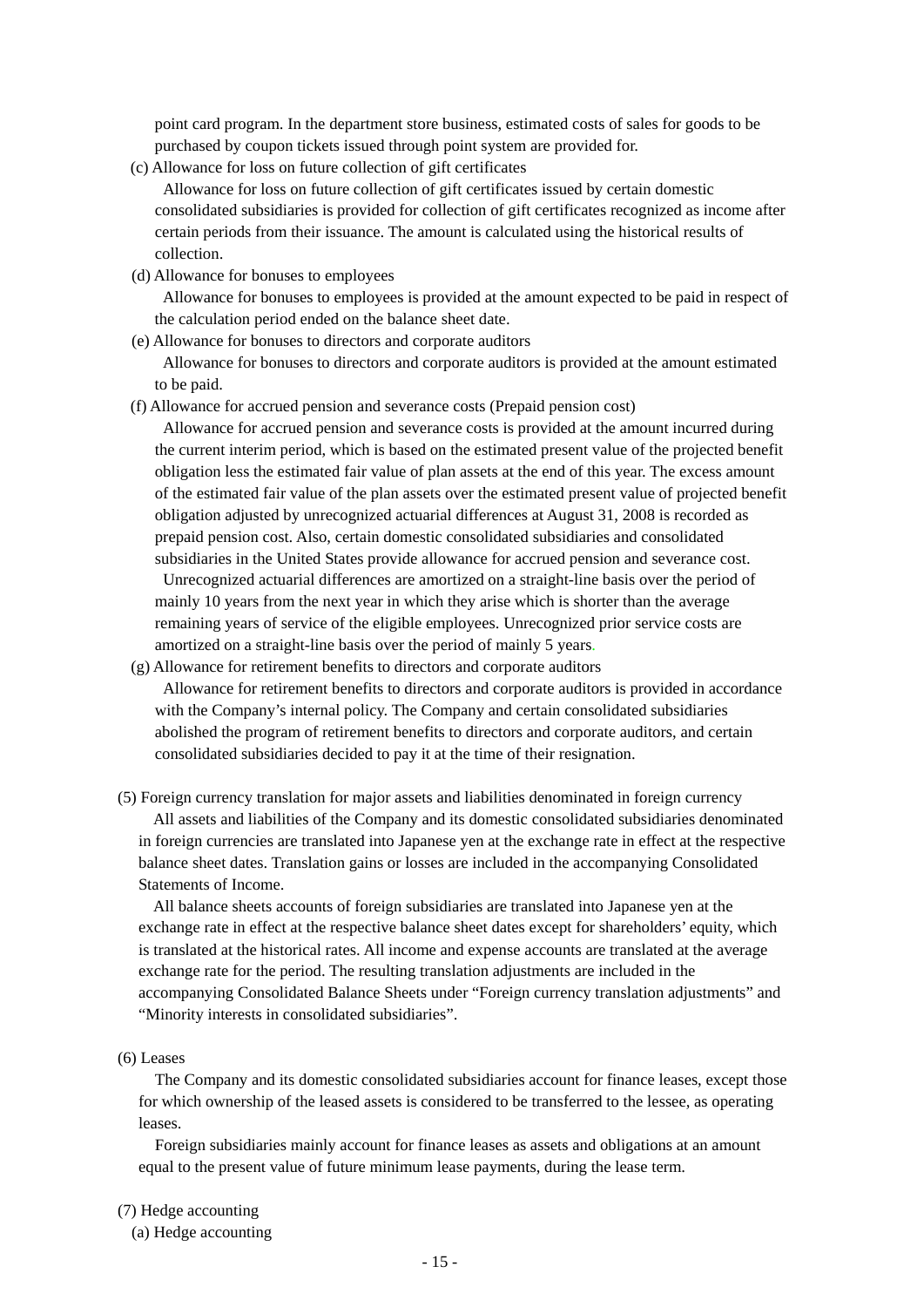point card program. In the department store business, estimated costs of sales for goods to be purchased by coupon tickets issued through point system are provided for.

(c) Allowance for loss on future collection of gift certificates

Allowance for loss on future collection of gift certificates issued by certain domestic consolidated subsidiaries is provided for collection of gift certificates recognized as income after certain periods from their issuance. The amount is calculated using the historical results of collection.

(d) Allowance for bonuses to employees

Allowance for bonuses to employees is provided at the amount expected to be paid in respect of the calculation period ended on the balance sheet date.

(e) Allowance for bonuses to directors and corporate auditors

Allowance for bonuses to directors and corporate auditors is provided at the amount estimated to be paid.

(f) Allowance for accrued pension and severance costs (Prepaid pension cost)

Allowance for accrued pension and severance costs is provided at the amount incurred during the current interim period, which is based on the estimated present value of the projected benefit obligation less the estimated fair value of plan assets at the end of this year. The excess amount of the estimated fair value of the plan assets over the estimated present value of projected benefit obligation adjusted by unrecognized actuarial differences at August 31, 2008 is recorded as prepaid pension cost. Also, certain domestic consolidated subsidiaries and consolidated subsidiaries in the United States provide allowance for accrued pension and severance cost.

Unrecognized actuarial differences are amortized on a straight-line basis over the period of mainly 10 years from the next year in which they arise which is shorter than the average remaining years of service of the eligible employees. Unrecognized prior service costs are amortized on a straight-line basis over the period of mainly 5 years.

(g) Allowance for retirement benefits to directors and corporate auditors

Allowance for retirement benefits to directors and corporate auditors is provided in accordance with the Company's internal policy. The Company and certain consolidated subsidiaries abolished the program of retirement benefits to directors and corporate auditors, and certain consolidated subsidiaries decided to pay it at the time of their resignation.

(5) Foreign currency translation for major assets and liabilities denominated in foreign currency

All assets and liabilities of the Company and its domestic consolidated subsidiaries denominated in foreign currencies are translated into Japanese yen at the exchange rate in effect at the respective balance sheet dates. Translation gains or losses are included in the accompanying Consolidated Statements of Income.

All balance sheets accounts of foreign subsidiaries are translated into Japanese yen at the exchange rate in effect at the respective balance sheet dates except for shareholders' equity, which is translated at the historical rates. All income and expense accounts are translated at the average exchange rate for the period. The resulting translation adjustments are included in the accompanying Consolidated Balance Sheets under "Foreign currency translation adjustments" and "Minority interests in consolidated subsidiaries".

(6) Leases

The Company and its domestic consolidated subsidiaries account for finance leases, except those for which ownership of the leased assets is considered to be transferred to the lessee, as operating leases.

Foreign subsidiaries mainly account for finance leases as assets and obligations at an amount equal to the present value of future minimum lease payments, during the lease term.

(7) Hedge accounting

(a) Hedge accounting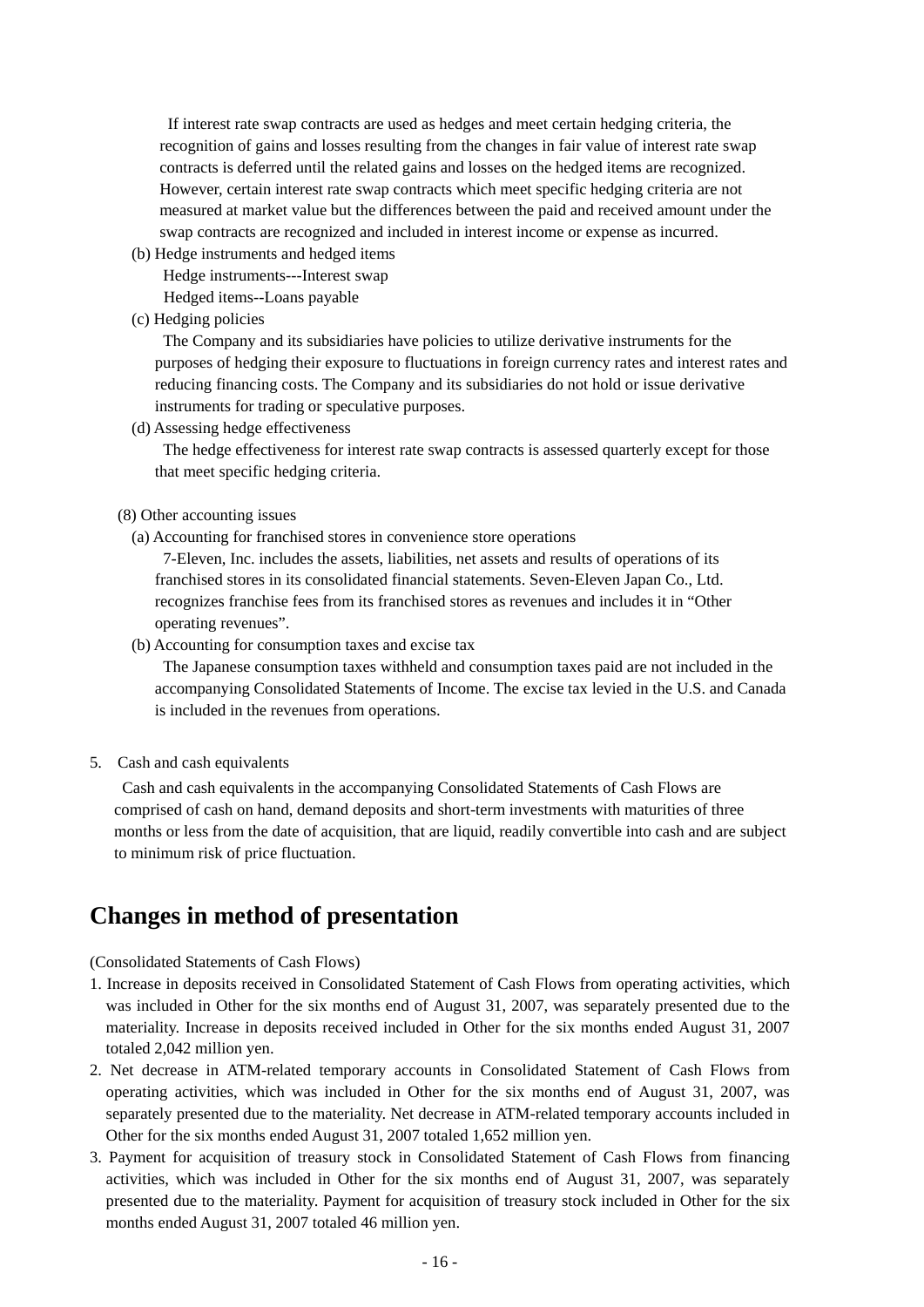If interest rate swap contracts are used as hedges and meet certain hedging criteria, the recognition of gains and losses resulting from the changes in fair value of interest rate swap contracts is deferred until the related gains and losses on the hedged items are recognized. However, certain interest rate swap contracts which meet specific hedging criteria are not measured at market value but the differences between the paid and received amount under the swap contracts are recognized and included in interest income or expense as incurred.

(b) Hedge instruments and hedged items

Hedge instruments---Interest swap

Hedged items--Loans payable

(c) Hedging policies

The Company and its subsidiaries have policies to utilize derivative instruments for the purposes of hedging their exposure to fluctuations in foreign currency rates and interest rates and reducing financing costs. The Company and its subsidiaries do not hold or issue derivative instruments for trading or speculative purposes.

(d) Assessing hedge effectiveness

The hedge effectiveness for interest rate swap contracts is assessed quarterly except for those that meet specific hedging criteria.

(8) Other accounting issues

(a) Accounting for franchised stores in convenience store operations

7-Eleven, Inc. includes the assets, liabilities, net assets and results of operations of its franchised stores in its consolidated financial statements. Seven-Eleven Japan Co., Ltd. recognizes franchise fees from its franchised stores as revenues and includes it in “Other operating revenues”.

(b) Accounting for consumption taxes and excise tax

The Japanese consumption taxes withheld and consumption taxes paid are not included in the accompanying Consolidated Statements of Income. The excise tax levied in the U.S. and Canada is included in the revenues from operations.

5. Cash and cash equivalents

Cash and cash equivalents in the accompanying Consolidated Statements of Cash Flows are comprised of cash on hand, demand deposits and short-term investments with maturities of three months or less from the date of acquisition, that are liquid, readily convertible into cash and are subject to minimum risk of price fluctuation.

# Changes in method of presentation

(Consolidated Statements of Cash Flows)

1. Increase in deposits received in Consolidated Statement of Cash Flows from operating activities, which was included in Other for the six months end of August 31, 2007, was separately presented due to the materiality. Increase in deposits received included in Other for the six months ended August 31, 2007 totaled 2,042 million yen.
2. Net decrease in ATM-related temporary accounts in Consolidated Statement of Cash Flows from operating activities, which was included in Other for the six months end of August 31, 2007, was separately presented due to the materiality. Net decrease in ATM-related temporary accounts included in Other for the six months ended August 31, 2007 totaled 1,652 million yen.
3. Payment for acquisition of treasury stock in Consolidated Statement of Cash Flows from financing activities, which was included in Other for the six months end of August 31, 2007, was separately presented due to the materiality. Payment for acquisition of treasury stock included in Other for the six months ended August 31, 2007 totaled 46 million yen.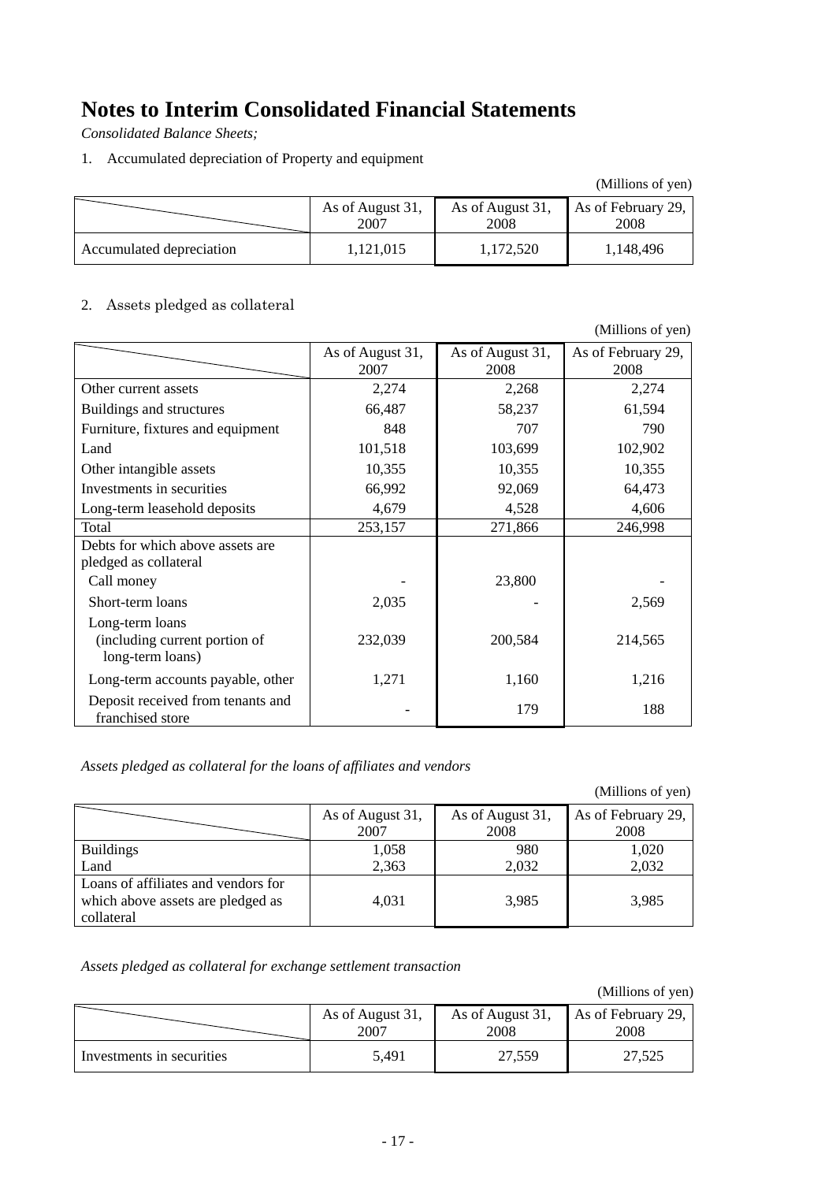# Notes to Interim Consolidated Financial Statements

*Consolidated Balance Sheets;*

1. Accumulated depreciation of Property and equipment

(Millions of yen)

| | As of August 31, 2007 | As of August 31, 2008 | As of February 29, 2008 |
|---|---|---|---|
| Accumulated depreciation | 1,121,015 | 1,172,520 | 1,148,496 |

2. Assets pledged as collateral

(Millions of yen)

| | As of August 31, 2007 | As of August 31, 2008 | As of February 29, 2008 |
|---|---|---|---|
| Other current assets | 2,274 | 2,268 | 2,274 |
| Buildings and structures | 66,487 | 58,237 | 61,594 |
| Furniture, fixtures and equipment | 848 | 707 | 790 |
| Land | 101,518 | 103,699 | 102,902 |
| Other intangible assets | 10,355 | 10,355 | 10,355 |
| Investments in securities | 66,992 | 92,069 | 64,473 |
| Long-term leasehold deposits | 4,679 | 4,528 | 4,606 |
| Total | 253,157 | 271,866 | 246,998 |
| Debts for which above assets are pledged as collateral | | | |
| Call money | - | 23,800 | - |
| Short-term loans | 2,035 | - | 2,569 |
| Long-term loans (including current portion of long-term loans) | 232,039 | 200,584 | 214,565 |
| Long-term accounts payable, other | 1,271 | 1,160 | 1,216 |
| Deposit received from tenants and franchised store | - | 179 | 188 |

*Assets pledged as collateral for the loans of affiliates and vendors*

(Millions of yen)

| | As of August 31, 2007 | As of August 31, 2008 | As of February 29, 2008 |
|---|---|---|---|
| Buildings | 1,058 | 980 | 1,020 |
| Land | 2,363 | 2,032 | 2,032 |
| Loans of affiliates and vendors for which above assets are pledged as collateral | 4,031 | 3,985 | 3,985 |

*Assets pledged as collateral for exchange settlement transaction*

(Millions of yen)

| | As of August 31, 2007 | As of August 31, 2008 | As of February 29, 2008 |
|---|---|---|---|
| Investments in securities | 5,491 | 27,559 | 27,525 |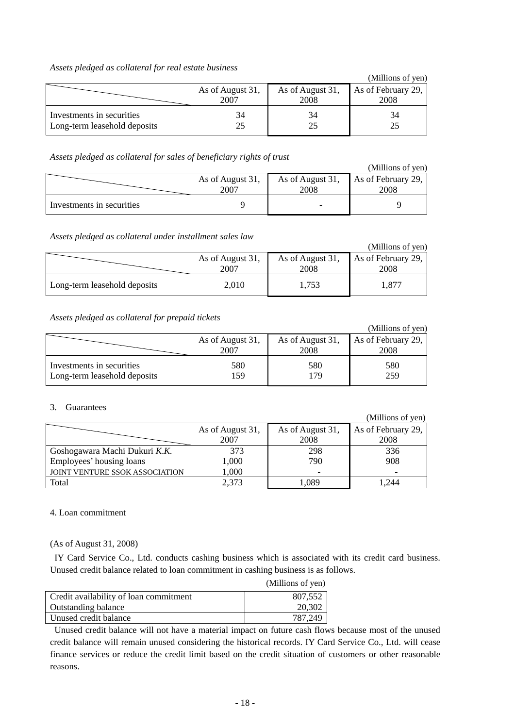*Assets pledged as collateral for real estate business*

(Millions of yen)

| | As of August 31, 2007 | As of August 31, 2008 | As of February 29, 2008 |
|---|---|---|---|
| Investments in securities | 34 | 34 | 34 |
| Long-term leasehold deposits | 25 | 25 | 25 |

*Assets pledged as collateral for sales of beneficiary rights of trust*

(Millions of yen)

| | As of August 31, 2007 | As of August 31, 2008 | As of February 29, 2008 |
|---|---|---|---|
| Investments in securities | 9 | - | 9 |

*Assets pledged as collateral under installment sales law*

(Millions of yen)

| | As of August 31, 2007 | As of August 31, 2008 | As of February 29, 2008 |
|---|---|---|---|
| Long-term leasehold deposits | 2,010 | 1,753 | 1,877 |

*Assets pledged as collateral for prepaid tickets*

(Millions of yen)

| | As of August 31, 2007 | As of August 31, 2008 | As of February 29, 2008 |
|---|---|---|---|
| Investments in securities | 580 | 580 | 580 |
| Long-term leasehold deposits | 159 | 179 | 259 |

3. Guarantees

(Millions of yen)

| | As of August 31, 2007 | As of August 31, 2008 | As of February 29, 2008 |
|---|---|---|---|
| Goshogawara Machi Dukuri *K.K.* | 373 | 298 | 336 |
| Employees' housing loans | 1,000 | 790 | 908 |
| JOINT VENTURE SSOK ASSOCIATION | 1,000 | - | - |
| Total | 2,373 | 1,089 | 1,244 |

4. Loan commitment

(As of August 31, 2008)

IY Card Service Co., Ltd. conducts cashing business which is associated with its credit card business. Unused credit balance related to loan commitment in cashing business is as follows.

(Millions of yen)

| | |
|---|---|
| Credit availability of loan commitment | 807,552 |
| Outstanding balance | 20,302 |
| Unused credit balance | 787,249 |

Unused credit balance will not have a material impact on future cash flows because most of the unused credit balance will remain unused considering the historical records. IY Card Service Co., Ltd. will cease finance services or reduce the credit limit based on the credit situation of customers or other reasonable reasons.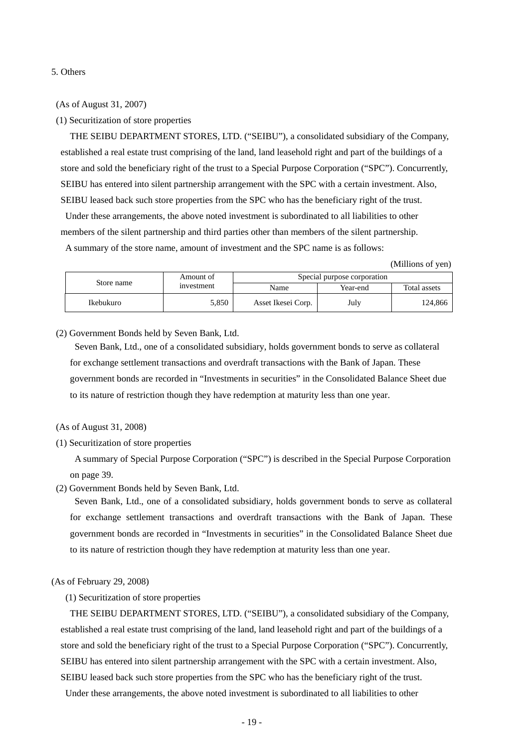## 5. Others

(As of August 31, 2007)

(1) Securitization of store properties

THE SEIBU DEPARTMENT STORES, LTD. ("SEIBU"), a consolidated subsidiary of the Company, established a real estate trust comprising of the land, land leasehold right and part of the buildings of a store and sold the beneficiary right of the trust to a Special Purpose Corporation ("SPC"). Concurrently, SEIBU has entered into silent partnership arrangement with the SPC with a certain investment. Also, SEIBU leased back such store properties from the SPC who has the beneficiary right of the trust.

Under these arrangements, the above noted investment is subordinated to all liabilities to other members of the silent partnership and third parties other than members of the silent partnership.

A summary of the store name, amount of investment and the SPC name is as follows:

(Millions of yen)

| Store name | Amount of investment | Special purpose corporation | | |
|---|---|---|---|---|
| | | Name | Year-end | Total assets |
| Ikebukuro | 5,850 | Asset Ikesei Corp. | July | 124,866 |

(2) Government Bonds held by Seven Bank, Ltd.

Seven Bank, Ltd., one of a consolidated subsidiary, holds government bonds to serve as collateral for exchange settlement transactions and overdraft transactions with the Bank of Japan. These government bonds are recorded in "Investments in securities" in the Consolidated Balance Sheet due to its nature of restriction though they have redemption at maturity less than one year.

(As of August 31, 2008)

(1) Securitization of store properties

A summary of Special Purpose Corporation ("SPC") is described in the Special Purpose Corporation on page 39.

(2) Government Bonds held by Seven Bank, Ltd.

Seven Bank, Ltd., one of a consolidated subsidiary, holds government bonds to serve as collateral for exchange settlement transactions and overdraft transactions with the Bank of Japan. These government bonds are recorded in "Investments in securities" in the Consolidated Balance Sheet due to its nature of restriction though they have redemption at maturity less than one year.

(As of February 29, 2008)

(1) Securitization of store properties

THE SEIBU DEPARTMENT STORES, LTD. ("SEIBU"), a consolidated subsidiary of the Company, established a real estate trust comprising of the land, land leasehold right and part of the buildings of a store and sold the beneficiary right of the trust to a Special Purpose Corporation ("SPC"). Concurrently, SEIBU has entered into silent partnership arrangement with the SPC with a certain investment. Also, SEIBU leased back such store properties from the SPC who has the beneficiary right of the trust.

Under these arrangements, the above noted investment is subordinated to all liabilities to other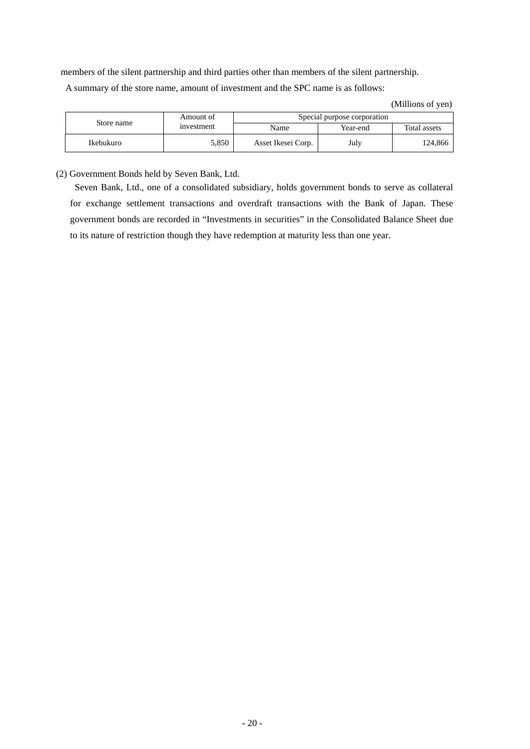members of the silent partnership and third parties other than members of the silent partnership.

A summary of the store name, amount of investment and the SPC name is as follows:

(Millions of yen)

| Store name | Amount of investment | Special purpose corporation | | |
|---|---|---|---|---|
| | | Name | Year-end | Total assets |
| Ikebukuro | 5,850 | Asset Ikesei Corp. | July | 124,866 |

(2) Government Bonds held by Seven Bank, Ltd.

Seven Bank, Ltd., one of a consolidated subsidiary, holds government bonds to serve as collateral for exchange settlement transactions and overdraft transactions with the Bank of Japan. These government bonds are recorded in "Investments in securities" in the Consolidated Balance Sheet due to its nature of restriction though they have redemption at maturity less than one year.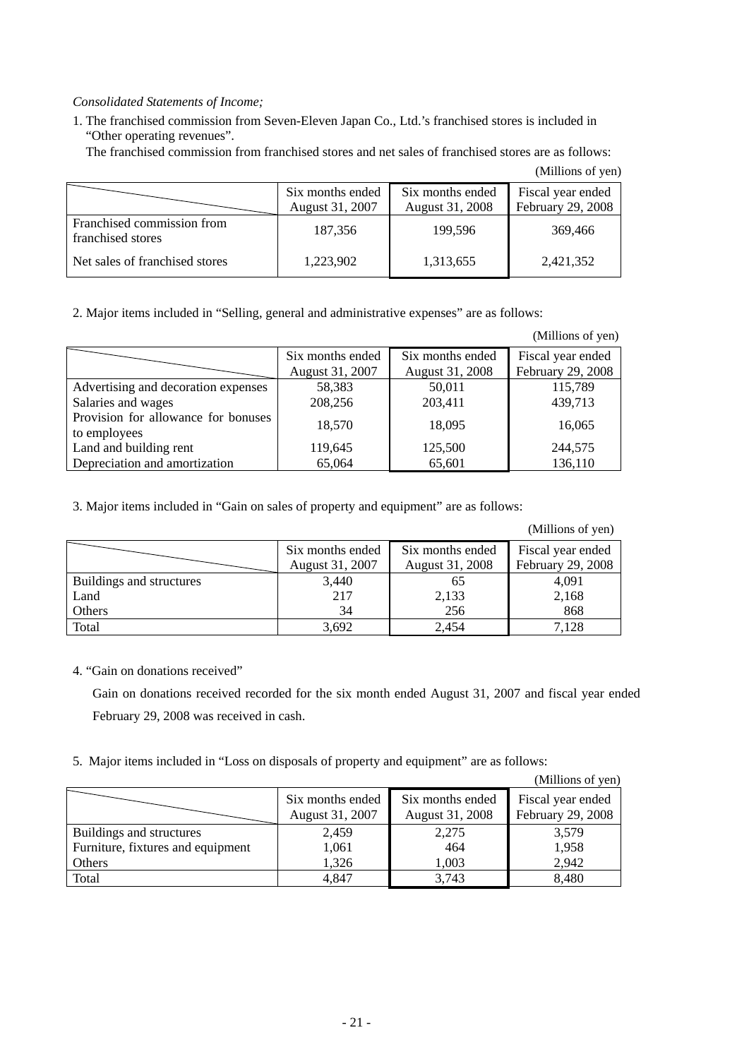*Consolidated Statements of Income;*

1. The franchised commission from Seven-Eleven Japan Co., Ltd.'s franchised stores is included in "Other operating revenues".

   The franchised commission from franchised stores and net sales of franchised stores are as follows:

(Millions of yen)

| | Six months ended August 31, 2007 | Six months ended August 31, 2008 | Fiscal year ended February 29, 2008 |
|---|---|---|---|
| Franchised commission from franchised stores | 187,356 | 199,596 | 369,466 |
| Net sales of franchised stores | 1,223,902 | 1,313,655 | 2,421,352 |

2. Major items included in "Selling, general and administrative expenses" are as follows:

(Millions of yen)

| | Six months ended August 31, 2007 | Six months ended August 31, 2008 | Fiscal year ended February 29, 2008 |
|---|---|---|---|
| Advertising and decoration expenses | 58,383 | 50,011 | 115,789 |
| Salaries and wages | 208,256 | 203,411 | 439,713 |
| Provision for allowance for bonuses to employees | 18,570 | 18,095 | 16,065 |
| Land and building rent | 119,645 | 125,500 | 244,575 |
| Depreciation and amortization | 65,064 | 65,601 | 136,110 |

3. Major items included in "Gain on sales of property and equipment" are as follows:

(Millions of yen)

| | Six months ended August 31, 2007 | Six months ended August 31, 2008 | Fiscal year ended February 29, 2008 |
|---|---|---|---|
| Buildings and structures | 3,440 | 65 | 4,091 |
| Land | 217 | 2,133 | 2,168 |
| Others | 34 | 256 | 868 |
| Total | 3,692 | 2,454 | 7,128 |

4. "Gain on donations received"

   Gain on donations received recorded for the six month ended August 31, 2007 and fiscal year ended February 29, 2008 was received in cash.

5. Major items included in "Loss on disposals of property and equipment" are as follows:

(Millions of yen)

| | Six months ended August 31, 2007 | Six months ended August 31, 2008 | Fiscal year ended February 29, 2008 |
|---|---|---|---|
| Buildings and structures | 2,459 | 2,275 | 3,579 |
| Furniture, fixtures and equipment | 1,061 | 464 | 1,958 |
| Others | 1,326 | 1,003 | 2,942 |
| Total | 4,847 | 3,743 | 8,480 |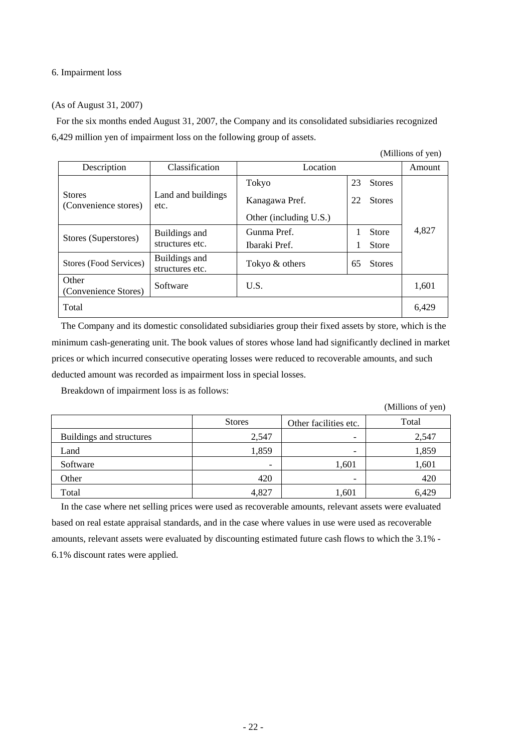6. Impairment loss

(As of August 31, 2007)

For the six months ended August 31, 2007, the Company and its consolidated subsidiaries recognized 6,429 million yen of impairment loss on the following group of assets.

(Millions of yen)

| Description | Classification | Location | | Amount |
|---|---|---|---|---|
| Stores (Convenience stores) | Land and buildings etc. | Tokyo | 23 Stores | 4,827 |
| | | Kanagawa Pref. | 22 Stores | |
| | | Other (including U.S.) | | |
| Stores (Superstores) | Buildings and structures etc. | Gunma Pref. | 1 Store | |
| | | Ibaraki Pref. | 1 Store | |
| Stores (Food Services) | Buildings and structures etc. | Tokyo & others | 65 Stores | |
| Other (Convenience Stores) | Software | U.S. | | 1,601 |
| Total | | | | 6,429 |

The Company and its domestic consolidated subsidiaries group their fixed assets by store, which is the minimum cash-generating unit. The book values of stores whose land had significantly declined in market prices or which incurred consecutive operating losses were reduced to recoverable amounts, and such deducted amount was recorded as impairment loss in special losses.

Breakdown of impairment loss is as follows:

(Millions of yen)

| | Stores | Other facilities etc. | Total |
|---|---|---|---|
| Buildings and structures | 2,547 | - | 2,547 |
| Land | 1,859 | - | 1,859 |
| Software | - | 1,601 | 1,601 |
| Other | 420 | - | 420 |
| Total | 4,827 | 1,601 | 6,429 |

In the case where net selling prices were used as recoverable amounts, relevant assets were evaluated based on real estate appraisal standards, and in the case where values in use were used as recoverable amounts, relevant assets were evaluated by discounting estimated future cash flows to which the 3.1% - 6.1% discount rates were applied.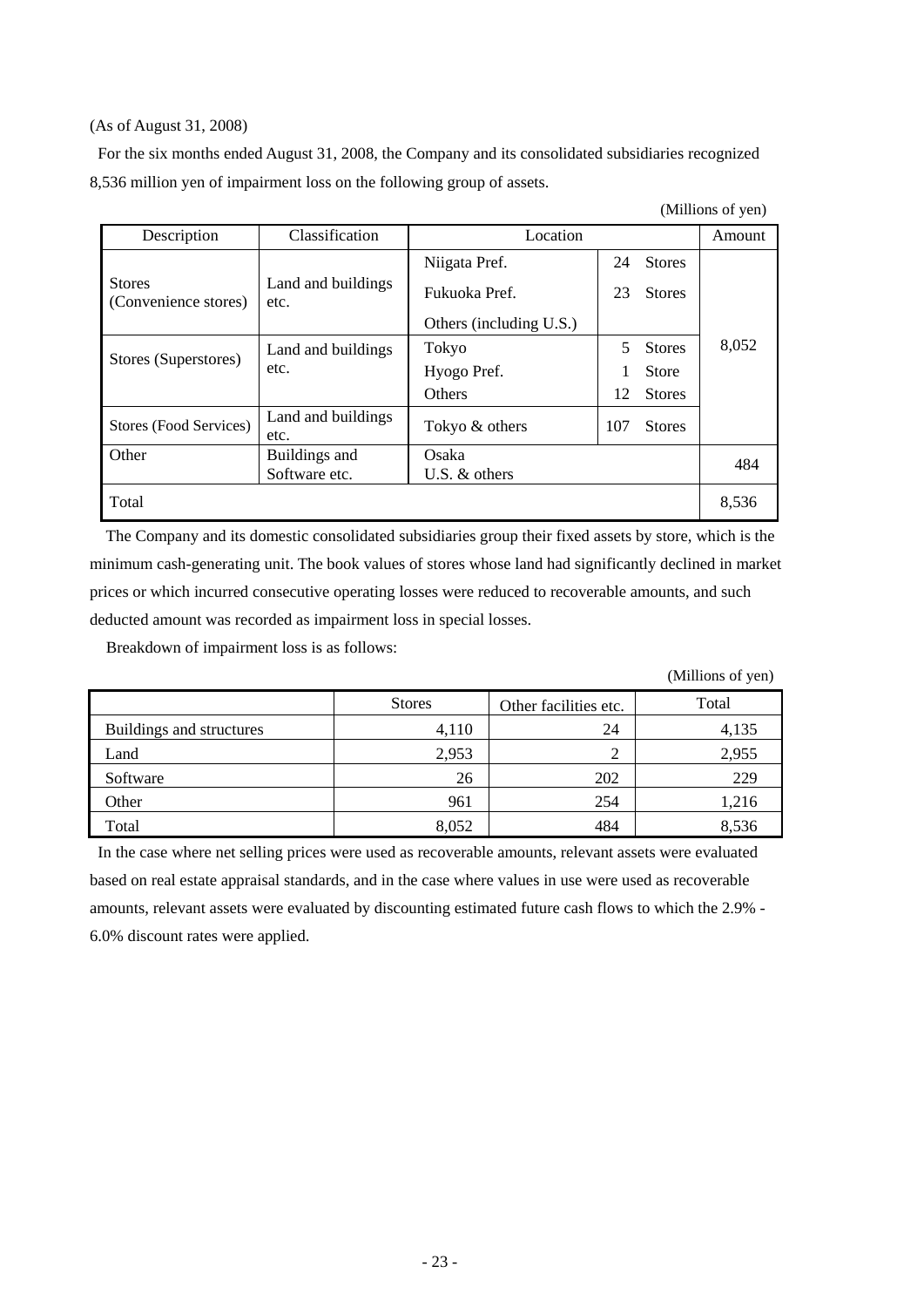(As of August 31, 2008)

For the six months ended August 31, 2008, the Company and its consolidated subsidiaries recognized 8,536 million yen of impairment loss on the following group of assets.

(Millions of yen)

| Description | Classification | Location | | | Amount |
|---|---|---|---|---|---|
| Stores (Convenience stores) | Land and buildings etc. | Niigata Pref. | 24 | Stores | 8,052 |
| | | Fukuoka Pref. | 23 | Stores | |
| | | Others (including U.S.) | | | |
| Stores (Superstores) | Land and buildings etc. | Tokyo | 5 | Stores | |
| | | Hyogo Pref. | 1 | Store | |
| | | Others | 12 | Stores | |
| Stores (Food Services) | Land and buildings etc. | Tokyo & others | 107 | Stores | |
| Other | Buildings and Software etc. | Osaka U.S. & others | | | 484 |
| Total | | | | | 8,536 |

The Company and its domestic consolidated subsidiaries group their fixed assets by store, which is the minimum cash-generating unit. The book values of stores whose land had significantly declined in market prices or which incurred consecutive operating losses were reduced to recoverable amounts, and such deducted amount was recorded as impairment loss in special losses.

Breakdown of impairment loss is as follows:

(Millions of yen)

| | Stores | Other facilities etc. | Total |
|---|---|---|---|
| Buildings and structures | 4,110 | 24 | 4,135 |
| Land | 2,953 | 2 | 2,955 |
| Software | 26 | 202 | 229 |
| Other | 961 | 254 | 1,216 |
| Total | 8,052 | 484 | 8,536 |

In the case where net selling prices were used as recoverable amounts, relevant assets were evaluated based on real estate appraisal standards, and in the case where values in use were used as recoverable amounts, relevant assets were evaluated by discounting estimated future cash flows to which the 2.9% - 6.0% discount rates were applied.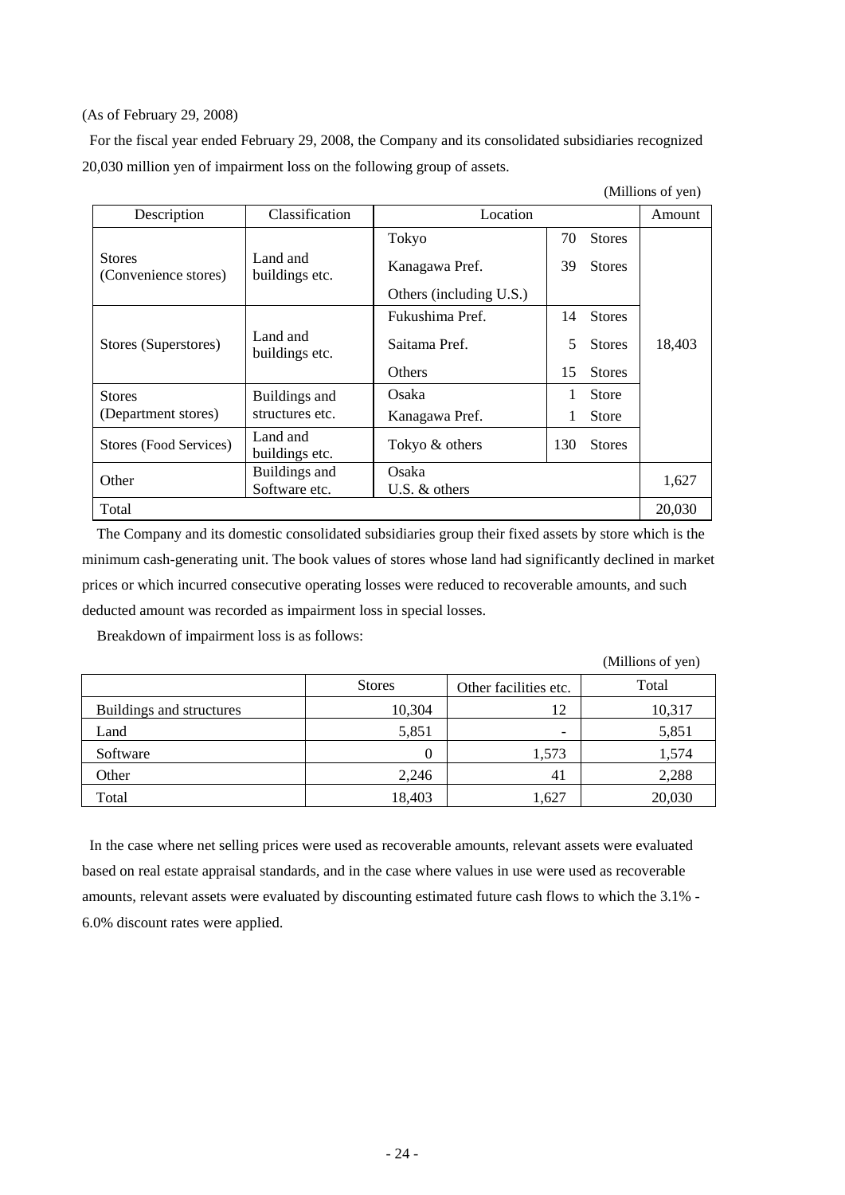(As of February 29, 2008)

For the fiscal year ended February 29, 2008, the Company and its consolidated subsidiaries recognized 20,030 million yen of impairment loss on the following group of assets.

(Millions of yen)

| Description | Classification | Location | | | Amount |
|---|---|---|---|---|---|
| Stores (Convenience stores) | Land and buildings etc. | Tokyo | 70 | Stores | 18,403 |
| | | Kanagawa Pref. | 39 | Stores | |
| | | Others (including U.S.) | | | |
| Stores (Superstores) | Land and buildings etc. | Fukushima Pref. | 14 | Stores | |
| | | Saitama Pref. | 5 | Stores | |
| | | Others | 15 | Stores | |
| Stores (Department stores) | Buildings and structures etc. | Osaka | 1 | Store | |
| | | Kanagawa Pref. | 1 | Store | |
| Stores (Food Services) | Land and buildings etc. | Tokyo & others | 130 | Stores | |
| Other | Buildings and Software etc. | Osaka U.S. & others | | | 1,627 |
| Total | | | | | 20,030 |

The Company and its domestic consolidated subsidiaries group their fixed assets by store which is the minimum cash-generating unit. The book values of stores whose land had significantly declined in market prices or which incurred consecutive operating losses were reduced to recoverable amounts, and such deducted amount was recorded as impairment loss in special losses.

Breakdown of impairment loss is as follows:

(Millions of yen)

| | Stores | Other facilities etc. | Total |
|---|---|---|---|
| Buildings and structures | 10,304 | 12 | 10,317 |
| Land | 5,851 | - | 5,851 |
| Software | 0 | 1,573 | 1,574 |
| Other | 2,246 | 41 | 2,288 |
| Total | 18,403 | 1,627 | 20,030 |

In the case where net selling prices were used as recoverable amounts, relevant assets were evaluated based on real estate appraisal standards, and in the case where values in use were used as recoverable amounts, relevant assets were evaluated by discounting estimated future cash flows to which the 3.1% - 6.0% discount rates were applied.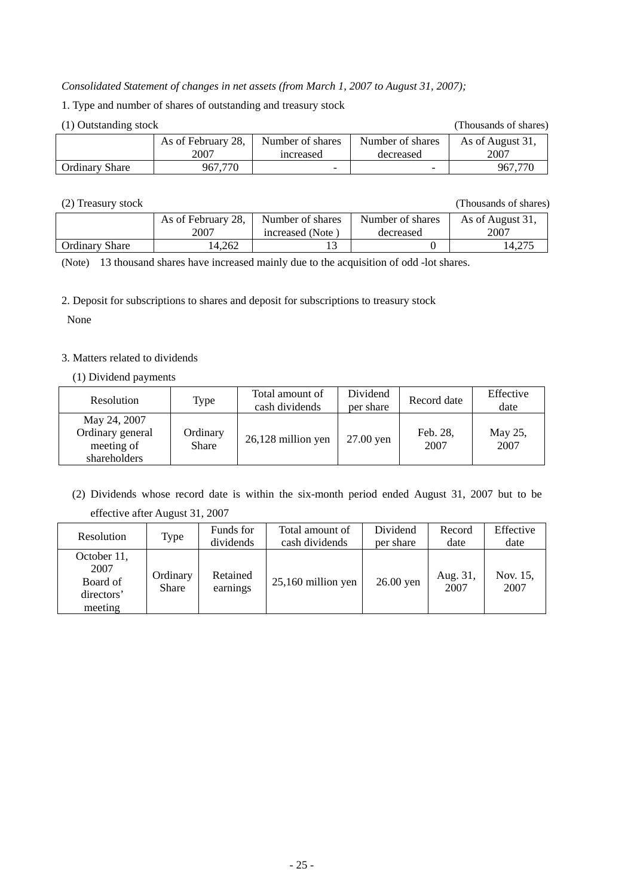*Consolidated Statement of changes in net assets (from March 1, 2007 to August 31, 2007);*

1. Type and number of shares of outstanding and treasury stock

(1) Outstanding stock (Thousands of shares)

| | As of February 28, 2007 | Number of shares increased | Number of shares decreased | As of August 31, 2007 |
|---|---|---|---|---|
| Ordinary Share | 967,770 | - | - | 967,770 |

(2) Treasury stock (Thousands of shares)

| | As of February 28, 2007 | Number of shares increased (Note ) | Number of shares decreased | As of August 31, 2007 |
|---|---|---|---|---|
| Ordinary Share | 14,262 | 13 | 0 | 14,275 |

(Note) 13 thousand shares have increased mainly due to the acquisition of odd -lot shares.

2. Deposit for subscriptions to shares and deposit for subscriptions to treasury stock

None

3. Matters related to dividends

(1) Dividend payments

| Resolution | Type | Total amount of cash dividends | Dividend per share | Record date | Effective date |
|---|---|---|---|---|---|
| May 24, 2007 Ordinary general meeting of shareholders | Ordinary Share | 26,128 million yen | 27.00 yen | Feb. 28, 2007 | May 25, 2007 |

(2) Dividends whose record date is within the six-month period ended August 31, 2007 but to be effective after August 31, 2007

| Resolution | Type | Funds for dividends | Total amount of cash dividends | Dividend per share | Record date | Effective date |
|---|---|---|---|---|---|---|
| October 11, 2007 Board of directors' meeting | Ordinary Share | Retained earnings | 25,160 million yen | 26.00 yen | Aug. 31, 2007 | Nov. 15, 2007 |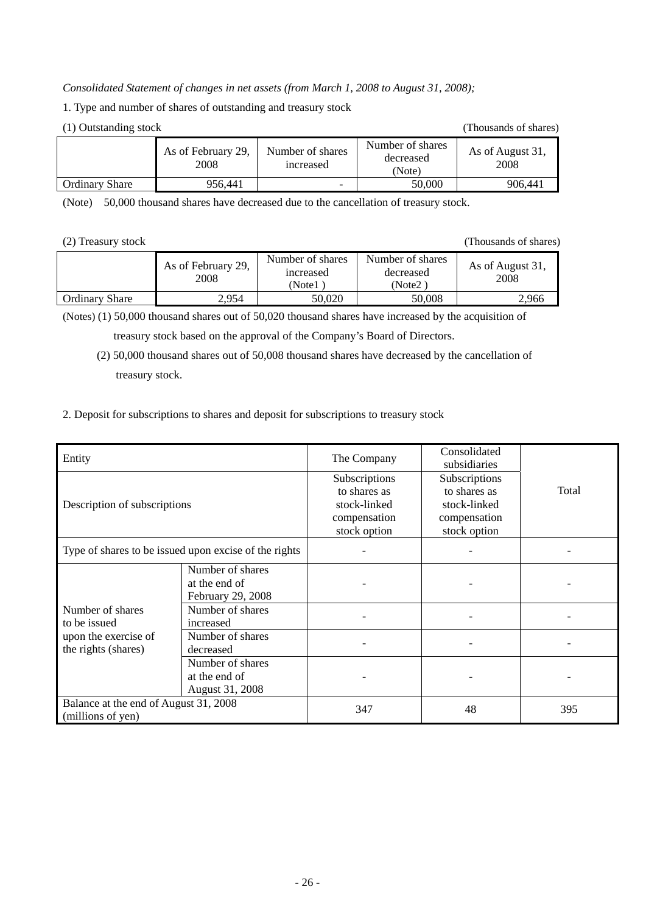*Consolidated Statement of changes in net assets (from March 1, 2008 to August 31, 2008);*

1. Type and number of shares of outstanding and treasury stock

(1) Outstanding stock (Thousands of shares)

| | As of February 29, 2008 | Number of shares increased | Number of shares decreased (Note) | As of August 31, 2008 |
|---|---|---|---|---|
| Ordinary Share | 956,441 | - | 50,000 | 906,441 |

(Note) 50,000 thousand shares have decreased due to the cancellation of treasury stock.

(2) Treasury stock (Thousands of shares)

| | As of February 29, 2008 | Number of shares increased (Note1 ) | Number of shares decreased (Note2 ) | As of August 31, 2008 |
|---|---|---|---|---|
| Ordinary Share | 2,954 | 50,020 | 50,008 | 2,966 |

(Notes) (1) 50,000 thousand shares out of 50,020 thousand shares have increased by the acquisition of treasury stock based on the approval of the Company's Board of Directors.

(2) 50,000 thousand shares out of 50,008 thousand shares have decreased by the cancellation of treasury stock.

2. Deposit for subscriptions to shares and deposit for subscriptions to treasury stock

| Entity | | The Company | Consolidated subsidiaries | Total |
|---|---|---|---|---|
| Description of subscriptions | | Subscriptions to shares as stock-linked compensation stock option | Subscriptions to shares as stock-linked compensation stock option | |
| Type of shares to be issued upon excise of the rights | | - | - | - |
| Number of shares to be issued upon the exercise of the rights (shares) | Number of shares at the end of February 29, 2008 | - | - | - |
| | Number of shares increased | - | - | - |
| | Number of shares decreased | - | - | - |
| | Number of shares at the end of August 31, 2008 | - | - | - |
| Balance at the end of August 31, 2008 (millions of yen) | | 347 | 48 | 395 |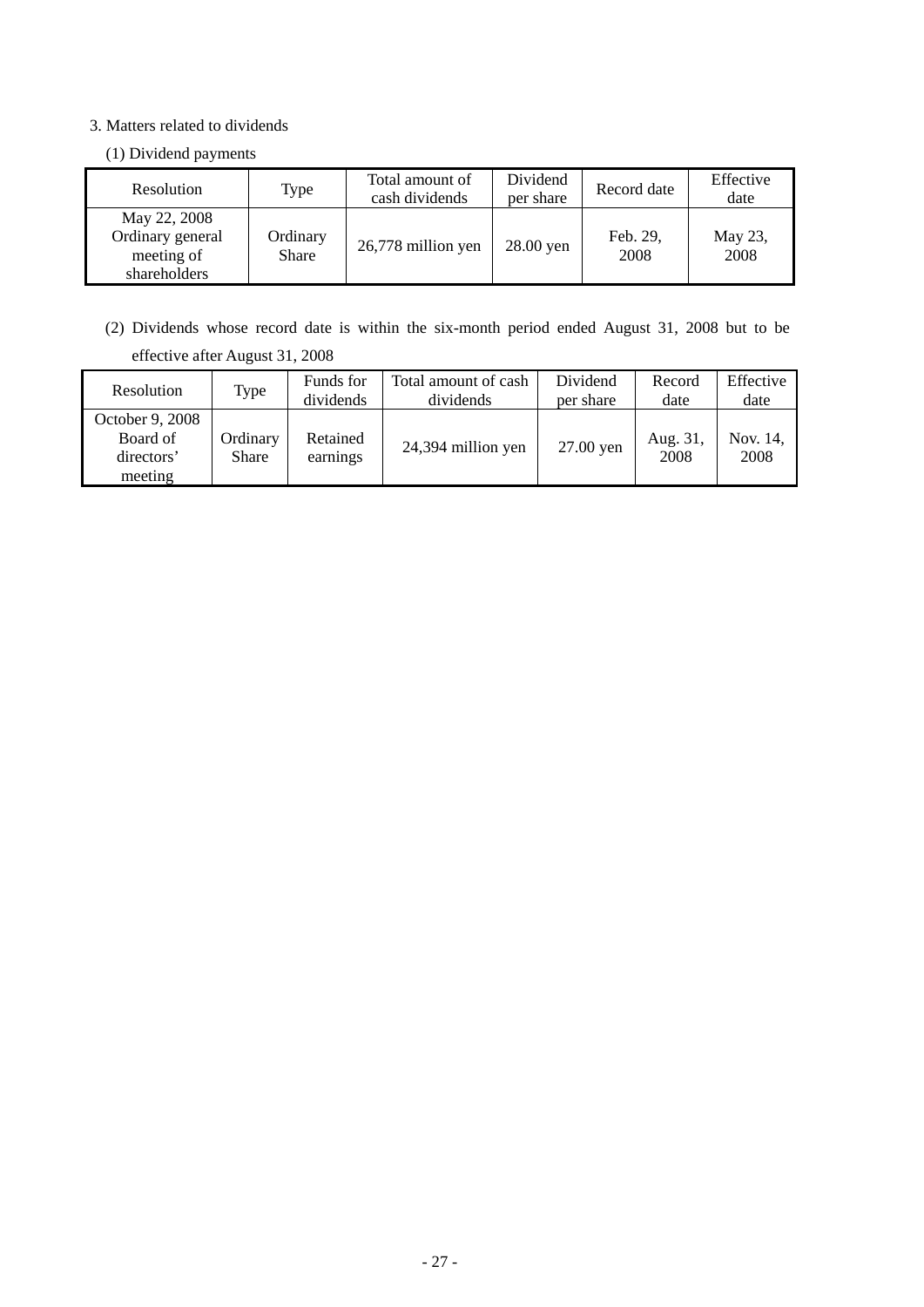3. Matters related to dividends

(1) Dividend payments

| Resolution | Type | Total amount of cash dividends | Dividend per share | Record date | Effective date |
|---|---|---|---|---|---|
| May 22, 2008 Ordinary general meeting of shareholders | Ordinary Share | 26,778 million yen | 28.00 yen | Feb. 29, 2008 | May 23, 2008 |

(2) Dividends whose record date is within the six-month period ended August 31, 2008 but to be effective after August 31, 2008

| Resolution | Type | Funds for dividends | Total amount of cash dividends | Dividend per share | Record date | Effective date |
|---|---|---|---|---|---|---|
| October 9, 2008 Board of directors' meeting | Ordinary Share | Retained earnings | 24,394 million yen | 27.00 yen | Aug. 31, 2008 | Nov. 14, 2008 |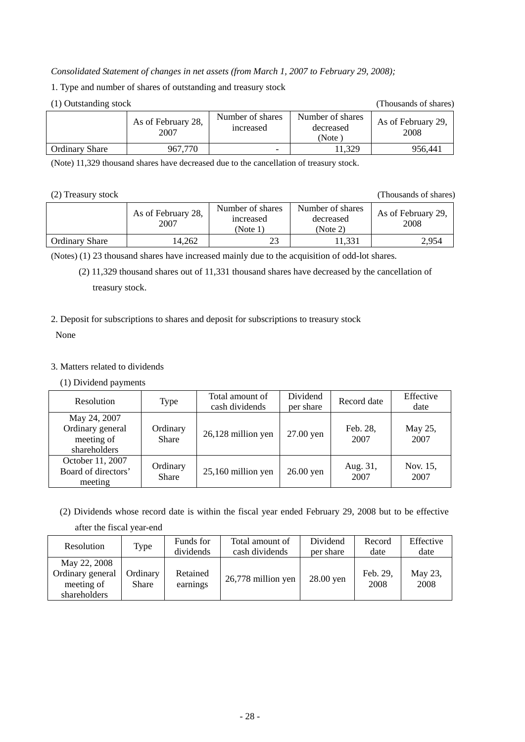*Consolidated Statement of changes in net assets (from March 1, 2007 to February 29, 2008);*

1. Type and number of shares of outstanding and treasury stock

(1) Outstanding stock (Thousands of shares)

| | As of February 28, 2007 | Number of shares increased | Number of shares decreased (Note ) | As of February 29, 2008 |
|---|---|---|---|---|
| Ordinary Share | 967,770 | - | 11,329 | 956,441 |

(Note) 11,329 thousand shares have decreased due to the cancellation of treasury stock.

(2) Treasury stock (Thousands of shares)

| | As of February 28, 2007 | Number of shares increased (Note 1) | Number of shares decreased (Note 2) | As of February 29, 2008 |
|---|---|---|---|---|
| Ordinary Share | 14,262 | 23 | 11,331 | 2,954 |

(Notes) (1) 23 thousand shares have increased mainly due to the acquisition of odd-lot shares.

(2) 11,329 thousand shares out of 11,331 thousand shares have decreased by the cancellation of treasury stock.

2. Deposit for subscriptions to shares and deposit for subscriptions to treasury stock

None

3. Matters related to dividends

(1) Dividend payments

| Resolution | Type | Total amount of cash dividends | Dividend per share | Record date | Effective date |
|---|---|---|---|---|---|
| May 24, 2007 Ordinary general meeting of shareholders | Ordinary Share | 26,128 million yen | 27.00 yen | Feb. 28, 2007 | May 25, 2007 |
| October 11, 2007 Board of directors' meeting | Ordinary Share | 25,160 million yen | 26.00 yen | Aug. 31, 2007 | Nov. 15, 2007 |

(2) Dividends whose record date is within the fiscal year ended February 29, 2008 but to be effective after the fiscal year-end

| Resolution | Type | Funds for dividends | Total amount of cash dividends | Dividend per share | Record date | Effective date |
|---|---|---|---|---|---|---|
| May 22, 2008 Ordinary general meeting of shareholders | Ordinary Share | Retained earnings | 26,778 million yen | 28.00 yen | Feb. 29, 2008 | May 23, 2008 |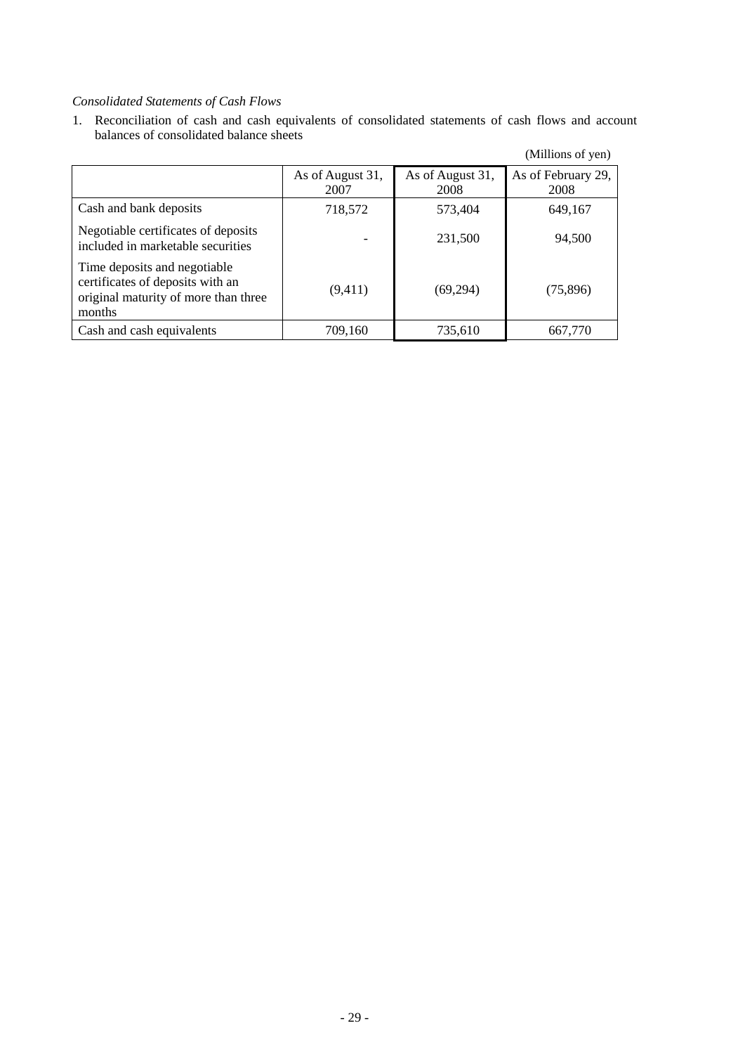*Consolidated Statements of Cash Flows*

1. Reconciliation of cash and cash equivalents of consolidated statements of cash flows and account balances of consolidated balance sheets

(Millions of yen)

| | As of August 31, 2007 | As of August 31, 2008 | As of February 29, 2008 |
|---|---|---|---|
| Cash and bank deposits | 718,572 | 573,404 | 649,167 |
| Negotiable certificates of deposits included in marketable securities | - | 231,500 | 94,500 |
| Time deposits and negotiable certificates of deposits with an original maturity of more than three months | (9,411) | (69,294) | (75,896) |
| Cash and cash equivalents | 709,160 | 735,610 | 667,770 |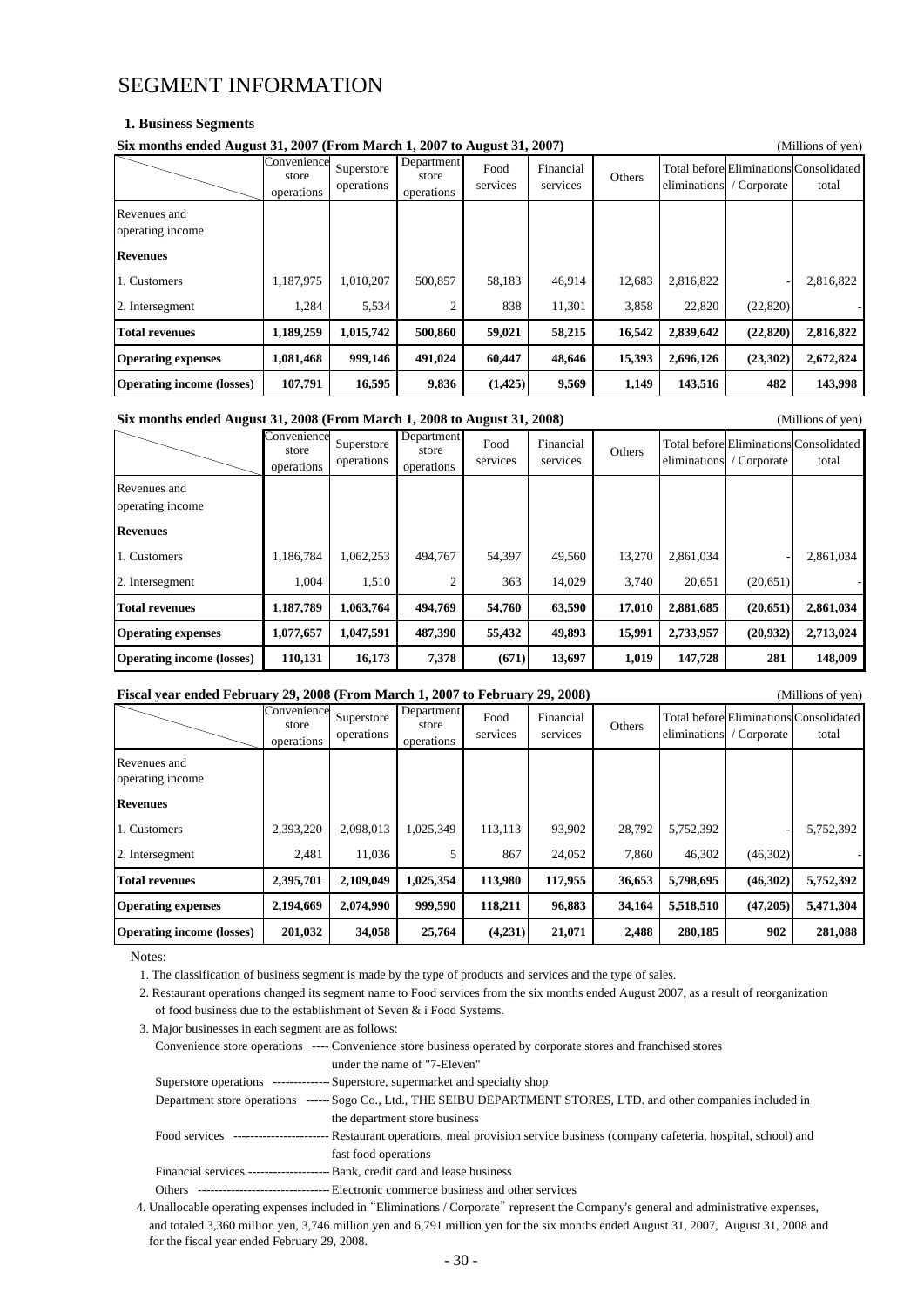# SEGMENT INFORMATION

## 1. Business Segments

**Six months ended August 31, 2007 (From March 1, 2007 to August 31, 2007)**

(Millions of yen)

| | Convenience store operations | Superstore operations | Department store operations | Food services | Financial services | Others | Total before eliminations | Eliminations / Corporate | Consolidated total |
|---|---|---|---|---|---|---|---|---|---|
| Revenues and operating income | | | | | | | | | |
| **Revenues** | | | | | | | | | |
| 1. Customers | 1,187,975 | 1,010,207 | 500,857 | 58,183 | 46,914 | 12,683 | 2,816,822 | - | 2,816,822 |
| 2. Intersegment | 1,284 | 5,534 | 2 | 838 | 11,301 | 3,858 | 22,820 | (22,820) | - |
| **Total revenues** | **1,189,259** | **1,015,742** | **500,860** | **59,021** | **58,215** | **16,542** | **2,839,642** | **(22,820)** | **2,816,822** |
| **Operating expenses** | **1,081,468** | **999,146** | **491,024** | **60,447** | **48,646** | **15,393** | **2,696,126** | **(23,302)** | **2,672,824** |
| **Operating income (losses)** | **107,791** | **16,595** | **9,836** | **(1,425)** | **9,569** | **1,149** | **143,516** | **482** | **143,998** |

**Six months ended August 31, 2008 (From March 1, 2008 to August 31, 2008)**

(Millions of yen)

| | Convenience store operations | Superstore operations | Department store operations | Food services | Financial services | Others | Total before eliminations | Eliminations / Corporate | Consolidated total |
|---|---|---|---|---|---|---|---|---|---|
| Revenues and operating income | | | | | | | | | |
| **Revenues** | | | | | | | | | |
| 1. Customers | 1,186,784 | 1,062,253 | 494,767 | 54,397 | 49,560 | 13,270 | 2,861,034 | - | 2,861,034 |
| 2. Intersegment | 1,004 | 1,510 | 2 | 363 | 14,029 | 3,740 | 20,651 | (20,651) | - |
| **Total revenues** | **1,187,789** | **1,063,764** | **494,769** | **54,760** | **63,590** | **17,010** | **2,881,685** | **(20,651)** | **2,861,034** |
| **Operating expenses** | **1,077,657** | **1,047,591** | **487,390** | **55,432** | **49,893** | **15,991** | **2,733,957** | **(20,932)** | **2,713,024** |
| **Operating income (losses)** | **110,131** | **16,173** | **7,378** | **(671)** | **13,697** | **1,019** | **147,728** | **281** | **148,009** |

**Fiscal year ended February 29, 2008 (From March 1, 2007 to February 29, 2008)**

(Millions of yen)

| | Convenience store operations | Superstore operations | Department store operations | Food services | Financial services | Others | Total before eliminations | Eliminations / Corporate | Consolidated total |
|---|---|---|---|---|---|---|---|---|---|
| Revenues and operating income | | | | | | | | | |
| **Revenues** | | | | | | | | | |
| 1. Customers | 2,393,220 | 2,098,013 | 1,025,349 | 113,113 | 93,902 | 28,792 | 5,752,392 | - | 5,752,392 |
| 2. Intersegment | 2,481 | 11,036 | 5 | 867 | 24,052 | 7,860 | 46,302 | (46,302) | - |
| **Total revenues** | **2,395,701** | **2,109,049** | **1,025,354** | **113,980** | **117,955** | **36,653** | **5,798,695** | **(46,302)** | **5,752,392** |
| **Operating expenses** | **2,194,669** | **2,074,990** | **999,590** | **118,211** | **96,883** | **34,164** | **5,518,510** | **(47,205)** | **5,471,304** |
| **Operating income (losses)** | **201,032** | **34,058** | **25,764** | **(4,231)** | **21,071** | **2,488** | **280,185** | **902** | **281,088** |

Notes:

1. The classification of business segment is made by the type of products and services and the type of sales.
2. Restaurant operations changed its segment name to Food services from the six months ended August 2007, as a result of reorganization of food business due to the establishment of Seven & i Food Systems.
3. Major businesses in each segment are as follows:
   - Convenience store operations ---- Convenience store business operated by corporate stores and franchised stores under the name of "7-Eleven"
   - Superstore operations -------------- Superstore, supermarket and specialty shop
   - Department store operations ------ Sogo Co., Ltd., THE SEIBU DEPARTMENT STORES, LTD. and other companies included in the department store business
   - Food services ----------------------- Restaurant operations, meal provision service business (company cafeteria, hospital, school) and fast food operations
   - Financial services -------------------- Bank, credit card and lease business
   - Others -------------------------------- Electronic commerce business and other services
4. Unallocable operating expenses included in "Eliminations / Corporate" represent the Company's general and administrative expenses, and totaled 3,360 million yen, 3,746 million yen and 6,791 million yen for the six months ended August 31, 2007, August 31, 2008 and for the fiscal year ended February 29, 2008.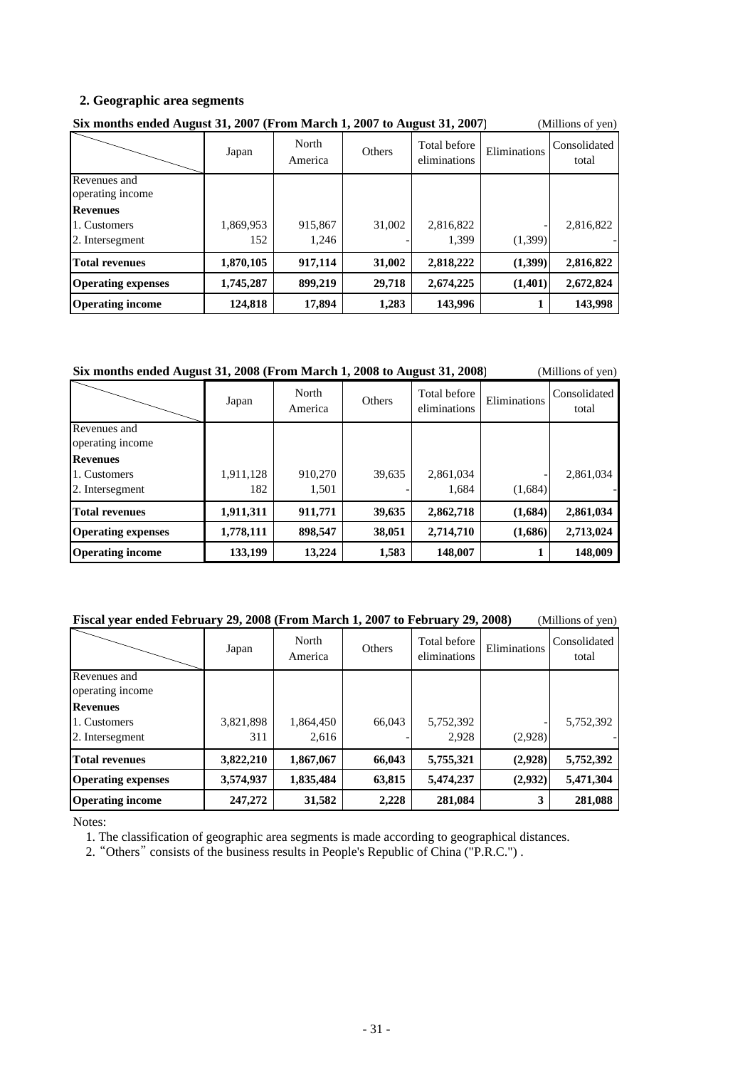### 2. Geographic area segments

**Six months ended August 31, 2007 (From March 1, 2007 to August 31, 2007)** (Millions of yen)

| | Japan | North America | Others | Total before eliminations | Eliminations | Consolidated total |
|---|---|---|---|---|---|---|
| Revenues and operating income | | | | | | |
| **Revenues** | | | | | | |
| 1. Customers | 1,869,953 | 915,867 | 31,002 | 2,816,822 | - | 2,816,822 |
| 2. Intersegment | 152 | 1,246 | - | 1,399 | (1,399) | - |
| **Total revenues** | **1,870,105** | **917,114** | **31,002** | **2,818,222** | **(1,399)** | **2,816,822** |
| **Operating expenses** | **1,745,287** | **899,219** | **29,718** | **2,674,225** | **(1,401)** | **2,672,824** |
| **Operating income** | **124,818** | **17,894** | **1,283** | **143,996** | **1** | **143,998** |

**Six months ended August 31, 2008 (From March 1, 2008 to August 31, 2008)** (Millions of yen)

| | Japan | North America | Others | Total before eliminations | Eliminations | Consolidated total |
|---|---|---|---|---|---|---|
| Revenues and operating income | | | | | | |
| **Revenues** | | | | | | |
| 1. Customers | 1,911,128 | 910,270 | 39,635 | 2,861,034 | - | 2,861,034 |
| 2. Intersegment | 182 | 1,501 | - | 1,684 | (1,684) | - |
| **Total revenues** | **1,911,311** | **911,771** | **39,635** | **2,862,718** | **(1,684)** | **2,861,034** |
| **Operating expenses** | **1,778,111** | **898,547** | **38,051** | **2,714,710** | **(1,686)** | **2,713,024** |
| **Operating income** | **133,199** | **13,224** | **1,583** | **148,007** | **1** | **148,009** |

**Fiscal year ended February 29, 2008 (From March 1, 2007 to February 29, 2008)** (Millions of yen)

| | Japan | North America | Others | Total before eliminations | Eliminations | Consolidated total |
|---|---|---|---|---|---|---|
| Revenues and operating income | | | | | | |
| **Revenues** | | | | | | |
| 1. Customers | 3,821,898 | 1,864,450 | 66,043 | 5,752,392 | - | 5,752,392 |
| 2. Intersegment | 311 | 2,616 | - | 2,928 | (2,928) | - |
| **Total revenues** | **3,822,210** | **1,867,067** | **66,043** | **5,755,321** | **(2,928)** | **5,752,392** |
| **Operating expenses** | **3,574,937** | **1,835,484** | **63,815** | **5,474,237** | **(2,932)** | **5,471,304** |
| **Operating income** | **247,272** | **31,582** | **2,228** | **281,084** | **3** | **281,088** |

Notes:

1. The classification of geographic area segments is made according to geographical distances.
2. "Others" consists of the business results in People's Republic of China ("P.R.C.") .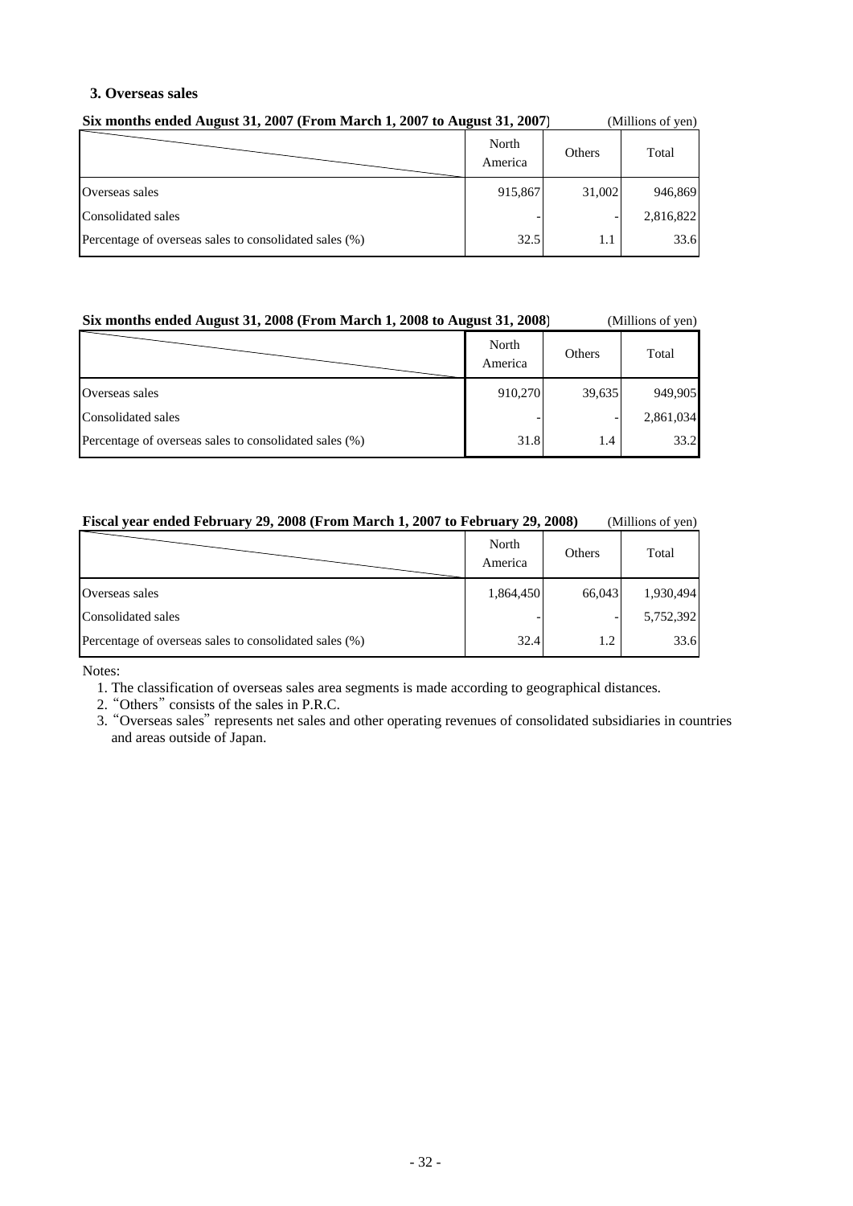### 3. Overseas sales

**Six months ended August 31, 2007 (From March 1, 2007 to August 31, 2007)** (Millions of yen)

| | North America | Others | Total |
|---|---|---|---|
| Overseas sales | 915,867 | 31,002 | 946,869 |
| Consolidated sales | - | - | 2,816,822 |
| Percentage of overseas sales to consolidated sales (%) | 32.5 | 1.1 | 33.6 |

**Six months ended August 31, 2008 (From March 1, 2008 to August 31, 2008)** (Millions of yen)

| | North America | Others | Total |
|---|---|---|---|
| Overseas sales | 910,270 | 39,635 | 949,905 |
| Consolidated sales | - | - | 2,861,034 |
| Percentage of overseas sales to consolidated sales (%) | 31.8 | 1.4 | 33.2 |

**Fiscal year ended February 29, 2008 (From March 1, 2007 to February 29, 2008)** (Millions of yen)

| | North America | Others | Total |
|---|---|---|---|
| Overseas sales | 1,864,450 | 66,043 | 1,930,494 |
| Consolidated sales | - | - | 5,752,392 |
| Percentage of overseas sales to consolidated sales (%) | 32.4 | 1.2 | 33.6 |

Notes:

1. The classification of overseas sales area segments is made according to geographical distances.
2. "Others" consists of the sales in P.R.C.
3. "Overseas sales" represents net sales and other operating revenues of consolidated subsidiaries in countries and areas outside of Japan.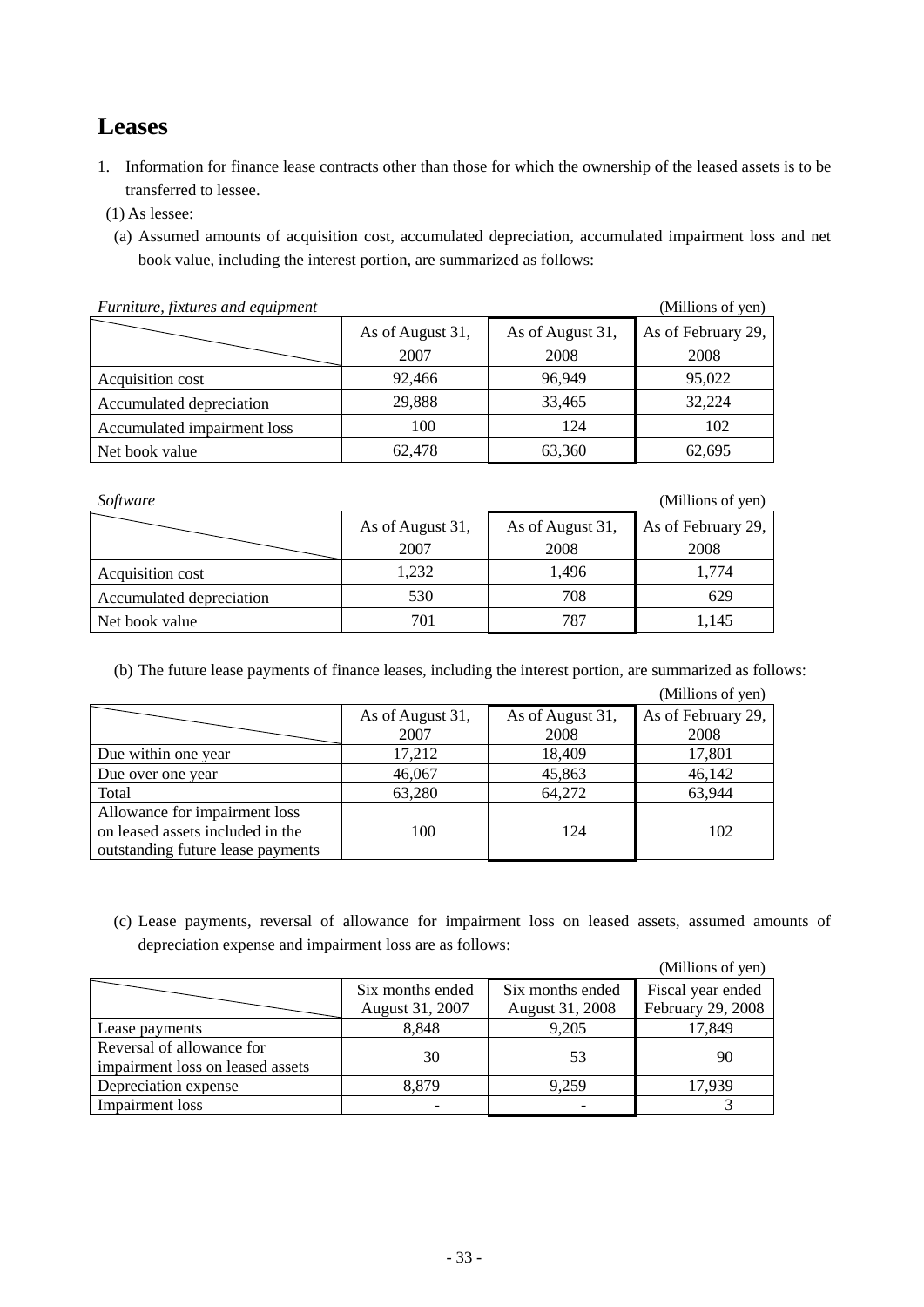# Leases

1. Information for finance lease contracts other than those for which the ownership of the leased assets is to be transferred to lessee.

(1) As lessee:

(a) Assumed amounts of acquisition cost, accumulated depreciation, accumulated impairment loss and net book value, including the interest portion, are summarized as follows:

*Furniture, fixtures and equipment* (Millions of yen)

| | As of August 31, 2007 | As of August 31, 2008 | As of February 29, 2008 |
|---|---|---|---|
| Acquisition cost | 92,466 | 96,949 | 95,022 |
| Accumulated depreciation | 29,888 | 33,465 | 32,224 |
| Accumulated impairment loss | 100 | 124 | 102 |
| Net book value | 62,478 | 63,360 | 62,695 |

*Software* (Millions of yen)

| | As of August 31, 2007 | As of August 31, 2008 | As of February 29, 2008 |
|---|---|---|---|
| Acquisition cost | 1,232 | 1,496 | 1,774 |
| Accumulated depreciation | 530 | 708 | 629 |
| Net book value | 701 | 787 | 1,145 |

(b) The future lease payments of finance leases, including the interest portion, are summarized as follows:

(Millions of yen)

| | As of August 31, 2007 | As of August 31, 2008 | As of February 29, 2008 |
|---|---|---|---|
| Due within one year | 17,212 | 18,409 | 17,801 |
| Due over one year | 46,067 | 45,863 | 46,142 |
| Total | 63,280 | 64,272 | 63,944 |
| Allowance for impairment loss on leased assets included in the outstanding future lease payments | 100 | 124 | 102 |

(c) Lease payments, reversal of allowance for impairment loss on leased assets, assumed amounts of depreciation expense and impairment loss are as follows:

(Millions of yen)

| | Six months ended August 31, 2007 | Six months ended August 31, 2008 | Fiscal year ended February 29, 2008 |
|---|---|---|---|
| Lease payments | 8,848 | 9,205 | 17,849 |
| Reversal of allowance for impairment loss on leased assets | 30 | 53 | 90 |
| Depreciation expense | 8,879 | 9,259 | 17,939 |
| Impairment loss | - | - | 3 |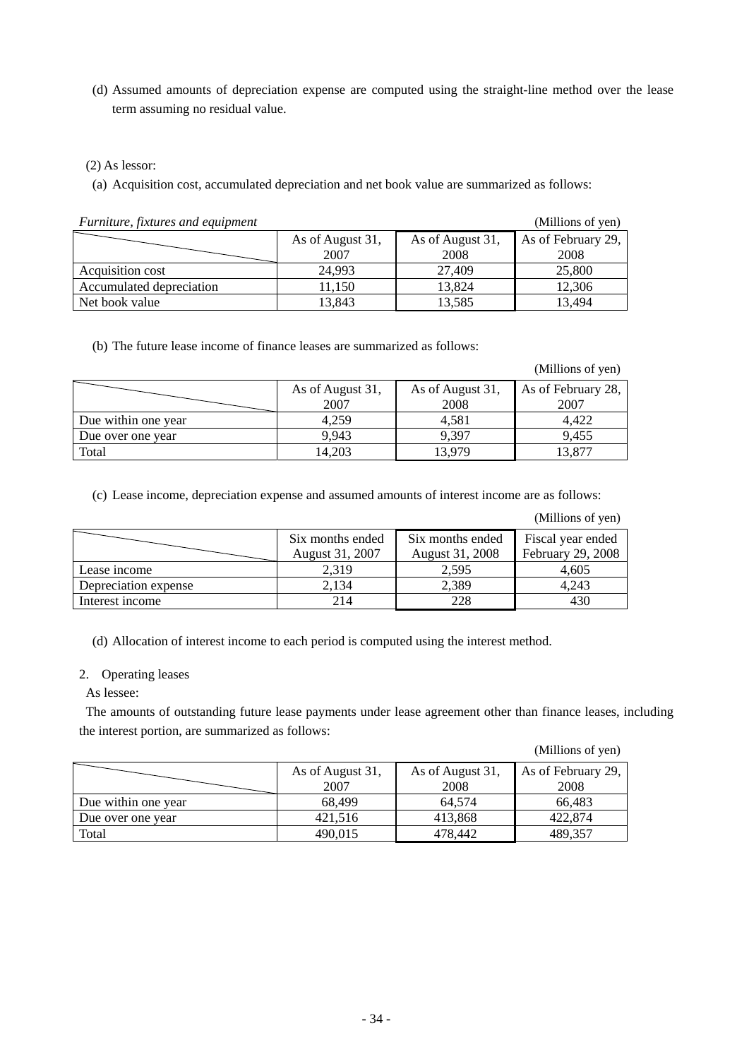(d) Assumed amounts of depreciation expense are computed using the straight-line method over the lease term assuming no residual value.

(2) As lessor:

(a) Acquisition cost, accumulated depreciation and net book value are summarized as follows:

*Furniture, fixtures and equipment* (Millions of yen)

| | As of August 31, 2007 | As of August 31, 2008 | As of February 29, 2008 |
|---|---|---|---|
| Acquisition cost | 24,993 | 27,409 | 25,800 |
| Accumulated depreciation | 11,150 | 13,824 | 12,306 |
| Net book value | 13,843 | 13,585 | 13,494 |

(b) The future lease income of finance leases are summarized as follows:

(Millions of yen)

| | As of August 31, 2007 | As of August 31, 2008 | As of February 28, 2007 |
|---|---|---|---|
| Due within one year | 4,259 | 4,581 | 4,422 |
| Due over one year | 9,943 | 9,397 | 9,455 |
| Total | 14,203 | 13,979 | 13,877 |

(c) Lease income, depreciation expense and assumed amounts of interest income are as follows:

(Millions of yen)

| | Six months ended August 31, 2007 | Six months ended August 31, 2008 | Fiscal year ended February 29, 2008 |
|---|---|---|---|
| Lease income | 2,319 | 2,595 | 4,605 |
| Depreciation expense | 2,134 | 2,389 | 4,243 |
| Interest income | 214 | 228 | 430 |

(d) Allocation of interest income to each period is computed using the interest method.

2. Operating leases

As lessee:

The amounts of outstanding future lease payments under lease agreement other than finance leases, including the interest portion, are summarized as follows:

(Millions of yen)

| | As of August 31, 2007 | As of August 31, 2008 | As of February 29, 2008 |
|---|---|---|---|
| Due within one year | 68,499 | 64,574 | 66,483 |
| Due over one year | 421,516 | 413,868 | 422,874 |
| Total | 490,015 | 478,442 | 489,357 |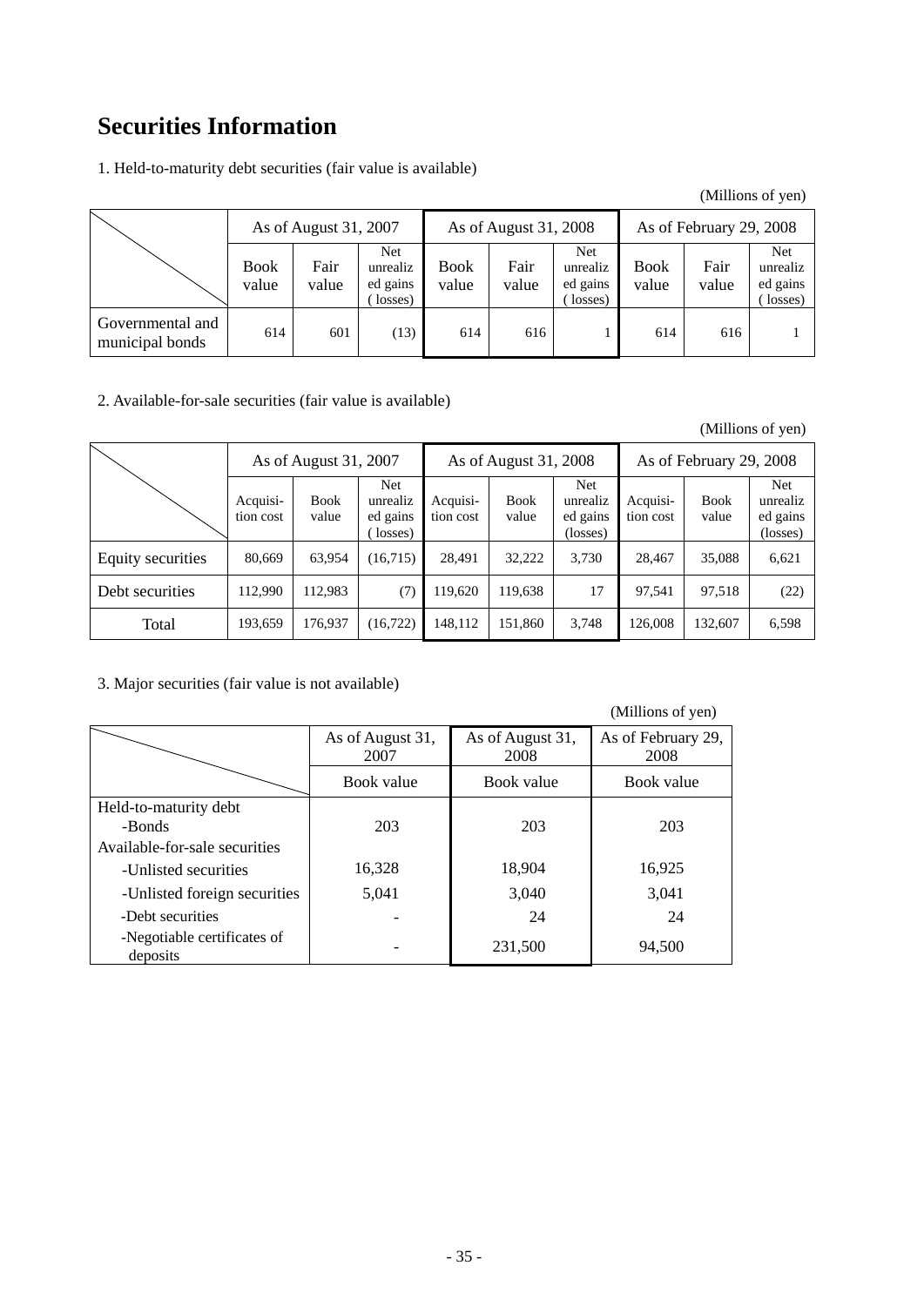# Securities Information

1. Held-to-maturity debt securities (fair value is available)

(Millions of yen)

| | As of August 31, 2007 | | | As of August 31, 2008 | | | As of February 29, 2008 | | |
|---|---|---|---|---|---|---|---|---|---|
| | Book value | Fair value | Net unrealized gains (losses) | Book value | Fair value | Net unrealized gains (losses) | Book value | Fair value | Net unrealized gains (losses) |
| Governmental and municipal bonds | 614 | 601 | (13) | 614 | 616 | 1 | 614 | 616 | 1 |

2. Available-for-sale securities (fair value is available)

(Millions of yen)

| | As of August 31, 2007 | | | As of August 31, 2008 | | | As of February 29, 2008 | | |
|---|---|---|---|---|---|---|---|---|---|
| | Acquisition cost | Book value | Net unrealized gains (losses) | Acquisition cost | Book value | Net unrealized gains (losses) | Acquisition cost | Book value | Net unrealized gains (losses) |
| Equity securities | 80,669 | 63,954 | (16,715) | 28,491 | 32,222 | 3,730 | 28,467 | 35,088 | 6,621 |
| Debt securities | 112,990 | 112,983 | (7) | 119,620 | 119,638 | 17 | 97,541 | 97,518 | (22) |
| Total | 193,659 | 176,937 | (16,722) | 148,112 | 151,860 | 3,748 | 126,008 | 132,607 | 6,598 |

3. Major securities (fair value is not available)

(Millions of yen)

| | As of August 31, 2007 | As of August 31, 2008 | As of February 29, 2008 |
|---|---|---|---|
| | Book value | Book value | Book value |
| Held-to-maturity debt | | | |
| -Bonds | 203 | 203 | 203 |
| Available-for-sale securities | | | |
| -Unlisted securities | 16,328 | 18,904 | 16,925 |
| -Unlisted foreign securities | 5,041 | 3,040 | 3,041 |
| -Debt securities | - | 24 | 24 |
| -Negotiable certificates of deposits | - | 231,500 | 94,500 |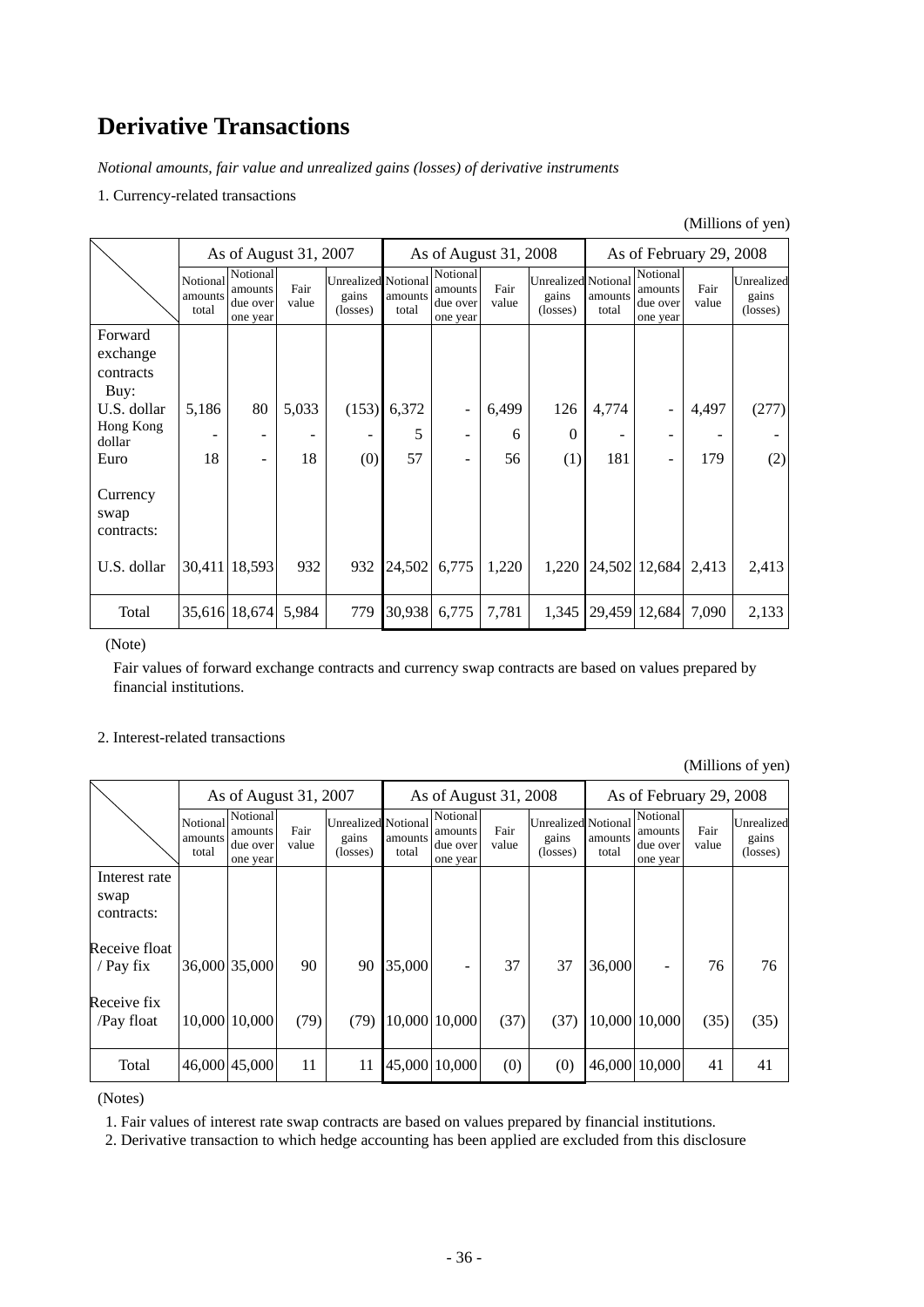# Derivative Transactions

*Notional amounts, fair value and unrealized gains (losses) of derivative instruments*

1. Currency-related transactions

(Millions of yen)

| | As of August 31, 2007 | | | | As of August 31, 2008 | | | | As of February 29, 2008 | | | |
|---|---|---|---|---|---|---|---|---|---|---|---|---|
| | Notional amounts total | Notional amounts due over one year | Fair value | Unrealized gains (losses) | Notional amounts total | Notional amounts due over one year | Fair value | Unrealized gains (losses) | Notional amounts total | Notional amounts due over one year | Fair value | Unrealized gains (losses) |
| Forward exchange contracts Buy: | | | | | | | | | | | | |
| U.S. dollar | 5,186 | 80 | 5,033 | (153) | 6,372 | - | 6,499 | 126 | 4,774 | - | 4,497 | (277) |
| Hong Kong dollar | - | - | - | - | 5 | - | 6 | 0 | - | - | - | - |
| Euro | 18 | - | 18 | (0) | 57 | - | 56 | (1) | 181 | - | 179 | (2) |
| Currency swap contracts: | | | | | | | | | | | | |
| U.S. dollar | 30,411 | 18,593 | 932 | 932 | 24,502 | 6,775 | 1,220 | 1,220 | 24,502 | 12,684 | 2,413 | 2,413 |
| Total | 35,616 | 18,674 | 5,984 | 779 | 30,938 | 6,775 | 7,781 | 1,345 | 29,459 | 12,684 | 7,090 | 2,133 |

(Note)

Fair values of forward exchange contracts and currency swap contracts are based on values prepared by financial institutions.

2. Interest-related transactions

(Millions of yen)

| | As of August 31, 2007 | | | | As of August 31, 2008 | | | | As of February 29, 2008 | | | |
|---|---|---|---|---|---|---|---|---|---|---|---|---|
| | Notional amounts total | Notional amounts due over one year | Fair value | Unrealized gains (losses) | Notional amounts total | Notional amounts due over one year | Fair value | Unrealized gains (losses) | Notional amounts total | Notional amounts due over one year | Fair value | Unrealized gains (losses) |
| Interest rate swap contracts: | | | | | | | | | | | | |
| Receive float / Pay fix | 36,000 | 35,000 | 90 | 90 | 35,000 | - | 37 | 37 | 36,000 | - | 76 | 76 |
| Receive fix /Pay float | 10,000 | 10,000 | (79) | (79) | 10,000 | 10,000 | (37) | (37) | 10,000 | 10,000 | (35) | (35) |
| Total | 46,000 | 45,000 | 11 | 11 | 45,000 | 10,000 | (0) | (0) | 46,000 | 10,000 | 41 | 41 |

(Notes)

1. Fair values of interest rate swap contracts are based on values prepared by financial institutions.
2. Derivative transaction to which hedge accounting has been applied are excluded from this disclosure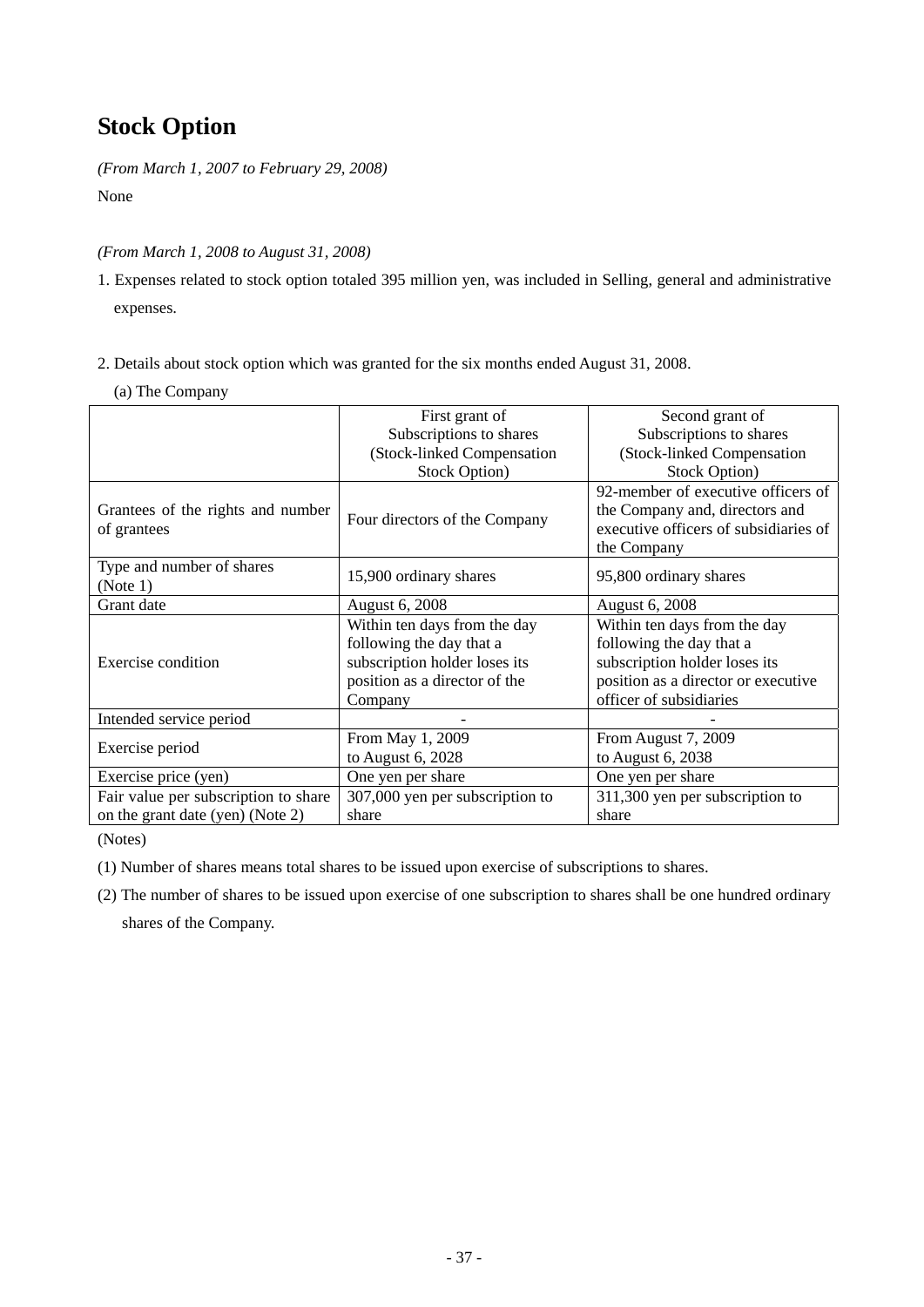# Stock Option

*(From March 1, 2007 to February 29, 2008)*

None

*(From March 1, 2008 to August 31, 2008)*

1. Expenses related to stock option totaled 395 million yen, was included in Selling, general and administrative expenses.

2. Details about stock option which was granted for the six months ended August 31, 2008.

   (a) The Company

| | First grant of Subscriptions to shares (Stock-linked Compensation Stock Option) | Second grant of Subscriptions to shares (Stock-linked Compensation Stock Option) |
|---|---|---|
| Grantees of the rights and number of grantees | Four directors of the Company | 92-member of executive officers of the Company and, directors and executive officers of subsidiaries of the Company |
| Type and number of shares (Note 1) | 15,900 ordinary shares | 95,800 ordinary shares |
| Grant date | August 6, 2008 | August 6, 2008 |
| Exercise condition | Within ten days from the day following the day that a subscription holder loses its position as a director of the Company | Within ten days from the day following the day that a subscription holder loses its position as a director or executive officer of subsidiaries |
| Intended service period | - | - |
| Exercise period | From May 1, 2009 to August 6, 2028 | From August 7, 2009 to August 6, 2038 |
| Exercise price (yen) | One yen per share | One yen per share |
| Fair value per subscription to share on the grant date (yen) (Note 2) | 307,000 yen per subscription to share | 311,300 yen per subscription to share |

(Notes)

(1) Number of shares means total shares to be issued upon exercise of subscriptions to shares.

(2) The number of shares to be issued upon exercise of one subscription to shares shall be one hundred ordinary shares of the Company.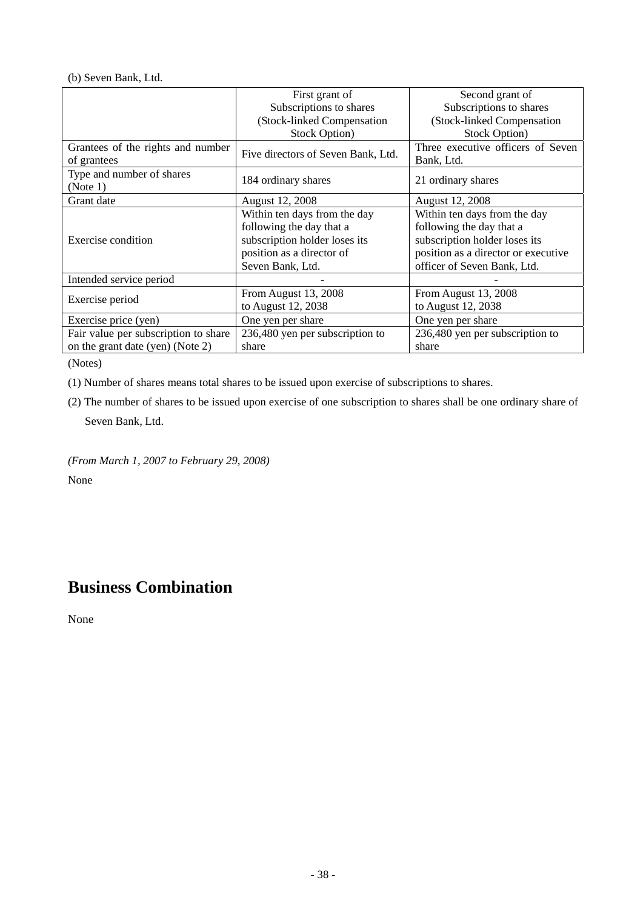(b) Seven Bank, Ltd.

| | First grant of Subscriptions to shares (Stock-linked Compensation Stock Option) | Second grant of Subscriptions to shares (Stock-linked Compensation Stock Option) |
|---|---|---|
| Grantees of the rights and number of grantees | Five directors of Seven Bank, Ltd. | Three executive officers of Seven Bank, Ltd. |
| Type and number of shares (Note 1) | 184 ordinary shares | 21 ordinary shares |
| Grant date | August 12, 2008 | August 12, 2008 |
| Exercise condition | Within ten days from the day following the day that a subscription holder loses its position as a director of Seven Bank, Ltd. | Within ten days from the day following the day that a subscription holder loses its position as a director or executive officer of Seven Bank, Ltd. |
| Intended service period | - | - |
| Exercise period | From August 13, 2008 to August 12, 2038 | From August 13, 2008 to August 12, 2038 |
| Exercise price (yen) | One yen per share | One yen per share |
| Fair value per subscription to share on the grant date (yen) (Note 2) | 236,480 yen per subscription to share | 236,480 yen per subscription to share |

(Notes)

(1) Number of shares means total shares to be issued upon exercise of subscriptions to shares.

(2) The number of shares to be issued upon exercise of one subscription to shares shall be one ordinary share of Seven Bank, Ltd.

*(From March 1, 2007 to February 29, 2008)*

None

# Business Combination

None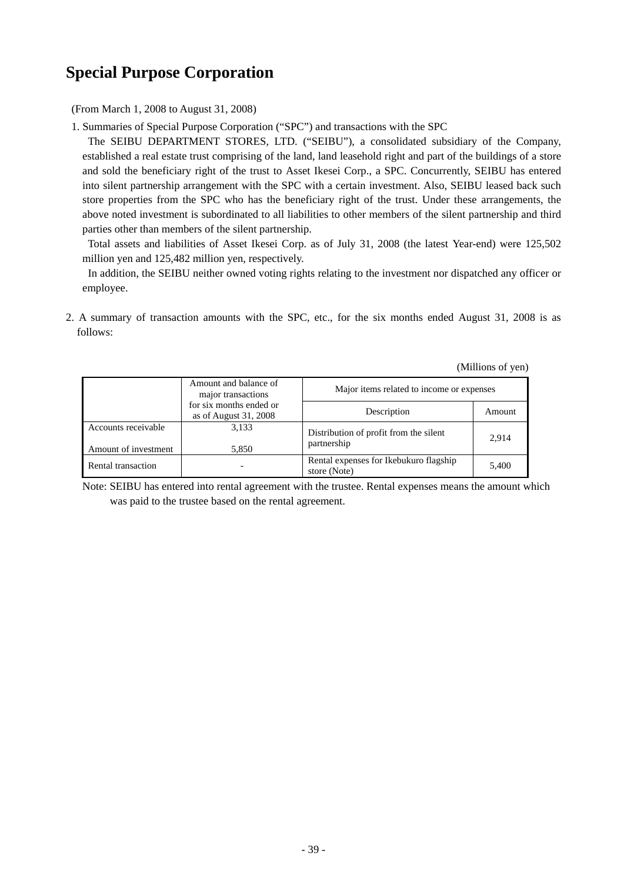# Special Purpose Corporation

(From March 1, 2008 to August 31, 2008)

1. Summaries of Special Purpose Corporation ("SPC") and transactions with the SPC

The SEIBU DEPARTMENT STORES, LTD. ("SEIBU"), a consolidated subsidiary of the Company, established a real estate trust comprising of the land, land leasehold right and part of the buildings of a store and sold the beneficiary right of the trust to Asset Ikesei Corp., a SPC. Concurrently, SEIBU has entered into silent partnership arrangement with the SPC with a certain investment. Also, SEIBU leased back such store properties from the SPC who has the beneficiary right of the trust. Under these arrangements, the above noted investment is subordinated to all liabilities to other members of the silent partnership and third parties other than members of the silent partnership.

Total assets and liabilities of Asset Ikesei Corp. as of July 31, 2008 (the latest Year-end) were 125,502 million yen and 125,482 million yen, respectively.

In addition, the SEIBU neither owned voting rights relating to the investment nor dispatched any officer or employee.

2. A summary of transaction amounts with the SPC, etc., for the six months ended August 31, 2008 is as follows:

(Millions of yen)

| | Amount and balance of major transactions for six months ended or as of August 31, 2008 | Major items related to income or expenses | |
|---|---|---|---|
| | | Description | Amount |
| Accounts receivable<br>Amount of investment | 3,133<br>5,850 | Distribution of profit from the silent partnership | 2,914 |
| Rental transaction | - | Rental expenses for Ikebukuro flagship store (Note) | 5,400 |

Note: SEIBU has entered into rental agreement with the trustee. Rental expenses means the amount which was paid to the trustee based on the rental agreement.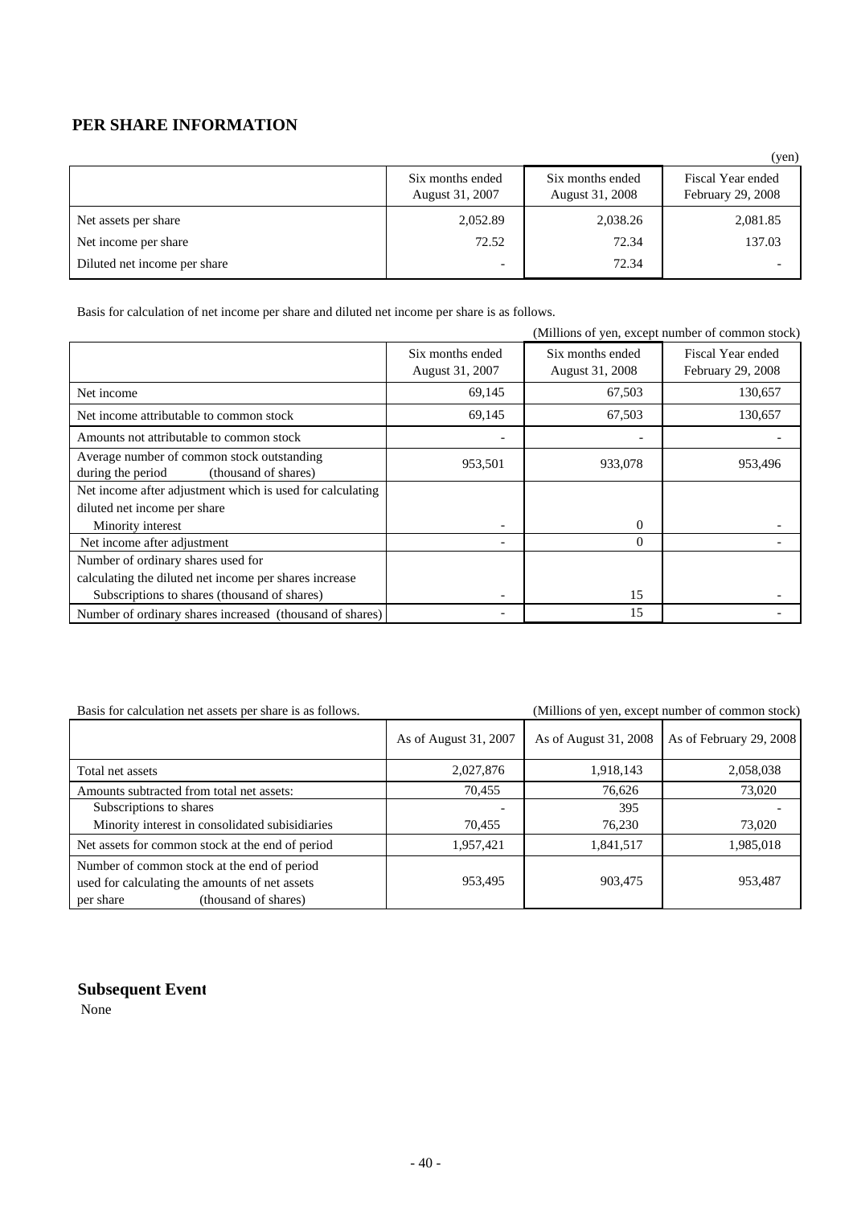## PER SHARE INFORMATION

(yen)

| | Six months ended August 31, 2007 | Six months ended August 31, 2008 | Fiscal Year ended February 29, 2008 |
|---|---|---|---|
| Net assets per share | 2,052.89 | 2,038.26 | 2,081.85 |
| Net income per share | 72.52 | 72.34 | 137.03 |
| Diluted net income per share | - | 72.34 | - |

Basis for calculation of net income per share and diluted net income per share is as follows.

(Millions of yen, except number of common stock)

| | Six months ended August 31, 2007 | Six months ended August 31, 2008 | Fiscal Year ended February 29, 2008 |
|---|---|---|---|
| Net income | 69,145 | 67,503 | 130,657 |
| Net income attributable to common stock | 69,145 | 67,503 | 130,657 |
| Amounts not attributable to common stock | - | - | - |
| Average number of common stock outstanding during the period (thousand of shares) | 953,501 | 933,078 | 953,496 |
| Net income after adjustment which is used for calculating diluted net income per share | | | |
| Minority interest | - | 0 | - |
| Net income after adjustment | - | 0 | - |
| Number of ordinary shares used for calculating the diluted net income per shares increase | | | |
| Subscriptions to shares (thousand of shares) | - | 15 | - |
| Number of ordinary shares increased (thousand of shares) | - | 15 | - |

Basis for calculation net assets per share is as follows.

(Millions of yen, except number of common stock)

| | As of August 31, 2007 | As of August 31, 2008 | As of February 29, 2008 |
|---|---|---|---|
| Total net assets | 2,027,876 | 1,918,143 | 2,058,038 |
| Amounts subtracted from total net assets: | 70,455 | 76,626 | 73,020 |
| Subscriptions to shares | - | 395 | - |
| Minority interest in consolidated subisidiaries | 70,455 | 76,230 | 73,020 |
| Net assets for common stock at the end of period | 1,957,421 | 1,841,517 | 1,985,018 |
| Number of common stock at the end of period used for calculating the amounts of net assets per share (thousand of shares) | 953,495 | 903,475 | 953,487 |

## Subsequent Event

None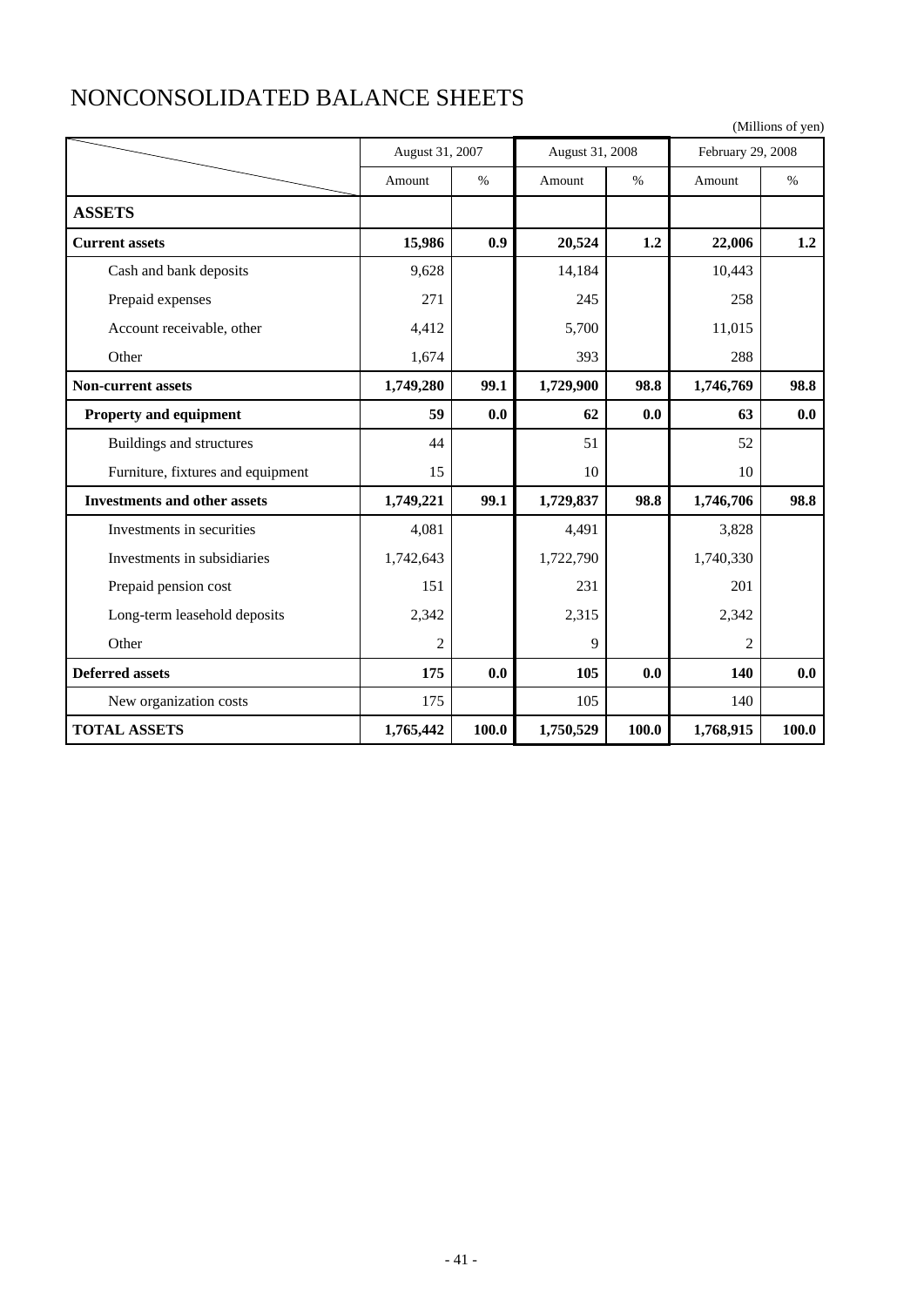# NONCONSOLIDATED BALANCE SHEETS

(Millions of yen)

| | August 31, 2007 | | August 31, 2008 | | February 29, 2008 | |
|---|---|---|---|---|---|---|
| | Amount | % | Amount | % | Amount | % |
| **ASSETS** | | | | | | |
| **Current assets** | **15,986** | **0.9** | **20,524** | **1.2** | **22,006** | **1.2** |
| Cash and bank deposits | 9,628 | | 14,184 | | 10,443 | |
| Prepaid expenses | 271 | | 245 | | 258 | |
| Account receivable, other | 4,412 | | 5,700 | | 11,015 | |
| Other | 1,674 | | 393 | | 288 | |
| **Non-current assets** | **1,749,280** | **99.1** | **1,729,900** | **98.8** | **1,746,769** | **98.8** |
| **Property and equipment** | **59** | **0.0** | **62** | **0.0** | **63** | **0.0** |
| Buildings and structures | 44 | | 51 | | 52 | |
| Furniture, fixtures and equipment | 15 | | 10 | | 10 | |
| **Investments and other assets** | **1,749,221** | **99.1** | **1,729,837** | **98.8** | **1,746,706** | **98.8** |
| Investments in securities | 4,081 | | 4,491 | | 3,828 | |
| Investments in subsidiaries | 1,742,643 | | 1,722,790 | | 1,740,330 | |
| Prepaid pension cost | 151 | | 231 | | 201 | |
| Long-term leasehold deposits | 2,342 | | 2,315 | | 2,342 | |
| Other | 2 | | 9 | | 2 | |
| **Deferred assets** | **175** | **0.0** | **105** | **0.0** | **140** | **0.0** |
| New organization costs | 175 | | 105 | | 140 | |
| **TOTAL ASSETS** | **1,765,442** | **100.0** | **1,750,529** | **100.0** | **1,768,915** | **100.0** |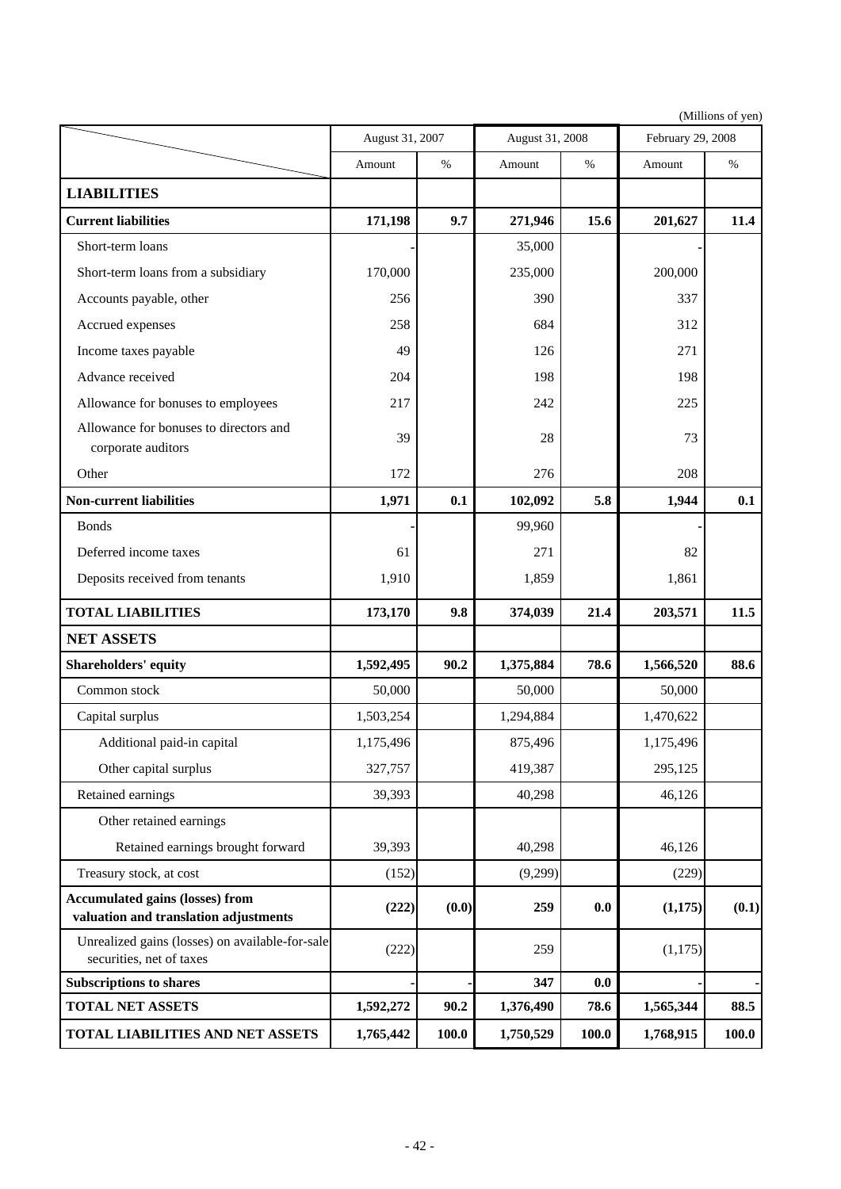(Millions of yen)

| | August 31, 2007 | | August 31, 2008 | | February 29, 2008 | |
|---|---|---|---|---|---|---|
| | Amount | % | Amount | % | Amount | % |
| **LIABILITIES** | | | | | | |
| **Current liabilities** | **171,198** | **9.7** | **271,946** | **15.6** | **201,627** | **11.4** |
| Short-term loans | - | | 35,000 | | - | |
| Short-term loans from a subsidiary | 170,000 | | 235,000 | | 200,000 | |
| Accounts payable, other | 256 | | 390 | | 337 | |
| Accrued expenses | 258 | | 684 | | 312 | |
| Income taxes payable | 49 | | 126 | | 271 | |
| Advance received | 204 | | 198 | | 198 | |
| Allowance for bonuses to employees | 217 | | 242 | | 225 | |
| Allowance for bonuses to directors and corporate auditors | 39 | | 28 | | 73 | |
| Other | 172 | | 276 | | 208 | |
| **Non-current liabilities** | **1,971** | **0.1** | **102,092** | **5.8** | **1,944** | **0.1** |
| Bonds | - | | 99,960 | | - | |
| Deferred income taxes | 61 | | 271 | | 82 | |
| Deposits received from tenants | 1,910 | | 1,859 | | 1,861 | |
| **TOTAL LIABILITIES** | **173,170** | **9.8** | **374,039** | **21.4** | **203,571** | **11.5** |
| **NET ASSETS** | | | | | | |
| **Shareholders' equity** | **1,592,495** | **90.2** | **1,375,884** | **78.6** | **1,566,520** | **88.6** |
| Common stock | 50,000 | | 50,000 | | 50,000 | |
| Capital surplus | 1,503,254 | | 1,294,884 | | 1,470,622 | |
| Additional paid-in capital | 1,175,496 | | 875,496 | | 1,175,496 | |
| Other capital surplus | 327,757 | | 419,387 | | 295,125 | |
| Retained earnings | 39,393 | | 40,298 | | 46,126 | |
| Other retained earnings | | | | | | |
| Retained earnings brought forward | 39,393 | | 40,298 | | 46,126 | |
| Treasury stock, at cost | (152) | | (9,299) | | (229) | |
| **Accumulated gains (losses) from valuation and translation adjustments** | **(222)** | **(0.0)** | **259** | **0.0** | **(1,175)** | **(0.1)** |
| Unrealized gains (losses) on available-for-sale securities, net of taxes | (222) | | 259 | | (1,175) | |
| **Subscriptions to shares** | **-** | **-** | **347** | **0.0** | **-** | **-** |
| **TOTAL NET ASSETS** | **1,592,272** | **90.2** | **1,376,490** | **78.6** | **1,565,344** | **88.5** |
| **TOTAL LIABILITIES AND NET ASSETS** | **1,765,442** | **100.0** | **1,750,529** | **100.0** | **1,768,915** | **100.0** |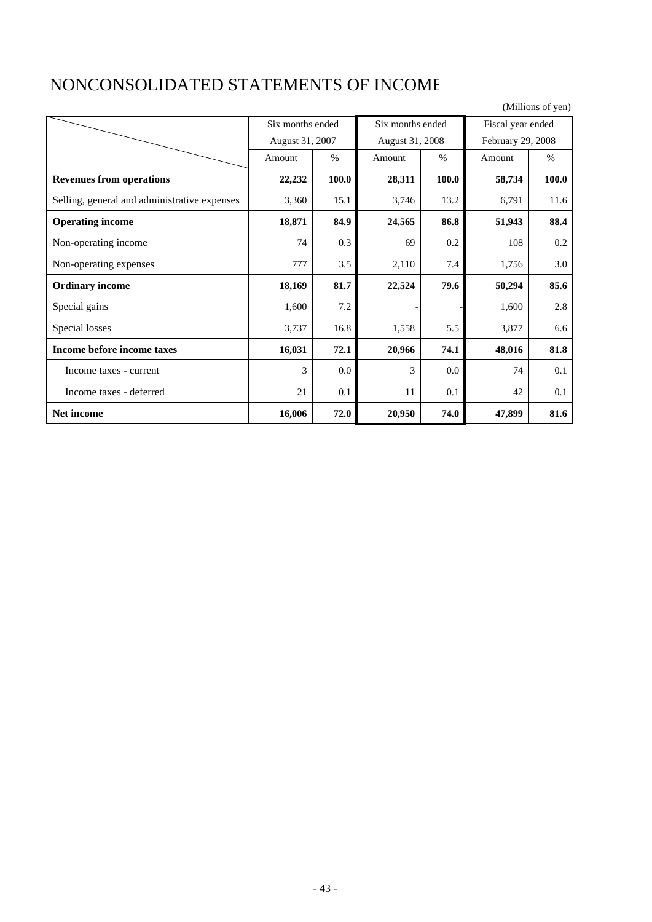# NONCONSOLIDATED STATEMENTS OF INCOME

(Millions of yen)

| | Six months ended August 31, 2007 | | Six months ended August 31, 2008 | | Fiscal year ended February 29, 2008 | |
|---|---|---|---|---|---|---|
| | Amount | % | Amount | % | Amount | % |
| **Revenues from operations** | **22,232** | **100.0** | **28,311** | **100.0** | **58,734** | **100.0** |
| Selling, general and administrative expenses | 3,360 | 15.1 | 3,746 | 13.2 | 6,791 | 11.6 |
| **Operating income** | **18,871** | **84.9** | **24,565** | **86.8** | **51,943** | **88.4** |
| Non-operating income | 74 | 0.3 | 69 | 0.2 | 108 | 0.2 |
| Non-operating expenses | 777 | 3.5 | 2,110 | 7.4 | 1,756 | 3.0 |
| **Ordinary income** | **18,169** | **81.7** | **22,524** | **79.6** | **50,294** | **85.6** |
| Special gains | 1,600 | 7.2 | - | - | 1,600 | 2.8 |
| Special losses | 3,737 | 16.8 | 1,558 | 5.5 | 3,877 | 6.6 |
| **Income before income taxes** | **16,031** | **72.1** | **20,966** | **74.1** | **48,016** | **81.8** |
| Income taxes - current | 3 | 0.0 | 3 | 0.0 | 74 | 0.1 |
| Income taxes - deferred | 21 | 0.1 | 11 | 0.1 | 42 | 0.1 |
| **Net income** | **16,006** | **72.0** | **20,950** | **74.0** | **47,899** | **81.6** |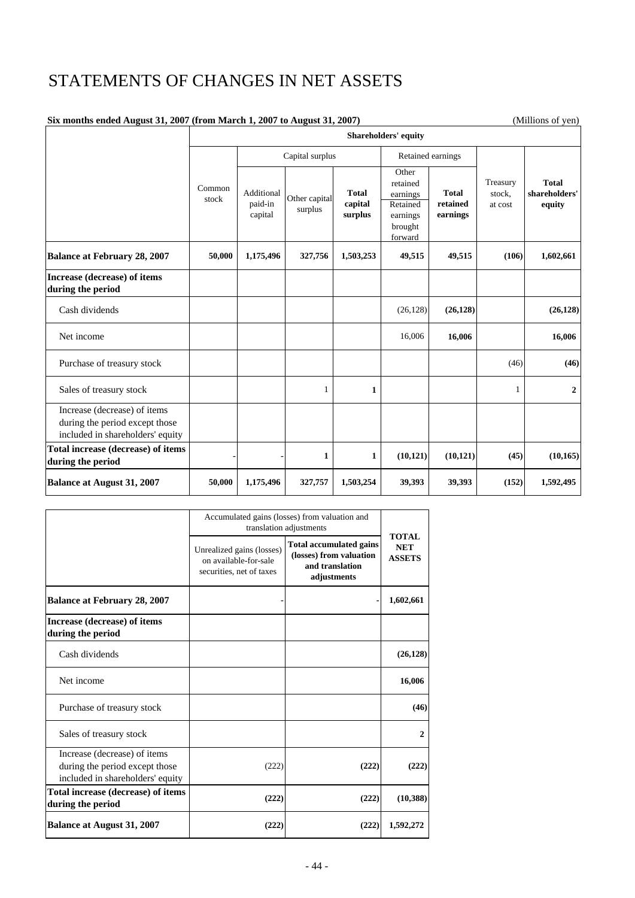# STATEMENTS OF CHANGES IN NET ASSETS

**Six months ended August 31, 2007 (from March 1, 2007 to August 31, 2007)** (Millions of yen)

| | Shareholders' equity | | | | | | | |
|---|---|---|---|---|---|---|---|---|
| | | Capital surplus | | | Retained earnings | | | |
| | Common stock | Additional paid-in capital | Other capital surplus | **Total capital surplus** | Other retained earnings Retained earnings brought forward | **Total retained earnings** | Treasury stock, at cost | **Total shareholders' equity** |
| **Balance at February 28, 2007** | **50,000** | **1,175,496** | **327,756** | **1,503,253** | **49,515** | **49,515** | **(106)** | **1,602,661** |
| **Increase (decrease) of items during the period** | | | | | | | | |
| Cash dividends | | | | | (26,128) | **(26,128)** | | **(26,128)** |
| Net income | | | | | 16,006 | **16,006** | | **16,006** |
| Purchase of treasury stock | | | | | | | (46) | **(46)** |
| Sales of treasury stock | | | 1 | **1** | | | 1 | **2** |
| Increase (decrease) of items during the period except those included in shareholders' equity | | | | | | | | |
| **Total increase (decrease) of items during the period** | - | - | **1** | **1** | **(10,121)** | **(10,121)** | **(45)** | **(10,165)** |
| **Balance at August 31, 2007** | **50,000** | **1,175,496** | **327,757** | **1,503,254** | **39,393** | **39,393** | **(152)** | **1,592,495** |

| | Accumulated gains (losses) from valuation and translation adjustments | | **TOTAL NET ASSETS** |
|---|---|---|---|
| | Unrealized gains (losses) on available-for-sale securities, net of taxes | **Total accumulated gains (losses) from valuation and translation adjustments** | |
| **Balance at February 28, 2007** | - | - | **1,602,661** |
| **Increase (decrease) of items during the period** | | | |
| Cash dividends | | | **(26,128)** |
| Net income | | | **16,006** |
| Purchase of treasury stock | | | **(46)** |
| Sales of treasury stock | | | **2** |
| Increase (decrease) of items during the period except those included in shareholders' equity | (222) | **(222)** | **(222)** |
| **Total increase (decrease) of items during the period** | **(222)** | **(222)** | **(10,388)** |
| **Balance at August 31, 2007** | **(222)** | **(222)** | **1,592,272** |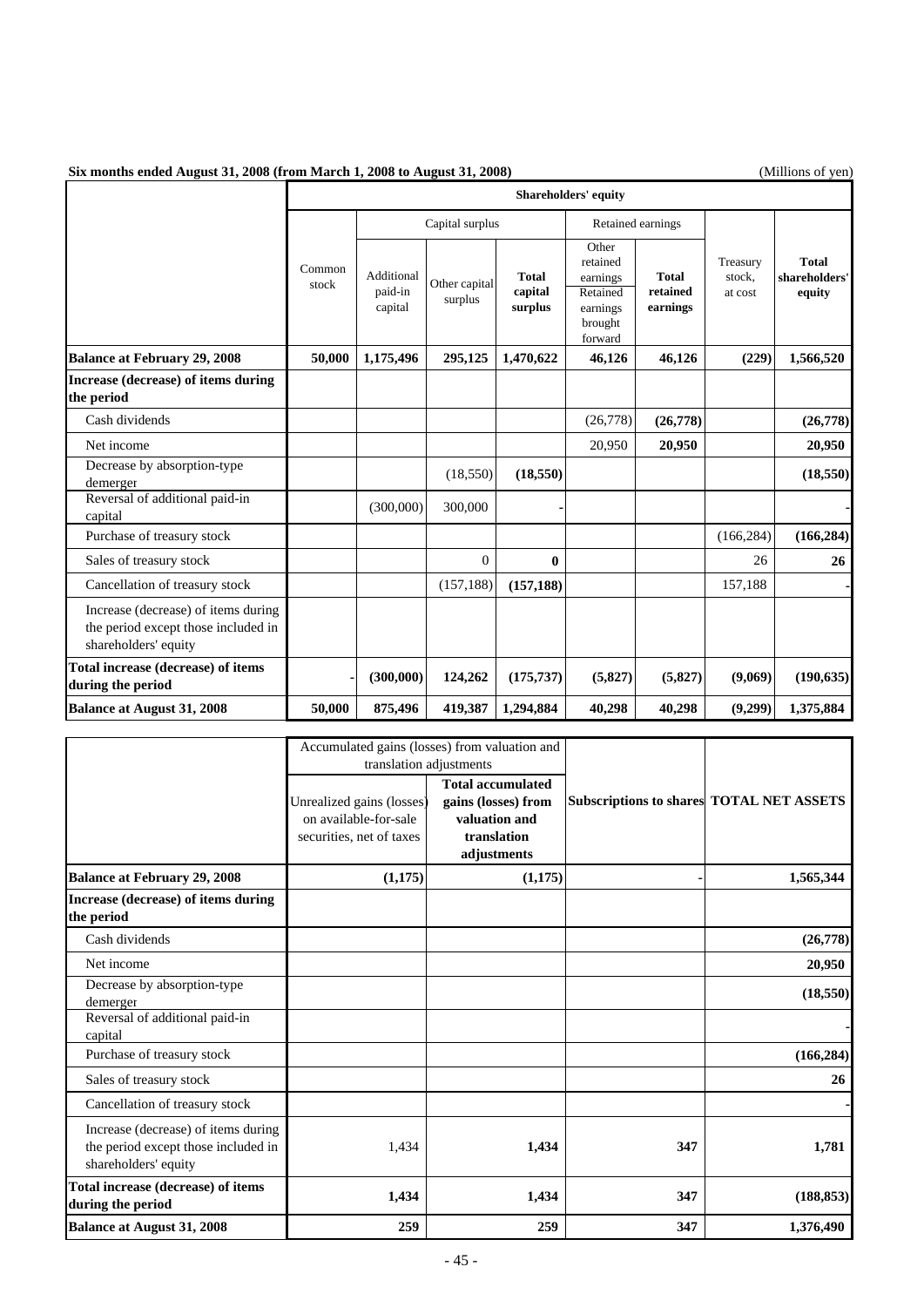**Six months ended August 31, 2008 (from March 1, 2008 to August 31, 2008)** (Millions of yen)

| | Shareholders' equity | | | | | | | |
|---|---|---|---|---|---|---|---|---|
| | | Capital surplus | | | Retained earnings | | | |
| | Common stock | Additional paid-in capital | Other capital surplus | **Total capital surplus** | Other retained earnings Retained earnings brought forward | **Total retained earnings** | Treasury stock, at cost | **Total shareholders' equity** |
| **Balance at February 29, 2008** | **50,000** | **1,175,496** | **295,125** | **1,470,622** | **46,126** | **46,126** | **(229)** | **1,566,520** |
| **Increase (decrease) of items during the period** | | | | | | | | |
| Cash dividends | | | | | (26,778) | **(26,778)** | | **(26,778)** |
| Net income | | | | | 20,950 | **20,950** | | **20,950** |
| Decrease by absorption-type demerger | | | (18,550) | **(18,550)** | | | | **(18,550)** |
| Reversal of additional paid-in capital | | (300,000) | 300,000 | - | | | | - |
| Purchase of treasury stock | | | | | | | (166,284) | **(166,284)** |
| Sales of treasury stock | | | 0 | **0** | | | 26 | **26** |
| Cancellation of treasury stock | | | (157,188) | **(157,188)** | | | 157,188 | - |
| Increase (decrease) of items during the period except those included in shareholders' equity | | | | | | | | |
| **Total increase (decrease) of items during the period** | - | **(300,000)** | **124,262** | **(175,737)** | **(5,827)** | **(5,827)** | **(9,069)** | **(190,635)** |
| **Balance at August 31, 2008** | **50,000** | **875,496** | **419,387** | **1,294,884** | **40,298** | **40,298** | **(9,299)** | **1,375,884** |

| | Accumulated gains (losses) from valuation and translation adjustments | | | |
|---|---|---|---|---|
| | Unrealized gains (losses) on available-for-sale securities, net of taxes | **Total accumulated gains (losses) from valuation and translation adjustments** | **Subscriptions to shares** | **TOTAL NET ASSETS** |
| **Balance at February 29, 2008** | **(1,175)** | **(1,175)** | - | **1,565,344** |
| **Increase (decrease) of items during the period** | | | | |
| Cash dividends | | | | **(26,778)** |
| Net income | | | | **20,950** |
| Decrease by absorption-type demerger | | | | **(18,550)** |
| Reversal of additional paid-in capital | | | | - |
| Purchase of treasury stock | | | | **(166,284)** |
| Sales of treasury stock | | | | **26** |
| Cancellation of treasury stock | | | | - |
| Increase (decrease) of items during the period except those included in shareholders' equity | 1,434 | **1,434** | **347** | **1,781** |
| **Total increase (decrease) of items during the period** | **1,434** | **1,434** | **347** | **(188,853)** |
| **Balance at August 31, 2008** | **259** | **259** | **347** | **1,376,490** |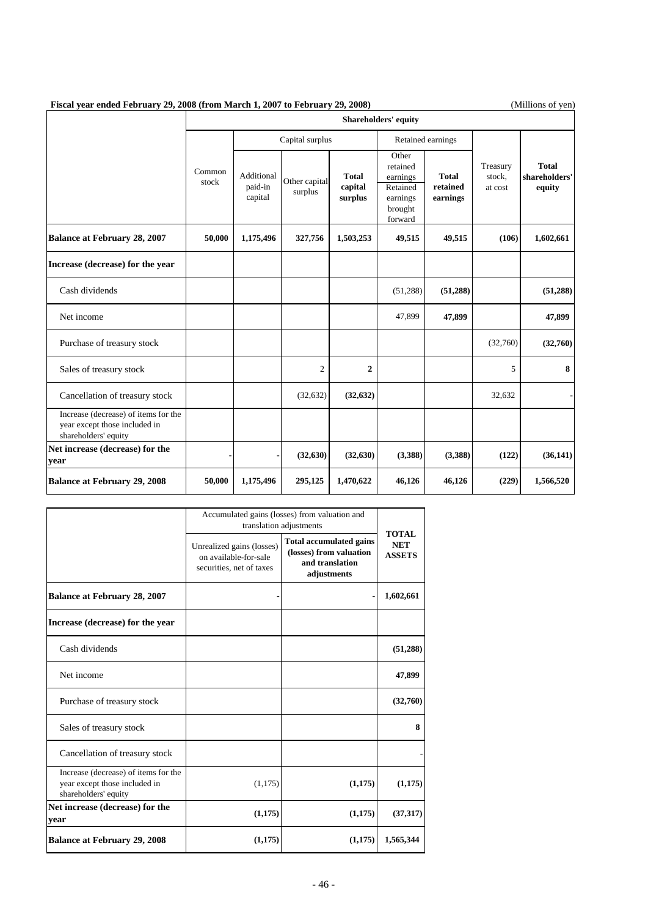**Fiscal year ended February 29, 2008 (from March 1, 2007 to February 29, 2008)** (Millions of yen)

| | Shareholders' equity | | | | | | | |
|---|---|---|---|---|---|---|---|---|
| | | Capital surplus | | | Retained earnings | | | |
| | Common stock | Additional paid-in capital | Other capital surplus | **Total capital surplus** | Other retained earnings Retained earnings brought forward | **Total retained earnings** | Treasury stock, at cost | **Total shareholders' equity** |
| **Balance at February 28, 2007** | **50,000** | **1,175,496** | **327,756** | **1,503,253** | **49,515** | **49,515** | **(106)** | **1,602,661** |
| **Increase (decrease) for the year** | | | | | | | | |
| Cash dividends | | | | | (51,288) | **(51,288)** | | **(51,288)** |
| Net income | | | | | 47,899 | **47,899** | | **47,899** |
| Purchase of treasury stock | | | | | | | (32,760) | **(32,760)** |
| Sales of treasury stock | | | 2 | **2** | | | 5 | **8** |
| Cancellation of treasury stock | | | (32,632) | **(32,632)** | | | 32,632 | - |
| Increase (decrease) of items for the year except those included in shareholders' equity | | | | | | | | |
| **Net increase (decrease) for the year** | - | - | **(32,630)** | **(32,630)** | **(3,388)** | **(3,388)** | **(122)** | **(36,141)** |
| **Balance at February 29, 2008** | **50,000** | **1,175,496** | **295,125** | **1,470,622** | **46,126** | **46,126** | **(229)** | **1,566,520** |

| | Accumulated gains (losses) from valuation and translation adjustments | | **TOTAL NET ASSETS** |
|---|---|---|---|
| | Unrealized gains (losses) on available-for-sale securities, net of taxes | **Total accumulated gains (losses) from valuation and translation adjustments** | |
| **Balance at February 28, 2007** | - | - | **1,602,661** |
| **Increase (decrease) for the year** | | | |
| Cash dividends | | | **(51,288)** |
| Net income | | | **47,899** |
| Purchase of treasury stock | | | **(32,760)** |
| Sales of treasury stock | | | **8** |
| Cancellation of treasury stock | | | - |
| Increase (decrease) of items for the year except those included in shareholders' equity | (1,175) | **(1,175)** | **(1,175)** |
| **Net increase (decrease) for the year** | **(1,175)** | **(1,175)** | **(37,317)** |
| **Balance at February 29, 2008** | **(1,175)** | **(1,175)** | **1,565,344** |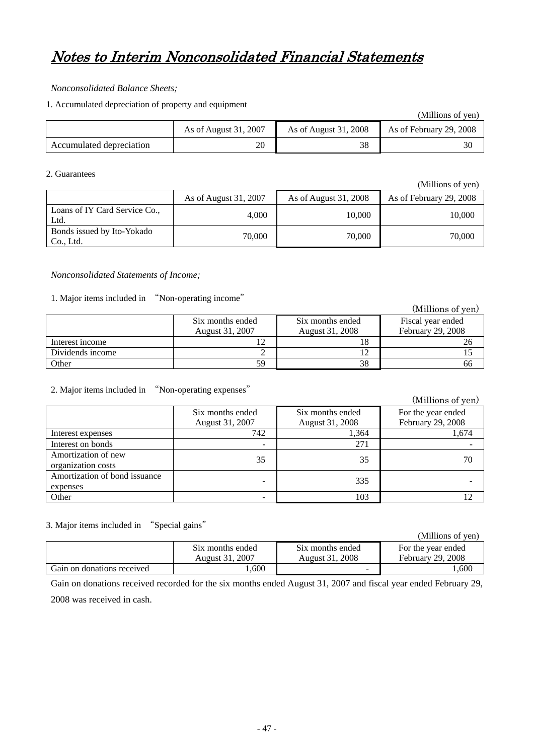# Notes to Interim Nonconsolidated Financial Statements

*Nonconsolidated Balance Sheets;*

1. Accumulated depreciation of property and equipment

(Millions of yen)

| | As of August 31, 2007 | As of August 31, 2008 | As of February 29, 2008 |
|---|---|---|---|
| Accumulated depreciation | 20 | 38 | 30 |

2. Guarantees

(Millions of yen)

| | As of August 31, 2007 | As of August 31, 2008 | As of February 29, 2008 |
|---|---|---|---|
| Loans of IY Card Service Co., Ltd. | 4,000 | 10,000 | 10,000 |
| Bonds issued by Ito-Yokado Co., Ltd. | 70,000 | 70,000 | 70,000 |

*Nonconsolidated Statements of Income;*

1. Major items included in "Non-operating income"

(Millions of yen)

| | Six months ended August 31, 2007 | Six months ended August 31, 2008 | Fiscal year ended February 29, 2008 |
|---|---|---|---|
| Interest income | 12 | 18 | 26 |
| Dividends income | 2 | 12 | 15 |
| Other | 59 | 38 | 66 |

2. Major items included in "Non-operating expenses"

(Millions of yen)

| | Six months ended August 31, 2007 | Six months ended August 31, 2008 | For the year ended February 29, 2008 |
|---|---|---|---|
| Interest expenses | 742 | 1,364 | 1,674 |
| Interest on bonds | - | 271 | - |
| Amortization of new organization costs | 35 | 35 | 70 |
| Amortization of bond issuance expenses | - | 335 | - |
| Other | - | 103 | 12 |

3. Major items included in "Special gains"

(Millions of yen)

| | Six months ended August 31, 2007 | Six months ended August 31, 2008 | For the year ended February 29, 2008 |
|---|---|---|---|
| Gain on donations received | 1,600 | - | 1,600 |

Gain on donations received recorded for the six months ended August 31, 2007 and fiscal year ended February 29, 2008 was received in cash.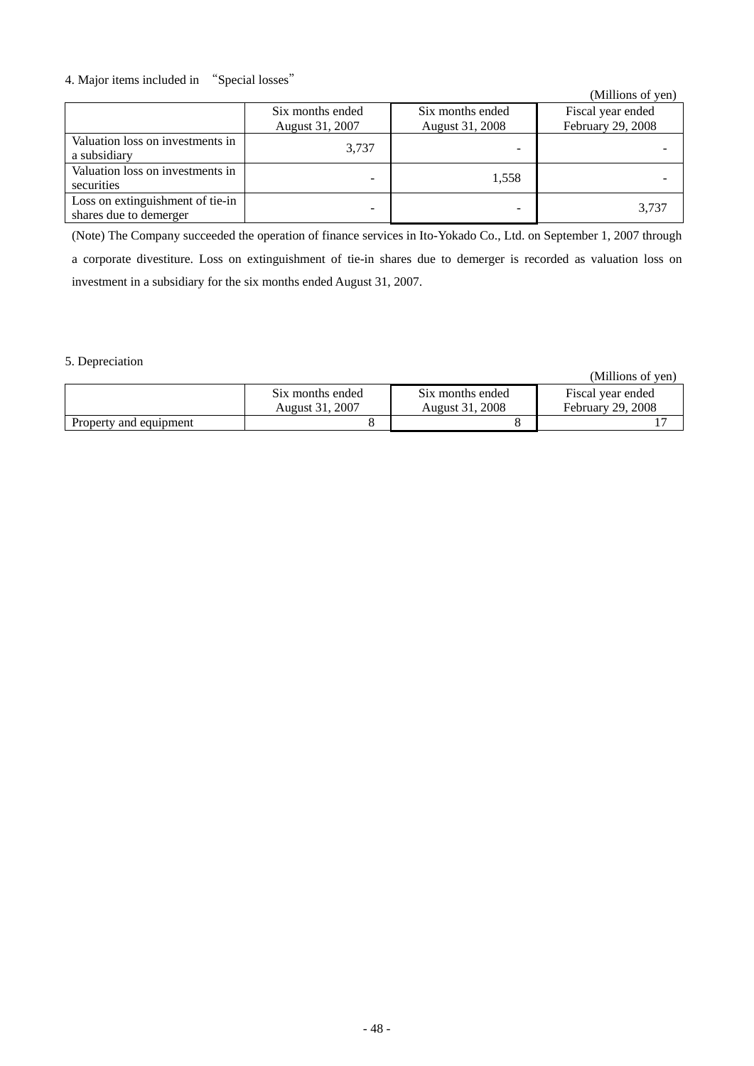4. Major items included in "Special losses"

(Millions of yen)

| | Six months ended August 31, 2007 | Six months ended August 31, 2008 | Fiscal year ended February 29, 2008 |
|---|---|---|---|
| Valuation loss on investments in a subsidiary | 3,737 | - | - |
| Valuation loss on investments in securities | - | 1,558 | - |
| Loss on extinguishment of tie-in shares due to demerger | - | - | 3,737 |

(Note) The Company succeeded the operation of finance services in Ito-Yokado Co., Ltd. on September 1, 2007 through a corporate divestiture. Loss on extinguishment of tie-in shares due to demerger is recorded as valuation loss on investment in a subsidiary for the six months ended August 31, 2007.

5. Depreciation

(Millions of yen)

| | Six months ended August 31, 2007 | Six months ended August 31, 2008 | Fiscal year ended February 29, 2008 |
|---|---|---|---|
| Property and equipment | 8 | 8 | 17 |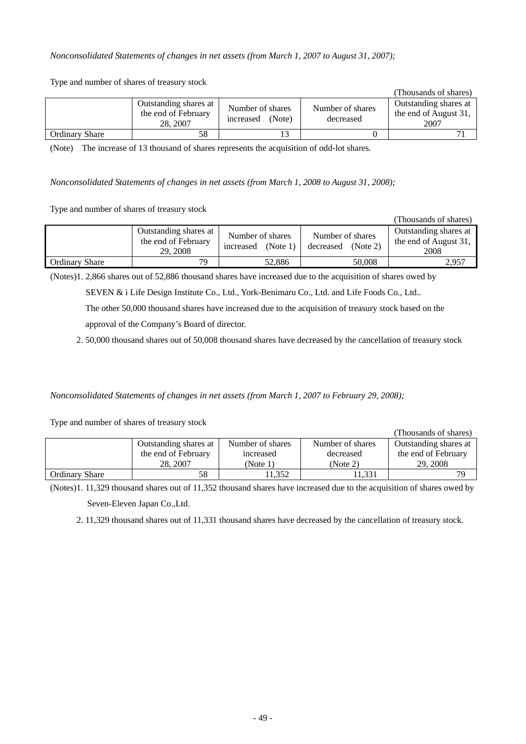*Nonconsolidated Statements of changes in net assets (from March 1, 2007 to August 31, 2007);*

Type and number of shares of treasury stock

(Thousands of shares)

| | Outstanding shares at the end of February 28, 2007 | Number of shares increased (Note) | Number of shares decreased | Outstanding shares at the end of August 31, 2007 |
|---|---|---|---|---|
| Ordinary Share | 58 | 13 | 0 | 71 |

(Note) The increase of 13 thousand of shares represents the acquisition of odd-lot shares.

*Nonconsolidated Statements of changes in net assets (from March 1, 2008 to August 31, 2008);*

Type and number of shares of treasury stock

(Thousands of shares)

| | Outstanding shares at the end of February 29, 2008 | Number of shares increased (Note 1) | Number of shares decreased (Note 2) | Outstanding shares at the end of August 31, 2008 |
|---|---|---|---|---|
| Ordinary Share | 79 | 52,886 | 50,008 | 2,957 |

(Notes)1. 2,866 shares out of 52,886 thousand shares have increased due to the acquisition of shares owed by SEVEN & i Life Design Institute Co., Ltd., York-Benimaru Co., Ltd. and Life Foods Co., Ltd..
The other 50,000 thousand shares have increased due to the acquisition of treasury stock based on the approval of the Company's Board of director.

2. 50,000 thousand shares out of 50,008 thousand shares have decreased by the cancellation of treasury stock

*Nonconsolidated Statements of changes in net assets (from March 1, 2007 to February 29, 2008);*

Type and number of shares of treasury stock

(Thousands of shares)

| | Outstanding shares at the end of February 28, 2007 | Number of shares increased (Note 1) | Number of shares decreased (Note 2) | Outstanding shares at the end of February 29, 2008 |
|---|---|---|---|---|
| Ordinary Share | 58 | 11,352 | 11,331 | 79 |

(Notes)1. 11,329 thousand shares out of 11,352 thousand shares have increased due to the acquisition of shares owed by Seven-Eleven Japan Co.,Ltd.

2. 11,329 thousand shares out of 11,331 thousand shares have decreased by the cancellation of treasury stock.